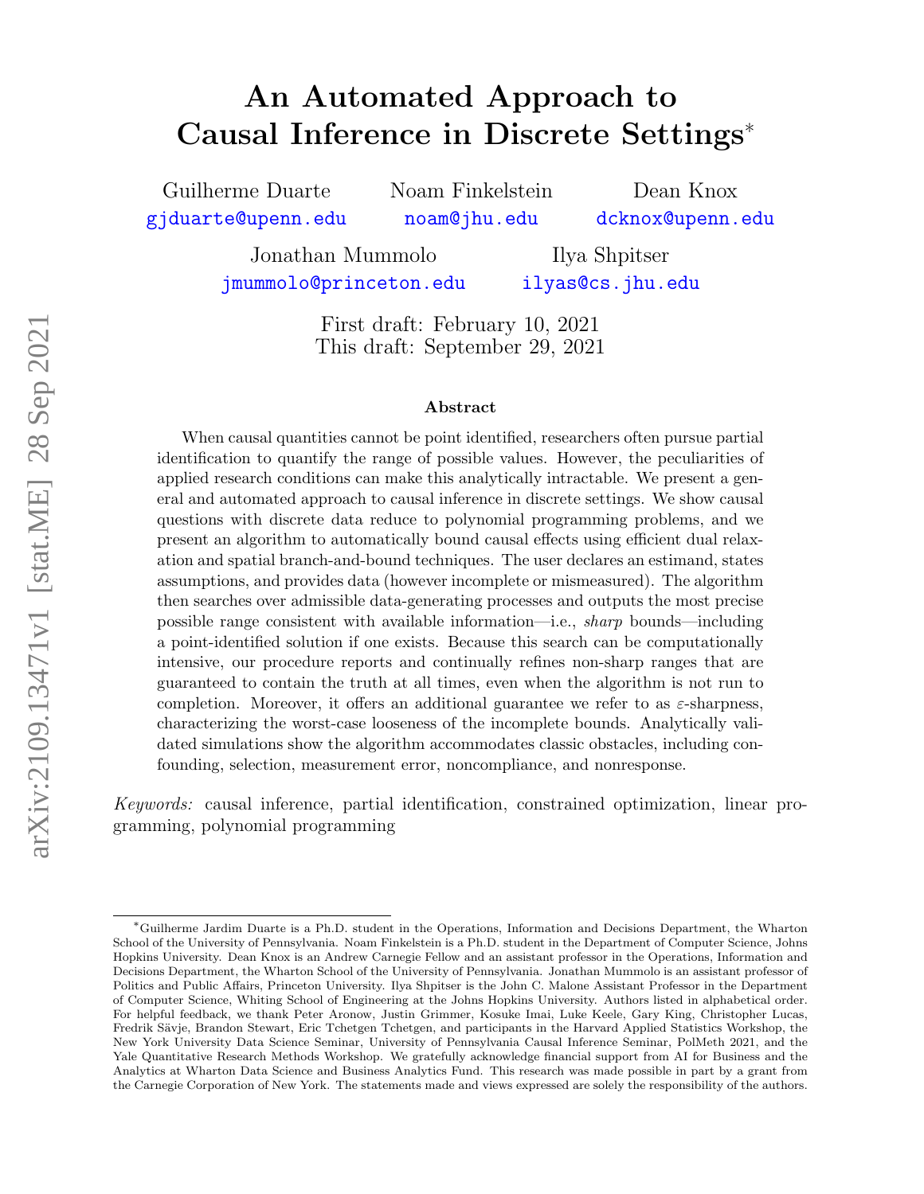# An Automated Approach to Causal Inference in Discrete Settings*

Guilherme Duarte
gjduarte@upenn.edu

Noam Finkelstein
noam@jhu.edu

Dean Knox
dcknox@upenn.edu

Jonathan Mummolo
jmummolo@princeton.edu

Ilya Shpitser
ilyas@cs.jhu.edu

First draft: February 10, 2021
This draft: September 29, 2021

### Abstract

When causal quantities cannot be point identified, researchers often pursue partial identification to quantify the range of possible values. However, the peculiarities of applied research conditions can make this analytically intractable. We present a general and automated approach to causal inference in discrete settings. We show causal questions with discrete data reduce to polynomial programming problems, and we present an algorithm to automatically bound causal effects using efficient dual relaxation and spatial branch-and-bound techniques. The user declares an estimand, states assumptions, and provides data (however incomplete or mismeasured). The algorithm then searches over admissible data-generating processes and outputs the most precise possible range consistent with available information—i.e., *sharp* bounds—including a point-identified solution if one exists. Because this search can be computationally intensive, our procedure reports and continually refines non-sharp ranges that are guaranteed to contain the truth at all times, even when the algorithm is not run to completion. Moreover, it offers an additional guarantee we refer to as $\varepsilon$-sharpness, characterizing the worst-case looseness of the incomplete bounds. Analytically validated simulations show the algorithm accommodates classic obstacles, including confounding, selection, measurement error, noncompliance, and nonresponse.

*Keywords:* causal inference, partial identification, constrained optimization, linear programming, polynomial programming

*Guilherme Jardim Duarte is a Ph.D. student in the Operations, Information and Decisions Department, the Wharton School of the University of Pennsylvania. Noam Finkelstein is a Ph.D. student in the Department of Computer Science, Johns Hopkins University. Dean Knox is an Andrew Carnegie Fellow and an assistant professor in the Operations, Information and Decisions Department, the Wharton School of the University of Pennsylvania. Jonathan Mummolo is an assistant professor of Politics and Public Affairs, Princeton University. Ilya Shpitser is the John C. Malone Assistant Professor in the Department of Computer Science, Whiting School of Engineering at the Johns Hopkins University. Authors listed in alphabetical order. For helpful feedback, we thank Peter Aronow, Justin Grimmer, Kosuke Imai, Luke Keele, Gary King, Christopher Lucas, Fredrik Sävje, Brandon Stewart, Eric Tchetgen Tchetgen, and participants in the Harvard Applied Statistics Workshop, the New York University Data Science Seminar, University of Pennsylvania Causal Inference Seminar, PolMeth 2021, and the Yale Quantitative Research Methods Workshop. We gratefully acknowledge financial support from AI for Business and the Analytics at Wharton Data Science and Business Analytics Fund. This research was made possible in part by a grant from the Carnegie Corporation of New York. The statements made and views expressed are solely the responsibility of the authors.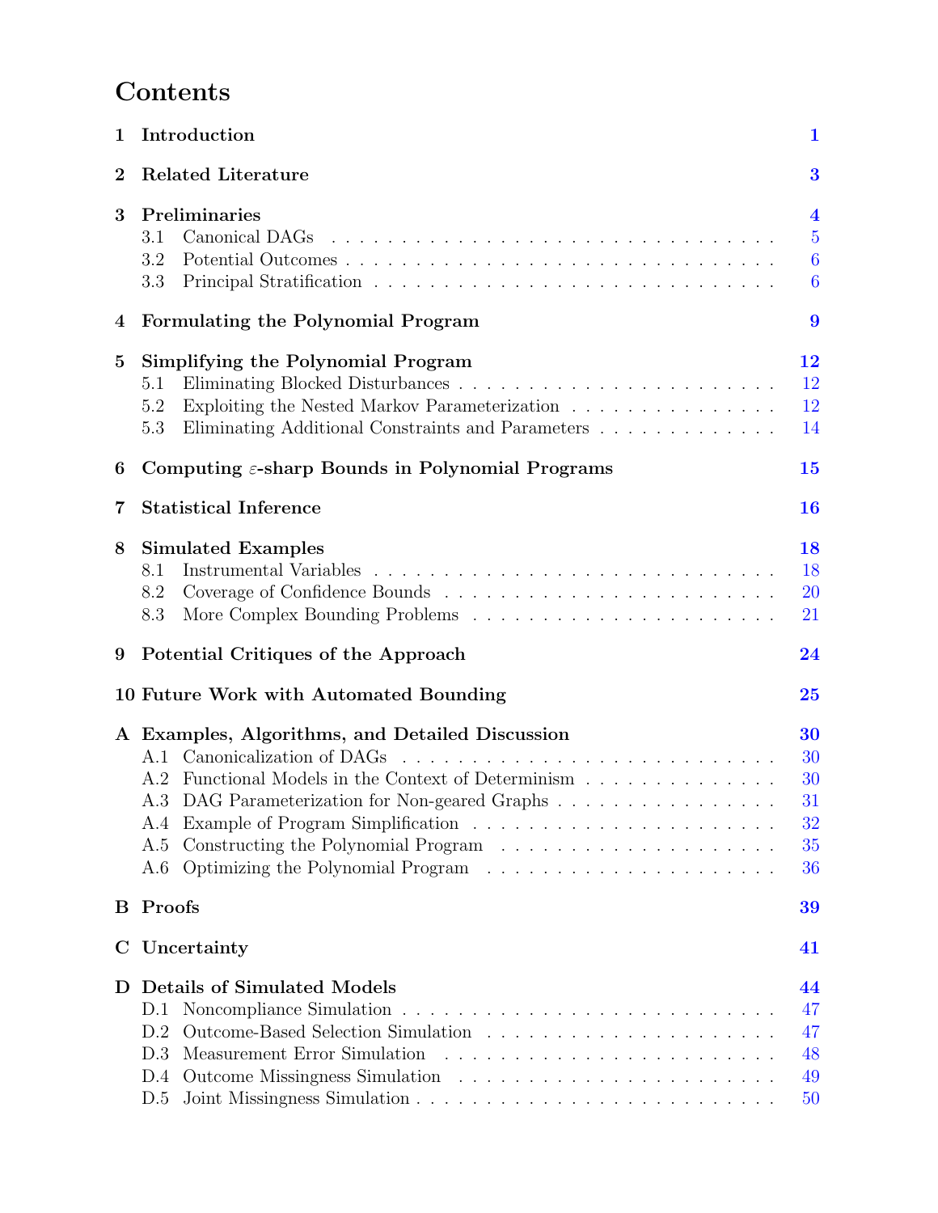# Contents

| | | |
|---|---|---|
| **1** | **Introduction** | **1** |
| **2** | **Related Literature** | **3** |
| **3** | **Preliminaries** | **4** |
| 3.1 | Canonical DAGs | 5 |
| 3.2 | Potential Outcomes | 6 |
| 3.3 | Principal Stratification | 6 |
| **4** | **Formulating the Polynomial Program** | **9** |
| **5** | **Simplifying the Polynomial Program** | **12** |
| 5.1 | Eliminating Blocked Disturbances | 12 |
| 5.2 | Exploiting the Nested Markov Parameterization | 12 |
| 5.3 | Eliminating Additional Constraints and Parameters | 14 |
| **6** | **Computing $\varepsilon$-sharp Bounds in Polynomial Programs** | **15** |
| **7** | **Statistical Inference** | **16** |
| **8** | **Simulated Examples** | **18** |
| 8.1 | Instrumental Variables | 18 |
| 8.2 | Coverage of Confidence Bounds | 20 |
| 8.3 | More Complex Bounding Problems | 21 |
| **9** | **Potential Critiques of the Approach** | **24** |
| **10** | **Future Work with Automated Bounding** | **25** |
| **A** | **Examples, Algorithms, and Detailed Discussion** | **30** |
| A.1 | Canonicalization of DAGs | 30 |
| A.2 | Functional Models in the Context of Determinism | 30 |
| A.3 | DAG Parameterization for Non-geared Graphs | 31 |
| A.4 | Example of Program Simplification | 32 |
| A.5 | Constructing the Polynomial Program | 35 |
| A.6 | Optimizing the Polynomial Program | 36 |
| **B** | **Proofs** | **39** |
| **C** | **Uncertainty** | **41** |
| **D** | **Details of Simulated Models** | **44** |
| D.1 | Noncompliance Simulation | 47 |
| D.2 | Outcome-Based Selection Simulation | 47 |
| D.3 | Measurement Error Simulation | 48 |
| D.4 | Outcome Missingness Simulation | 49 |
| D.5 | Joint Missingness Simulation | 50 |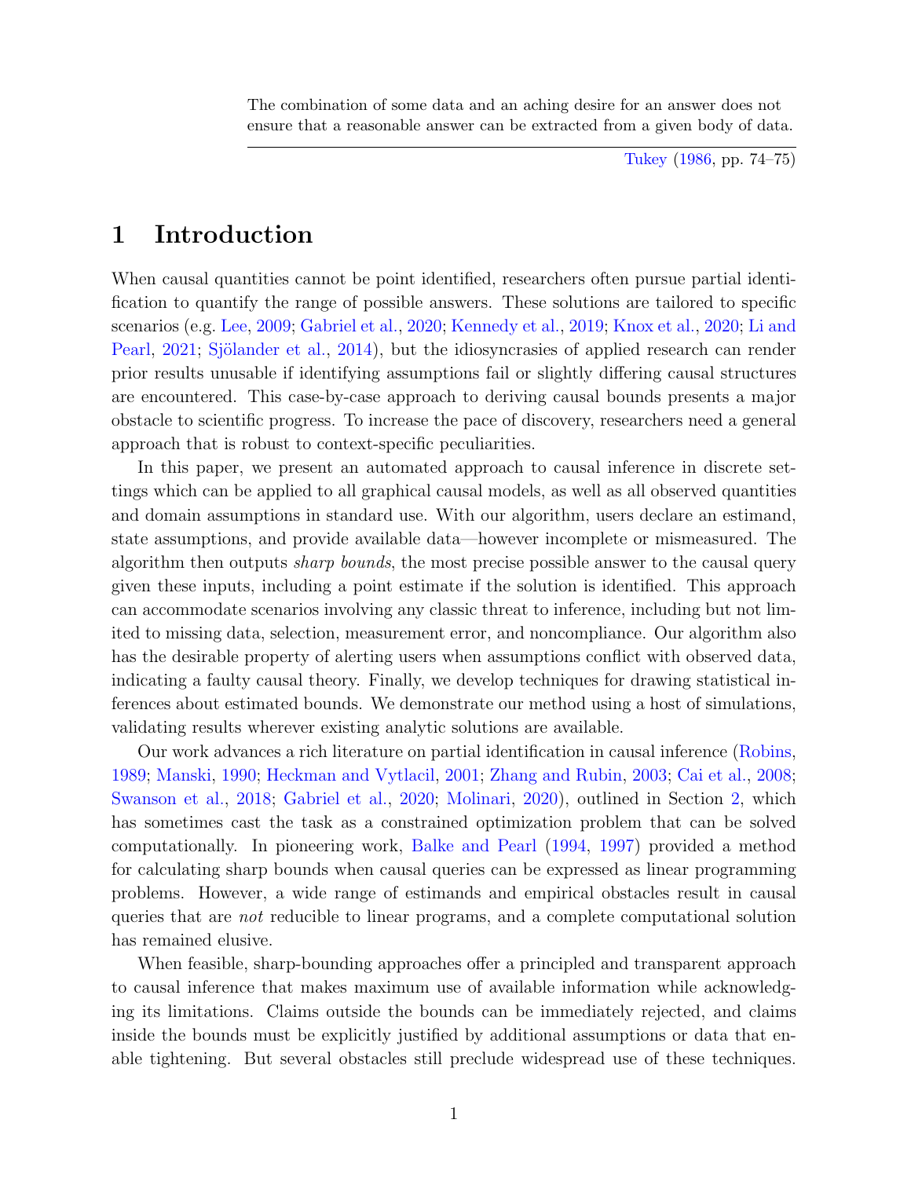> The combination of some data and an aching desire for an answer does not ensure that a reasonable answer can be extracted from a given body of data.
>
> Tukey (1986, pp. 74–75)

# 1 Introduction

When causal quantities cannot be point identified, researchers often pursue partial identification to quantify the range of possible answers. These solutions are tailored to specific scenarios (e.g. Lee, 2009; Gabriel et al., 2020; Kennedy et al., 2019; Knox et al., 2020; Li and Pearl, 2021; Sjölander et al., 2014), but the idiosyncrasies of applied research can render prior results unusable if identifying assumptions fail or slightly differing causal structures are encountered. This case-by-case approach to deriving causal bounds presents a major obstacle to scientific progress. To increase the pace of discovery, researchers need a general approach that is robust to context-specific peculiarities.

In this paper, we present an automated approach to causal inference in discrete settings which can be applied to all graphical causal models, as well as all observed quantities and domain assumptions in standard use. With our algorithm, users declare an estimand, state assumptions, and provide available data—however incomplete or mismeasured. The algorithm then outputs *sharp bounds*, the most precise possible answer to the causal query given these inputs, including a point estimate if the solution is identified. This approach can accommodate scenarios involving any classic threat to inference, including but not limited to missing data, selection, measurement error, and noncompliance. Our algorithm also has the desirable property of alerting users when assumptions conflict with observed data, indicating a faulty causal theory. Finally, we develop techniques for drawing statistical inferences about estimated bounds. We demonstrate our method using a host of simulations, validating results wherever existing analytic solutions are available.

Our work advances a rich literature on partial identification in causal inference (Robins, 1989; Manski, 1990; Heckman and Vytlacil, 2001; Zhang and Rubin, 2003; Cai et al., 2008; Swanson et al., 2018; Gabriel et al., 2020; Molinari, 2020), outlined in Section 2, which has sometimes cast the task as a constrained optimization problem that can be solved computationally. In pioneering work, Balke and Pearl (1994, 1997) provided a method for calculating sharp bounds when causal queries can be expressed as linear programming problems. However, a wide range of estimands and empirical obstacles result in causal queries that are *not* reducible to linear programs, and a complete computational solution has remained elusive.

When feasible, sharp-bounding approaches offer a principled and transparent approach to causal inference that makes maximum use of available information while acknowledging its limitations. Claims outside the bounds can be immediately rejected, and claims inside the bounds must be explicitly justified by additional assumptions or data that enable tightening. But several obstacles still preclude widespread use of these techniques.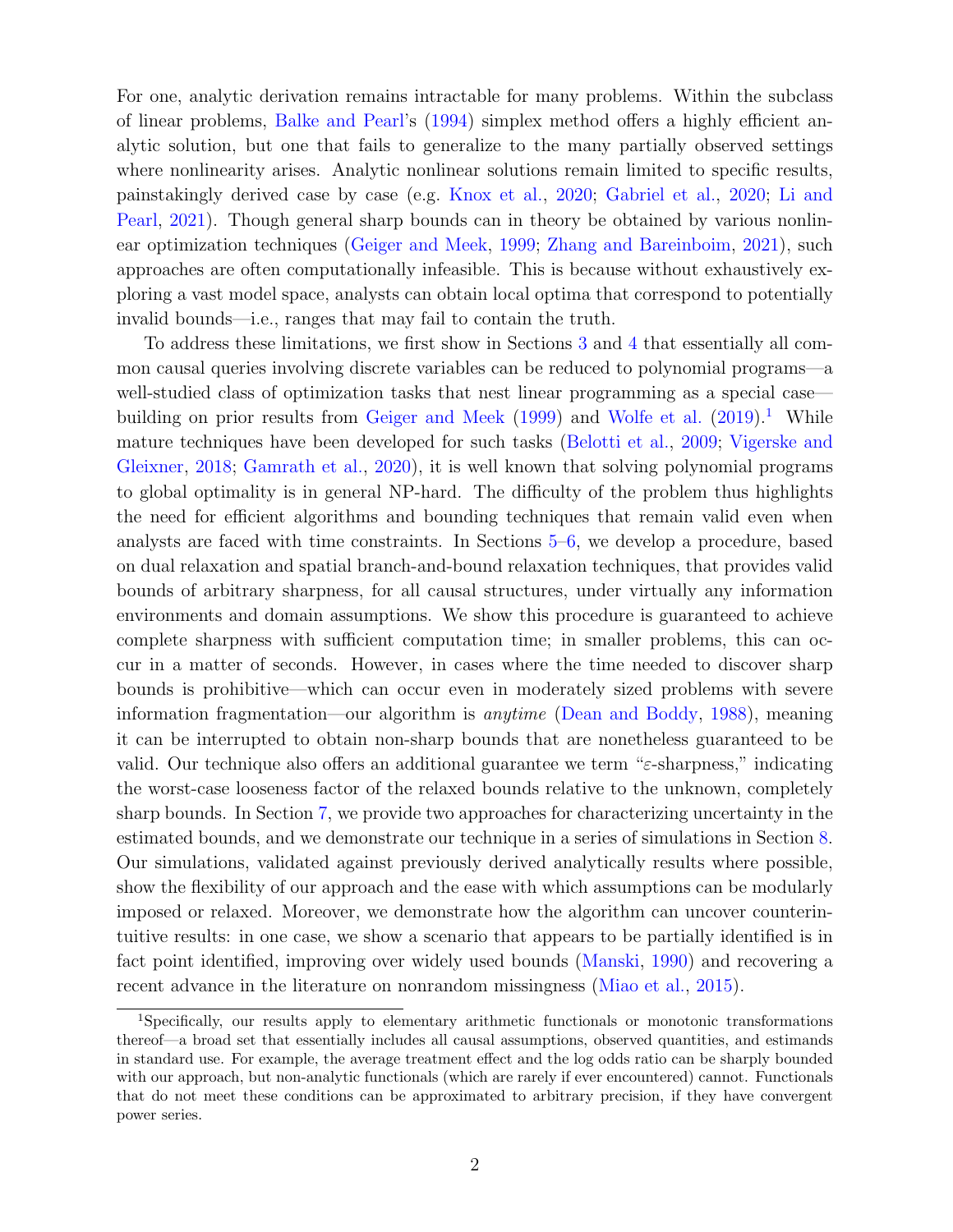For one, analytic derivation remains intractable for many problems. Within the subclass of linear problems, Balke and Pearl's (1994) simplex method offers a highly efficient analytic solution, but one that fails to generalize to the many partially observed settings where nonlinearity arises. Analytic nonlinear solutions remain limited to specific results, painstakingly derived case by case (e.g. Knox et al., 2020; Gabriel et al., 2020; Li and Pearl, 2021). Though general sharp bounds can in theory be obtained by various nonlinear optimization techniques (Geiger and Meek, 1999; Zhang and Bareinboim, 2021), such approaches are often computationally infeasible. This is because without exhaustively exploring a vast model space, analysts can obtain local optima that correspond to potentially invalid bounds—i.e., ranges that may fail to contain the truth.

To address these limitations, we first show in Sections 3 and 4 that essentially all common causal queries involving discrete variables can be reduced to polynomial programs—a well-studied class of optimization tasks that nest linear programming as a special case—building on prior results from Geiger and Meek (1999) and Wolfe et al. (2019).[1] While mature techniques have been developed for such tasks (Belotti et al., 2009; Vigerske and Gleixner, 2018; Gamrath et al., 2020), it is well known that solving polynomial programs to global optimality is in general NP-hard. The difficulty of the problem thus highlights the need for efficient algorithms and bounding techniques that remain valid even when analysts are faced with time constraints. In Sections 5–6, we develop a procedure, based on dual relaxation and spatial branch-and-bound relaxation techniques, that provides valid bounds of arbitrary sharpness, for all causal structures, under virtually any information environments and domain assumptions. We show this procedure is guaranteed to achieve complete sharpness with sufficient computation time; in smaller problems, this can occur in a matter of seconds. However, in cases where the time needed to discover sharp bounds is prohibitive—which can occur even in moderately sized problems with severe information fragmentation—our algorithm is *anytime* (Dean and Boddy, 1988), meaning it can be interrupted to obtain non-sharp bounds that are nonetheless guaranteed to be valid. Our technique also offers an additional guarantee we term "$\varepsilon$-sharpness," indicating the worst-case looseness factor of the relaxed bounds relative to the unknown, completely sharp bounds. In Section 7, we provide two approaches for characterizing uncertainty in the estimated bounds, and we demonstrate our technique in a series of simulations in Section 8. Our simulations, validated against previously derived analytically results where possible, show the flexibility of our approach and the ease with which assumptions can be modularly imposed or relaxed. Moreover, we demonstrate how the algorithm can uncover counterintuitive results: in one case, we show a scenario that appears to be partially identified is in fact point identified, improving over widely used bounds (Manski, 1990) and recovering a recent advance in the literature on nonrandom missingness (Miao et al., 2015).

[1] Specifically, our results apply to elementary arithmetic functionals or monotonic transformations thereof—a broad set that essentially includes all causal assumptions, observed quantities, and estimands in standard use. For example, the average treatment effect and the log odds ratio can be sharply bounded with our approach, but non-analytic functionals (which are rarely if ever encountered) cannot. Functionals that do not meet these conditions can be approximated to arbitrary precision, if they have convergent power series.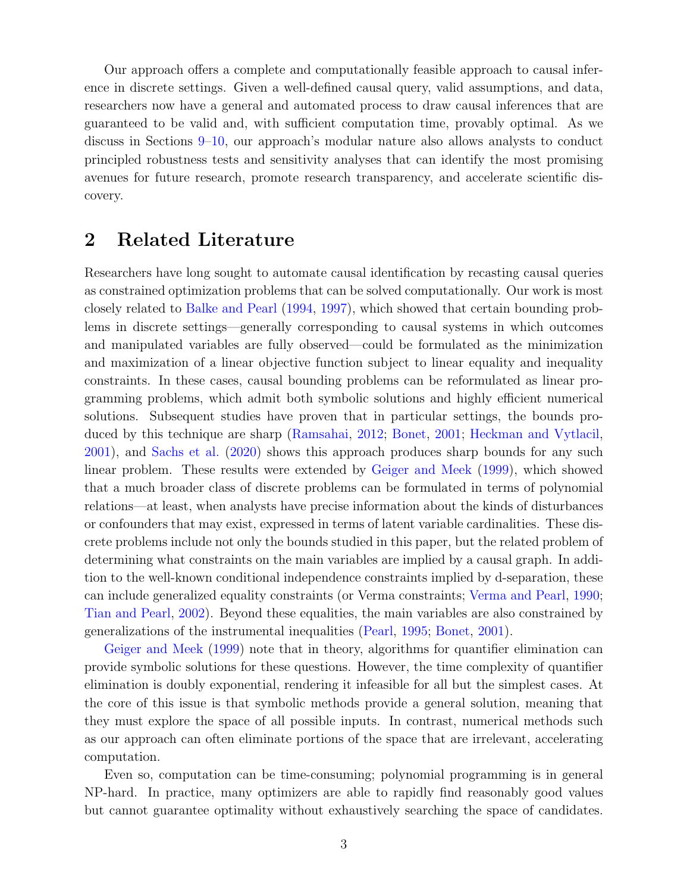Our approach offers a complete and computationally feasible approach to causal inference in discrete settings. Given a well-defined causal query, valid assumptions, and data, researchers now have a general and automated process to draw causal inferences that are guaranteed to be valid and, with sufficient computation time, provably optimal. As we discuss in Sections 9–10, our approach's modular nature also allows analysts to conduct principled robustness tests and sensitivity analyses that can identify the most promising avenues for future research, promote research transparency, and accelerate scientific discovery.

## 2 Related Literature

Researchers have long sought to automate causal identification by recasting causal queries as constrained optimization problems that can be solved computationally. Our work is most closely related to Balke and Pearl (1994, 1997), which showed that certain bounding problems in discrete settings—generally corresponding to causal systems in which outcomes and manipulated variables are fully observed—could be formulated as the minimization and maximization of a linear objective function subject to linear equality and inequality constraints. In these cases, causal bounding problems can be reformulated as linear programming problems, which admit both symbolic solutions and highly efficient numerical solutions. Subsequent studies have proven that in particular settings, the bounds produced by this technique are sharp (Ramsahai, 2012; Bonet, 2001; Heckman and Vytlacil, 2001), and Sachs et al. (2020) shows this approach produces sharp bounds for any such linear problem. These results were extended by Geiger and Meek (1999), which showed that a much broader class of discrete problems can be formulated in terms of polynomial relations—at least, when analysts have precise information about the kinds of disturbances or confounders that may exist, expressed in terms of latent variable cardinalities. These discrete problems include not only the bounds studied in this paper, but the related problem of determining what constraints on the main variables are implied by a causal graph. In addition to the well-known conditional independence constraints implied by d-separation, these can include generalized equality constraints (or Verma constraints; Verma and Pearl, 1990; Tian and Pearl, 2002). Beyond these equalities, the main variables are also constrained by generalizations of the instrumental inequalities (Pearl, 1995; Bonet, 2001).

Geiger and Meek (1999) note that in theory, algorithms for quantifier elimination can provide symbolic solutions for these questions. However, the time complexity of quantifier elimination is doubly exponential, rendering it infeasible for all but the simplest cases. At the core of this issue is that symbolic methods provide a general solution, meaning that they must explore the space of all possible inputs. In contrast, numerical methods such as our approach can often eliminate portions of the space that are irrelevant, accelerating computation.

Even so, computation can be time-consuming; polynomial programming is in general NP-hard. In practice, many optimizers are able to rapidly find reasonably good values but cannot guarantee optimality without exhaustively searching the space of candidates.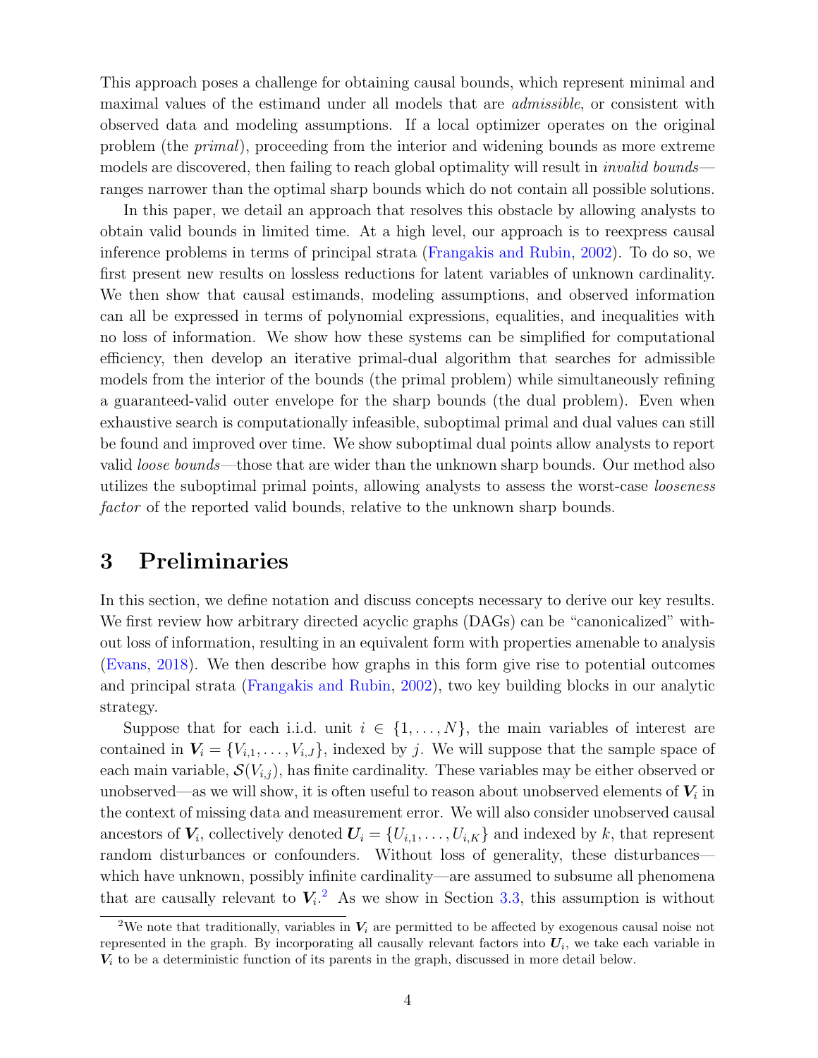This approach poses a challenge for obtaining causal bounds, which represent minimal and maximal values of the estimand under all models that are *admissible*, or consistent with observed data and modeling assumptions. If a local optimizer operates on the original problem (the *primal*), proceeding from the interior and widening bounds as more extreme models are discovered, then failing to reach global optimality will result in *invalid bounds*—ranges narrower than the optimal sharp bounds which do not contain all possible solutions.

In this paper, we detail an approach that resolves this obstacle by allowing analysts to obtain valid bounds in limited time. At a high level, our approach is to reexpress causal inference problems in terms of principal strata (Frangakis and Rubin, 2002). To do so, we first present new results on lossless reductions for latent variables of unknown cardinality. We then show that causal estimands, modeling assumptions, and observed information can all be expressed in terms of polynomial expressions, equalities, and inequalities with no loss of information. We show how these systems can be simplified for computational efficiency, then develop an iterative primal-dual algorithm that searches for admissible models from the interior of the bounds (the primal problem) while simultaneously refining a guaranteed-valid outer envelope for the sharp bounds (the dual problem). Even when exhaustive search is computationally infeasible, suboptimal primal and dual values can still be found and improved over time. We show suboptimal dual points allow analysts to report valid *loose bounds*—those that are wider than the unknown sharp bounds. Our method also utilizes the suboptimal primal points, allowing analysts to assess the worst-case *looseness factor* of the reported valid bounds, relative to the unknown sharp bounds.

# 3 Preliminaries

In this section, we define notation and discuss concepts necessary to derive our key results. We first review how arbitrary directed acyclic graphs (DAGs) can be "canonicalized" without loss of information, resulting in an equivalent form with properties amenable to analysis (Evans, 2018). We then describe how graphs in this form give rise to potential outcomes and principal strata (Frangakis and Rubin, 2002), two key building blocks in our analytic strategy.

Suppose that for each i.i.d. unit $i \in \{1, \ldots, N\}$, the main variables of interest are contained in $\boldsymbol{V}_i = \{V_{i,1}, \ldots, V_{i,J}\}$, indexed by $j$. We will suppose that the sample space of each main variable, $\mathcal{S}(V_{i,j})$, has finite cardinality. These variables may be either observed or unobserved—as we will show, it is often useful to reason about unobserved elements of $\boldsymbol{V}_i$ in the context of missing data and measurement error. We will also consider unobserved causal ancestors of $\boldsymbol{V}_i$, collectively denoted $\boldsymbol{U}_i = \{U_{i,1}, \ldots, U_{i,K}\}$ and indexed by $k$, that represent random disturbances or confounders. Without loss of generality, these disturbances—which have unknown, possibly infinite cardinality—are assumed to subsume all phenomena that are causally relevant to $\boldsymbol{V}_i$.[2] As we show in Section 3.3, this assumption is without

[2] We note that traditionally, variables in $\boldsymbol{V}_i$ are permitted to be affected by exogenous causal noise not represented in the graph. By incorporating all causally relevant factors into $\boldsymbol{U}_i$, we take each variable in $\boldsymbol{V}_i$ to be a deterministic function of its parents in the graph, discussed in more detail below.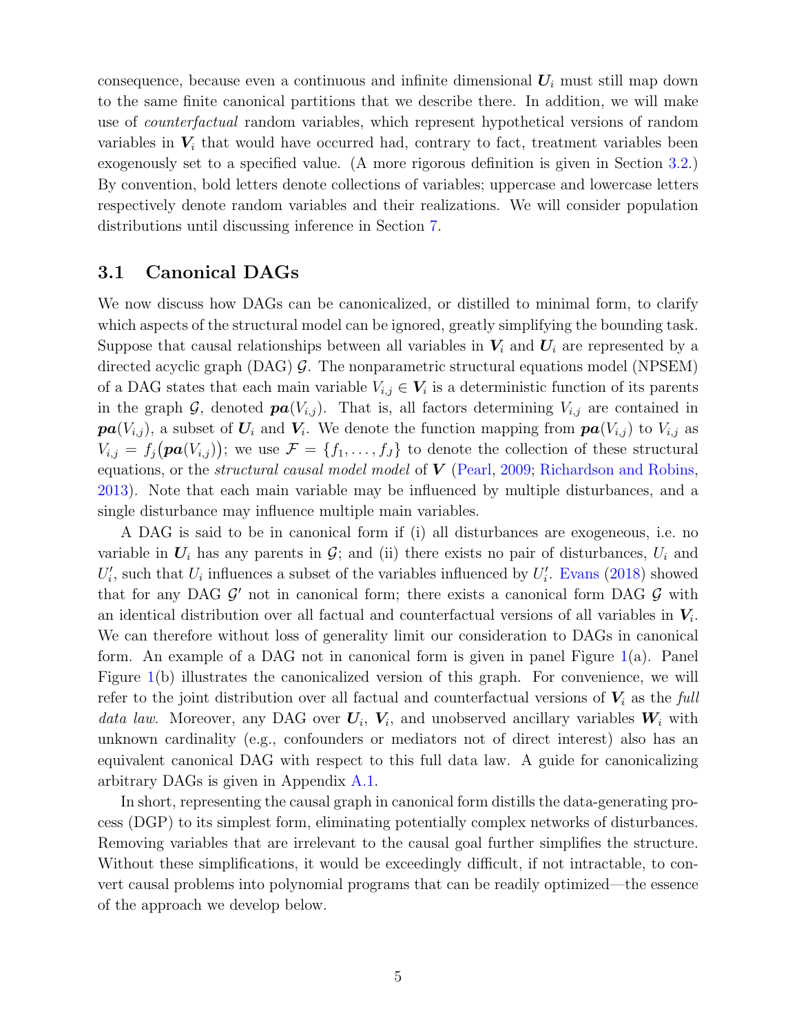consequence, because even a continuous and infinite dimensional $\boldsymbol{U}_i$ must still map down to the same finite canonical partitions that we describe there. In addition, we will make use of *counterfactual* random variables, which represent hypothetical versions of random variables in $\boldsymbol{V}_i$ that would have occurred had, contrary to fact, treatment variables been exogenously set to a specified value. (A more rigorous definition is given in Section 3.2.) By convention, bold letters denote collections of variables; uppercase and lowercase letters respectively denote random variables and their realizations. We will consider population distributions until discussing inference in Section 7.

### 3.1 Canonical DAGs

We now discuss how DAGs can be canonicalized, or distilled to minimal form, to clarify which aspects of the structural model can be ignored, greatly simplifying the bounding task. Suppose that causal relationships between all variables in $\boldsymbol{V}_i$ and $\boldsymbol{U}_i$ are represented by a directed acyclic graph (DAG) $\mathcal{G}$. The nonparametric structural equations model (NPSEM) of a DAG states that each main variable $V_{i,j} \in \boldsymbol{V}_i$ is a deterministic function of its parents in the graph $\mathcal{G}$, denoted $\boldsymbol{pa}(V_{i,j})$. That is, all factors determining $V_{i,j}$ are contained in $\boldsymbol{pa}(V_{i,j})$, a subset of $\boldsymbol{U}_i$ and $\boldsymbol{V}_i$. We denote the function mapping from $\boldsymbol{pa}(V_{i,j})$ to $V_{i,j}$ as $V_{i,j} = f_j\big(\boldsymbol{pa}(V_{i,j})\big)$; we use $\mathcal{F} = \{f_1, \ldots, f_J\}$ to denote the collection of these structural equations, or the *structural causal model model* of $\boldsymbol{V}$ (Pearl, 2009; Richardson and Robins, 2013). Note that each main variable may be influenced by multiple disturbances, and a single disturbance may influence multiple main variables.

A DAG is said to be in canonical form if (i) all disturbances are exogeneous, i.e. no variable in $\boldsymbol{U}_i$ has any parents in $\mathcal{G}$; and (ii) there exists no pair of disturbances, $U_i$ and $U_i'$, such that $U_i$ influences a subset of the variables influenced by $U_i'$. Evans (2018) showed that for any DAG $\mathcal{G}'$ not in canonical form; there exists a canonical form DAG $\mathcal{G}$ with an identical distribution over all factual and counterfactual versions of all variables in $\boldsymbol{V}_i$. We can therefore without loss of generality limit our consideration to DAGs in canonical form. An example of a DAG not in canonical form is given in panel Figure 1(a). Panel Figure 1(b) illustrates the canonicalized version of this graph. For convenience, we will refer to the joint distribution over all factual and counterfactual versions of $\boldsymbol{V}_i$ as the *full data law*. Moreover, any DAG over $\boldsymbol{U}_i$, $\boldsymbol{V}_i$, and unobserved ancillary variables $\boldsymbol{W}_i$ with unknown cardinality (e.g., confounders or mediators not of direct interest) also has an equivalent canonical DAG with respect to this full data law. A guide for canonicalizing arbitrary DAGs is given in Appendix A.1.

In short, representing the causal graph in canonical form distills the data-generating process (DGP) to its simplest form, eliminating potentially complex networks of disturbances. Removing variables that are irrelevant to the causal goal further simplifies the structure. Without these simplifications, it would be exceedingly difficult, if not intractable, to convert causal problems into polynomial programs that can be readily optimized—the essence of the approach we develop below.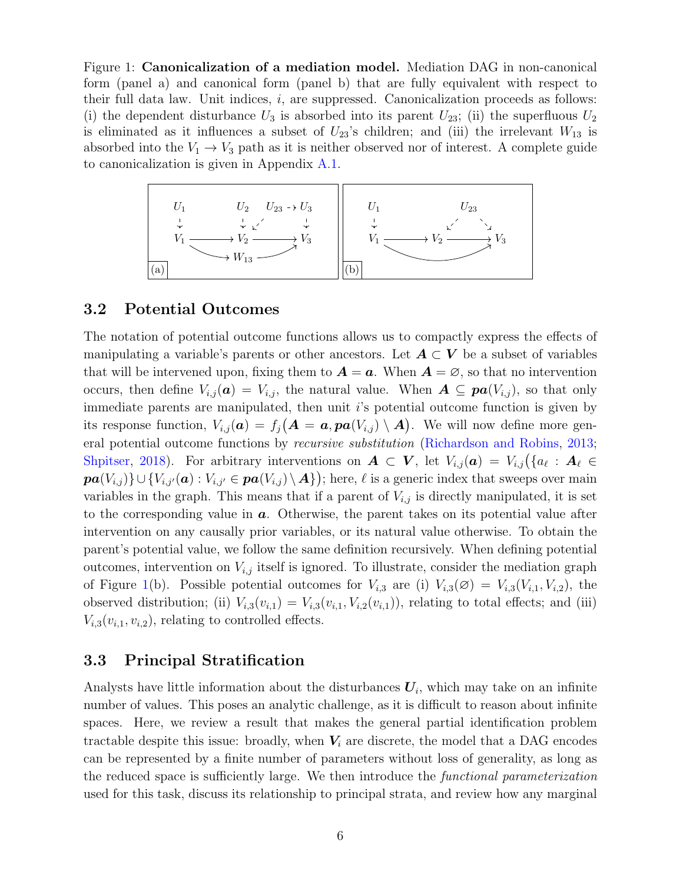Figure 1: **Canonicalization of a mediation model.** Mediation DAG in non-canonical form (panel a) and canonical form (panel b) that are fully equivalent with respect to their full data law. Unit indices, $i$, are suppressed. Canonicalization proceeds as follows: (i) the dependent disturbance $U_3$ is absorbed into its parent $U_{23}$; (ii) the superfluous $U_2$ is eliminated as it influences a subset of $U_{23}$'s children; and (iii) the irrelevant $W_{13}$ is absorbed into the $V_1 \to V_3$ path as it is neither observed nor of interest. A complete guide to canonicalization is given in Appendix A.1.

## 3.2 Potential Outcomes

The notation of potential outcome functions allows us to compactly express the effects of manipulating a variable's parents or other ancestors. Let $\boldsymbol{A} \subset \boldsymbol{V}$ be a subset of variables that will be intervened upon, fixing them to $\boldsymbol{A} = \boldsymbol{a}$. When $\boldsymbol{A} = \varnothing$, so that no intervention occurs, then define $V_{i,j}(\boldsymbol{a}) = V_{i,j}$, the natural value. When $\boldsymbol{A} \subseteq \boldsymbol{pa}(V_{i,j})$, so that only immediate parents are manipulated, then unit $i$'s potential outcome function is given by its response function, $V_{i,j}(\boldsymbol{a}) = f_j\big(\boldsymbol{A} = \boldsymbol{a}, \boldsymbol{pa}(V_{i,j}) \setminus \boldsymbol{A}\big)$. We will now define more general potential outcome functions by *recursive substitution* (Richardson and Robins, 2013; Shpitser, 2018). For arbitrary interventions on $\boldsymbol{A} \subset \boldsymbol{V}$, let $V_{i,j}(\boldsymbol{a}) = V_{i,j}\big(\{a_\ell : \boldsymbol{A}_\ell \in \boldsymbol{pa}(V_{i,j})\} \cup \{V_{i,j'}(\boldsymbol{a}) : V_{i,j'} \in \boldsymbol{pa}(V_{i,j}) \setminus \boldsymbol{A}\}\big)$; here, $\ell$ is a generic index that sweeps over main variables in the graph. This means that if a parent of $V_{i,j}$ is directly manipulated, it is set to the corresponding value in $\boldsymbol{a}$. Otherwise, the parent takes on its potential value after intervention on any causally prior variables, or its natural value otherwise. To obtain the parent's potential value, we follow the same definition recursively. When defining potential outcomes, intervention on $V_{i,j}$ itself is ignored. To illustrate, consider the mediation graph of Figure 1(b). Possible potential outcomes for $V_{i,3}$ are (i) $V_{i,3}(\varnothing) = V_{i,3}(V_{i,1}, V_{i,2})$, the observed distribution; (ii) $V_{i,3}(v_{i,1}) = V_{i,3}(v_{i,1}, V_{i,2}(v_{i,1}))$, relating to total effects; and (iii) $V_{i,3}(v_{i,1}, v_{i,2})$, relating to controlled effects.

## 3.3 Principal Stratification

Analysts have little information about the disturbances $\boldsymbol{U}_i$, which may take on an infinite number of values. This poses an analytic challenge, as it is difficult to reason about infinite spaces. Here, we review a result that makes the general partial identification problem tractable despite this issue: broadly, when $\boldsymbol{V}_i$ are discrete, the model that a DAG encodes can be represented by a finite number of parameters without loss of generality, as long as the reduced space is sufficiently large. We then introduce the *functional parameterization* used for this task, discuss its relationship to principal strata, and review how any marginal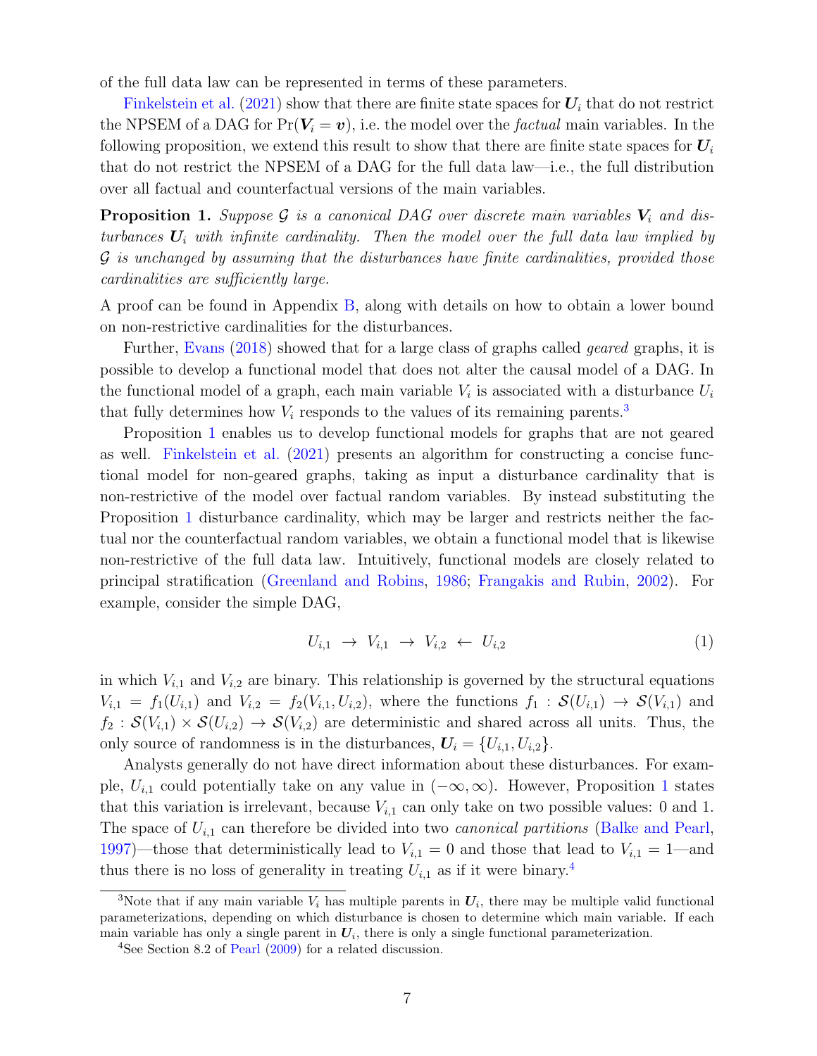of the full data law can be represented in terms of these parameters.

Finkelstein et al. (2021) show that there are finite state spaces for $\boldsymbol{U}_i$ that do not restrict the NPSEM of a DAG for $\Pr(\boldsymbol{V}_i = \boldsymbol{v})$, i.e. the model over the *factual* main variables. In the following proposition, we extend this result to show that there are finite state spaces for $\boldsymbol{U}_i$ that do not restrict the NPSEM of a DAG for the full data law—i.e., the full distribution over all factual and counterfactual versions of the main variables.

**Proposition 1.** *Suppose $\mathcal{G}$ is a canonical DAG over discrete main variables $\boldsymbol{V}_i$ and disturbances $\boldsymbol{U}_i$ with infinite cardinality. Then the model over the full data law implied by $\mathcal{G}$ is unchanged by assuming that the disturbances have finite cardinalities, provided those cardinalities are sufficiently large.*

A proof can be found in Appendix B, along with details on how to obtain a lower bound on non-restrictive cardinalities for the disturbances.

Further, Evans (2018) showed that for a large class of graphs called *geared* graphs, it is possible to develop a functional model that does not alter the causal model of a DAG. In the functional model of a graph, each main variable $V_i$ is associated with a disturbance $U_i$ that fully determines how $V_i$ responds to the values of its remaining parents.[3]

Proposition 1 enables us to develop functional models for graphs that are not geared as well. Finkelstein et al. (2021) presents an algorithm for constructing a concise functional model for non-geared graphs, taking as input a disturbance cardinality that is non-restrictive of the model over factual random variables. By instead substituting the Proposition 1 disturbance cardinality, which may be larger and restricts neither the factual nor the counterfactual random variables, we obtain a functional model that is likewise non-restrictive of the full data law. Intuitively, functional models are closely related to principal stratification (Greenland and Robins, 1986; Frangakis and Rubin, 2002). For example, consider the simple DAG,

$$U_{i,1} \;\rightarrow\; V_{i,1} \;\rightarrow\; V_{i,2} \;\leftarrow\; U_{i,2} \tag{1}$$

in which $V_{i,1}$ and $V_{i,2}$ are binary. This relationship is governed by the structural equations $V_{i,1} = f_1(U_{i,1})$ and $V_{i,2} = f_2(V_{i,1}, U_{i,2})$, where the functions $f_1 : \mathcal{S}(U_{i,1}) \rightarrow \mathcal{S}(V_{i,1})$ and $f_2 : \mathcal{S}(V_{i,1}) \times \mathcal{S}(U_{i,2}) \rightarrow \mathcal{S}(V_{i,2})$ are deterministic and shared across all units. Thus, the only source of randomness is in the disturbances, $\boldsymbol{U}_i = \{U_{i,1}, U_{i,2}\}$.

Analysts generally do not have direct information about these disturbances. For example, $U_{i,1}$ could potentially take on any value in $(-\infty, \infty)$. However, Proposition 1 states that this variation is irrelevant, because $V_{i,1}$ can only take on two possible values: 0 and 1. The space of $U_{i,1}$ can therefore be divided into two *canonical partitions* (Balke and Pearl, 1997)—those that deterministically lead to $V_{i,1} = 0$ and those that lead to $V_{i,1} = 1$—and thus there is no loss of generality in treating $U_{i,1}$ as if it were binary.[4]

[3] Note that if any main variable $V_i$ has multiple parents in $\boldsymbol{U}_i$, there may be multiple valid functional parameterizations, depending on which disturbance is chosen to determine which main variable. If each main variable has only a single parent in $\boldsymbol{U}_i$, there is only a single functional parameterization.

[4] See Section 8.2 of Pearl (2009) for a related discussion.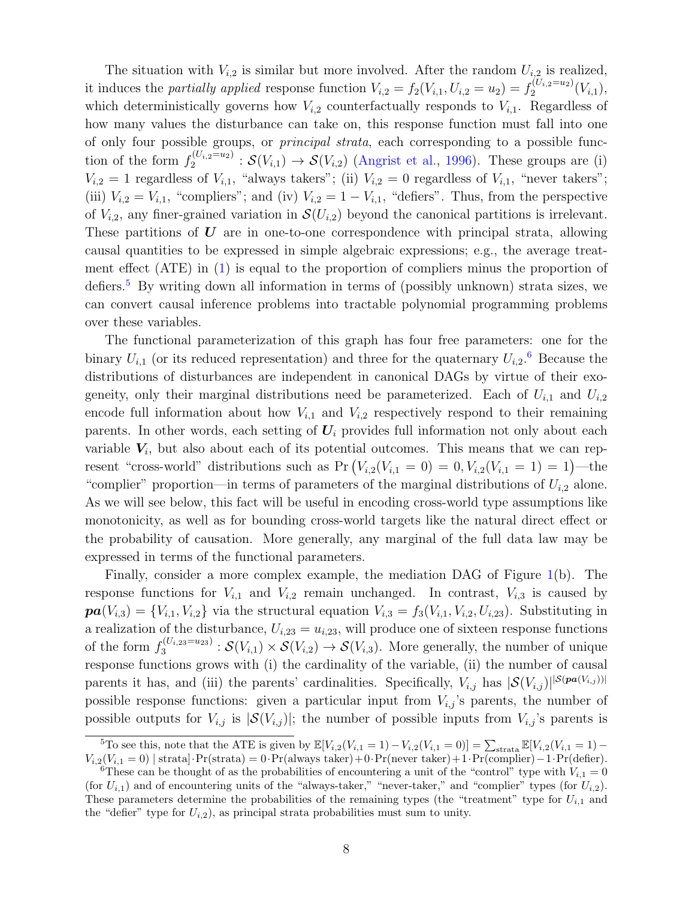The situation with $V_{i,2}$ is similar but more involved. After the random $U_{i,2}$ is realized, it induces the *partially applied* response function $V_{i,2} = f_2(V_{i,1}, U_{i,2} = u_2) = f_2^{(U_{i,2}=u_2)}(V_{i,1})$, which deterministically governs how $V_{i,2}$ counterfactually responds to $V_{i,1}$. Regardless of how many values the disturbance can take on, this response function must fall into one of only four possible groups, or *principal strata*, each corresponding to a possible function of the form $f_2^{(U_{i,2}=u_2)} : \mathcal{S}(V_{i,1}) \to \mathcal{S}(V_{i,2})$ (Angrist et al., 1996). These groups are (i) $V_{i,2} = 1$ regardless of $V_{i,1}$, "always takers"; (ii) $V_{i,2} = 0$ regardless of $V_{i,1}$, "never takers"; (iii) $V_{i,2} = V_{i,1}$, "compliers"; and (iv) $V_{i,2} = 1 - V_{i,1}$, "defiers". Thus, from the perspective of $V_{i,2}$, any finer-grained variation in $\mathcal{S}(U_{i,2})$ beyond the canonical partitions is irrelevant. These partitions of $\boldsymbol{U}$ are in one-to-one correspondence with principal strata, allowing causal quantities to be expressed in simple algebraic expressions; e.g., the average treatment effect (ATE) in (1) is equal to the proportion of compliers minus the proportion of defiers.[5] By writing down all information in terms of (possibly unknown) strata sizes, we can convert causal inference problems into tractable polynomial programming problems over these variables.

The functional parameterization of this graph has four free parameters: one for the binary $U_{i,1}$ (or its reduced representation) and three for the quaternary $U_{i,2}$.[6] Because the distributions of disturbances are independent in canonical DAGs by virtue of their exogeneity, only their marginal distributions need be parameterized. Each of $U_{i,1}$ and $U_{i,2}$ encode full information about how $V_{i,1}$ and $V_{i,2}$ respectively respond to their remaining parents. In other words, each setting of $\boldsymbol{U}_i$ provides full information not only about each variable $\boldsymbol{V}_i$, but also about each of its potential outcomes. This means that we can represent "cross-world" distributions such as $\Pr\big(V_{i,2}(V_{i,1} = 0) = 0, V_{i,2}(V_{i,1} = 1) = 1\big)$—the "complier" proportion—in terms of parameters of the marginal distributions of $U_{i,2}$ alone. As we will see below, this fact will be useful in encoding cross-world type assumptions like monotonicity, as well as for bounding cross-world targets like the natural direct effect or the probability of causation. More generally, any marginal of the full data law may be expressed in terms of the functional parameters.

Finally, consider a more complex example, the mediation DAG of Figure 1(b). The response functions for $V_{i,1}$ and $V_{i,2}$ remain unchanged. In contrast, $V_{i,3}$ is caused by $\boldsymbol{pa}(V_{i,3}) = \{V_{i,1}, V_{i,2}\}$ via the structural equation $V_{i,3} = f_3(V_{i,1}, V_{i,2}, U_{i,23})$. Substituting in a realization of the disturbance, $U_{i,23} = u_{i,23}$, will produce one of sixteen response functions of the form $f_3^{(U_{i,23}=u_{23})} : \mathcal{S}(V_{i,1}) \times \mathcal{S}(V_{i,2}) \to \mathcal{S}(V_{i,3})$. More generally, the number of unique response functions grows with (i) the cardinality of the variable, (ii) the number of causal parents it has, and (iii) the parents' cardinalities. Specifically, $V_{i,j}$ has $|\mathcal{S}(V_{i,j})|^{|\mathcal{S}(\boldsymbol{pa}(V_{i,j}))|}$ possible response functions: given a particular input from $V_{i,j}$'s parents, the number of possible outputs for $V_{i,j}$ is $|\mathcal{S}(V_{i,j})|$; the number of possible inputs from $V_{i,j}$'s parents is

---

[5] To see this, note that the ATE is given by $\mathbb{E}[V_{i,2}(V_{i,1} = 1) - V_{i,2}(V_{i,1} = 0)] = \sum_{\text{strata}} \mathbb{E}[V_{i,2}(V_{i,1} = 1) - V_{i,2}(V_{i,1} = 0) \mid \text{strata}] \cdot \Pr(\text{strata}) = 0 \cdot \Pr(\text{always taker}) + 0 \cdot \Pr(\text{never taker}) + 1 \cdot \Pr(\text{complier}) - 1 \cdot \Pr(\text{defier})$.

[6] These can be thought of as the probabilities of encountering a unit of the "control" type with $V_{i,1} = 0$ (for $U_{i,1}$) and of encountering units of the "always-taker," "never-taker," and "complier" types (for $U_{i,2}$). These parameters determine the probabilities of the remaining types (the "treatment" type for $U_{i,1}$ and the "defier" type for $U_{i,2}$), as principal strata probabilities must sum to unity.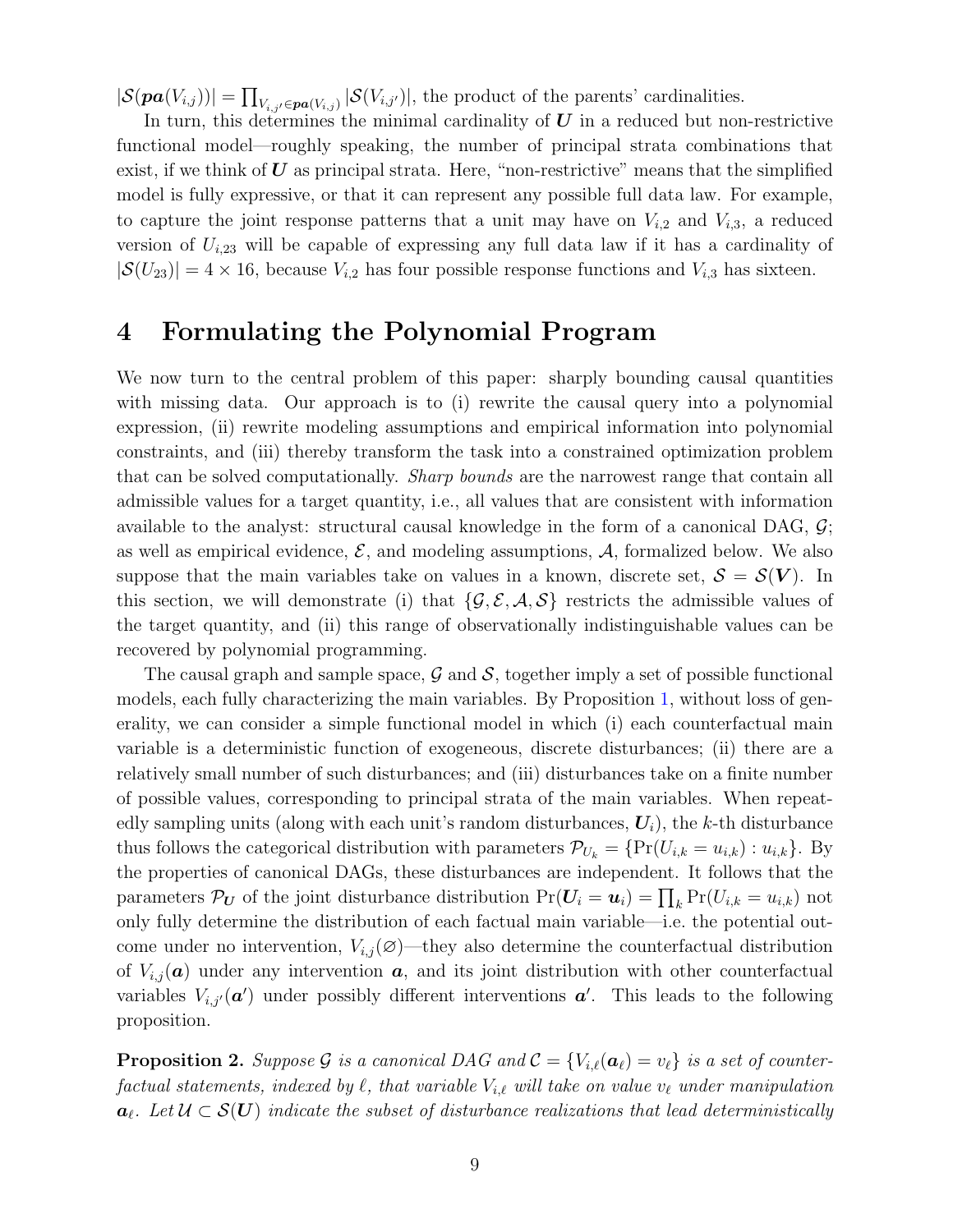$|\mathcal{S}(\boldsymbol{pa}(V_{i,j}))| = \prod_{V_{i,j'} \in \boldsymbol{pa}(V_{i,j})} |\mathcal{S}(V_{i,j'})|$, the product of the parents' cardinalities.

In turn, this determines the minimal cardinality of $\boldsymbol{U}$ in a reduced but non-restrictive functional model—roughly speaking, the number of principal strata combinations that exist, if we think of $\boldsymbol{U}$ as principal strata. Here, "non-restrictive" means that the simplified model is fully expressive, or that it can represent any possible full data law. For example, to capture the joint response patterns that a unit may have on $V_{i,2}$ and $V_{i,3}$, a reduced version of $U_{i,23}$ will be capable of expressing any full data law if it has a cardinality of $|\mathcal{S}(U_{23})| = 4 \times 16$, because $V_{i,2}$ has four possible response functions and $V_{i,3}$ has sixteen.

# 4 Formulating the Polynomial Program

We now turn to the central problem of this paper: sharply bounding causal quantities with missing data. Our approach is to (i) rewrite the causal query into a polynomial expression, (ii) rewrite modeling assumptions and empirical information into polynomial constraints, and (iii) thereby transform the task into a constrained optimization problem that can be solved computationally. *Sharp bounds* are the narrowest range that contain all admissible values for a target quantity, i.e., all values that are consistent with information available to the analyst: structural causal knowledge in the form of a canonical DAG, $\mathcal{G}$; as well as empirical evidence, $\mathcal{E}$, and modeling assumptions, $\mathcal{A}$, formalized below. We also suppose that the main variables take on values in a known, discrete set, $\mathcal{S} = \mathcal{S}(\boldsymbol{V})$. In this section, we will demonstrate (i) that $\{\mathcal{G}, \mathcal{E}, \mathcal{A}, \mathcal{S}\}$ restricts the admissible values of the target quantity, and (ii) this range of observationally indistinguishable values can be recovered by polynomial programming.

The causal graph and sample space, $\mathcal{G}$ and $\mathcal{S}$, together imply a set of possible functional models, each fully characterizing the main variables. By Proposition 1, without loss of generality, we can consider a simple functional model in which (i) each counterfactual main variable is a deterministic function of exogeneous, discrete disturbances; (ii) there are a relatively small number of such disturbances; and (iii) disturbances take on a finite number of possible values, corresponding to principal strata of the main variables. When repeatedly sampling units (along with each unit's random disturbances, $\boldsymbol{U}_i$), the $k$-th disturbance thus follows the categorical distribution with parameters $\mathcal{P}_{U_k} = \{\Pr(U_{i,k} = u_{i,k}) : u_{i,k}\}$. By the properties of canonical DAGs, these disturbances are independent. It follows that the parameters $\mathcal{P}_{\boldsymbol{U}}$ of the joint disturbance distribution $\Pr(\boldsymbol{U}_i = \boldsymbol{u}_i) = \prod_k \Pr(U_{i,k} = u_{i,k})$ not only fully determine the distribution of each factual main variable—i.e. the potential outcome under no intervention, $V_{i,j}(\varnothing)$—they also determine the counterfactual distribution of $V_{i,j}(\boldsymbol{a})$ under any intervention $\boldsymbol{a}$, and its joint distribution with other counterfactual variables $V_{i,j'}(\boldsymbol{a}')$ under possibly different interventions $\boldsymbol{a}'$. This leads to the following proposition.

**Proposition 2.** *Suppose $\mathcal{G}$ is a canonical DAG and $\mathcal{C} = \{V_{i,\ell}(\boldsymbol{a}_\ell) = v_\ell\}$ is a set of counterfactual statements, indexed by $\ell$, that variable $V_{i,\ell}$ will take on value $v_\ell$ under manipulation $\boldsymbol{a}_\ell$. Let $\mathcal{U} \subset \mathcal{S}(\boldsymbol{U})$ indicate the subset of disturbance realizations that lead deterministically*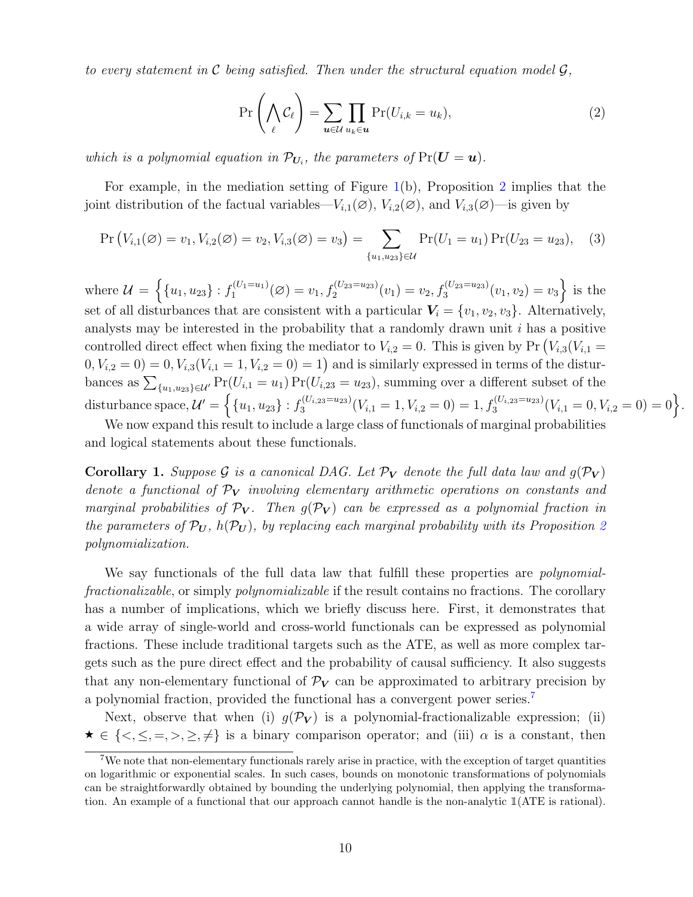*to every statement in $\mathcal{C}$ being satisfied. Then under the structural equation model $\mathcal{G}$,*

$$\Pr\left(\bigwedge_{\ell} \mathcal{C}_{\ell}\right) = \sum_{\boldsymbol{u} \in \mathcal{U}} \prod_{u_k \in \boldsymbol{u}} \Pr(U_{i,k} = u_k), \tag{2}$$

*which is a polynomial equation in $\mathcal{P}_{\boldsymbol{U}_i}$, the parameters of $\Pr(\boldsymbol{U} = \boldsymbol{u})$.*

For example, in the mediation setting of Figure 1(b), Proposition 2 implies that the joint distribution of the factual variables—$V_{i,1}(\varnothing)$, $V_{i,2}(\varnothing)$, and $V_{i,3}(\varnothing)$—is given by

$$\Pr\left(V_{i,1}(\varnothing) = v_1, V_{i,2}(\varnothing) = v_2, V_{i,3}(\varnothing) = v_3\right) = \sum_{\{u_1, u_{23}\} \in \mathcal{U}} \Pr(U_1 = u_1) \Pr(U_{23} = u_{23}), \tag{3}$$

where $\mathcal{U} = \left\{ \{u_1, u_{23}\} : f_1^{(U_1 = u_1)}(\varnothing) = v_1, f_2^{(U_{23} = u_{23})}(v_1) = v_2, f_3^{(U_{23} = u_{23})}(v_1, v_2) = v_3 \right\}$ is the set of all disturbances that are consistent with a particular $\boldsymbol{V}_i = \{v_1, v_2, v_3\}$. Alternatively, analysts may be interested in the probability that a randomly drawn unit $i$ has a positive controlled direct effect when fixing the mediator to $V_{i,2} = 0$. This is given by $\Pr\big(V_{i,3}(V_{i,1} = 0, V_{i,2} = 0) = 0, V_{i,3}(V_{i,1} = 1, V_{i,2} = 0) = 1\big)$ and is similarly expressed in terms of the disturbances as $\sum_{\{u_1, u_{23}\} \in \mathcal{U}'} \Pr(U_{i,1} = u_1) \Pr(U_{i,23} = u_{23})$, summing over a different subset of the disturbance space, $\mathcal{U}' = \left\{ \{u_1, u_{23}\} : f_3^{(U_{i,23} = u_{23})}(V_{i,1} = 1, V_{i,2} = 0) = 1, f_3^{(U_{i,23} = u_{23})}(V_{i,1} = 0, V_{i,2} = 0) = 0 \right\}$.

We now expand this result to include a large class of functionals of marginal probabilities and logical statements about these functionals.

**Corollary 1.** *Suppose $\mathcal{G}$ is a canonical DAG. Let $\mathcal{P}_{\boldsymbol{V}}$ denote the full data law and $g(\mathcal{P}_{\boldsymbol{V}})$ denote a functional of $\mathcal{P}_{\boldsymbol{V}}$ involving elementary arithmetic operations on constants and marginal probabilities of $\mathcal{P}_{\boldsymbol{V}}$. Then $g(\mathcal{P}_{\boldsymbol{V}})$ can be expressed as a polynomial fraction in the parameters of $\mathcal{P}_{\boldsymbol{U}}$, $h(\mathcal{P}_{\boldsymbol{U}})$, by replacing each marginal probability with its Proposition 2 polynomialization.*

We say functionals of the full data law that fulfill these properties are *polynomial-fractionalizable*, or simply *polynomializable* if the result contains no fractions. The corollary has a number of implications, which we briefly discuss here. First, it demonstrates that a wide array of single-world and cross-world functionals can be expressed as polynomial fractions. These include traditional targets such as the ATE, as well as more complex targets such as the pure direct effect and the probability of causal sufficiency. It also suggests that any non-elementary functional of $\mathcal{P}_{\boldsymbol{V}}$ can be approximated to arbitrary precision by a polynomial fraction, provided the functional has a convergent power series.[7]

Next, observe that when (i) $g(\mathcal{P}_{\boldsymbol{V}})$ is a polynomial-fractionalizable expression; (ii) $\star \in \{<, \leq, =, >, \geq, \neq\}$ is a binary comparison operator; and (iii) $\alpha$ is a constant, then

[7] We note that non-elementary functionals rarely arise in practice, with the exception of target quantities on logarithmic or exponential scales. In such cases, bounds on monotonic transformations of polynomials can be straightforwardly obtained by bounding the underlying polynomial, then applying the transformation. An example of a functional that our approach cannot handle is the non-analytic $\mathbb{1}(\text{ATE is rational})$.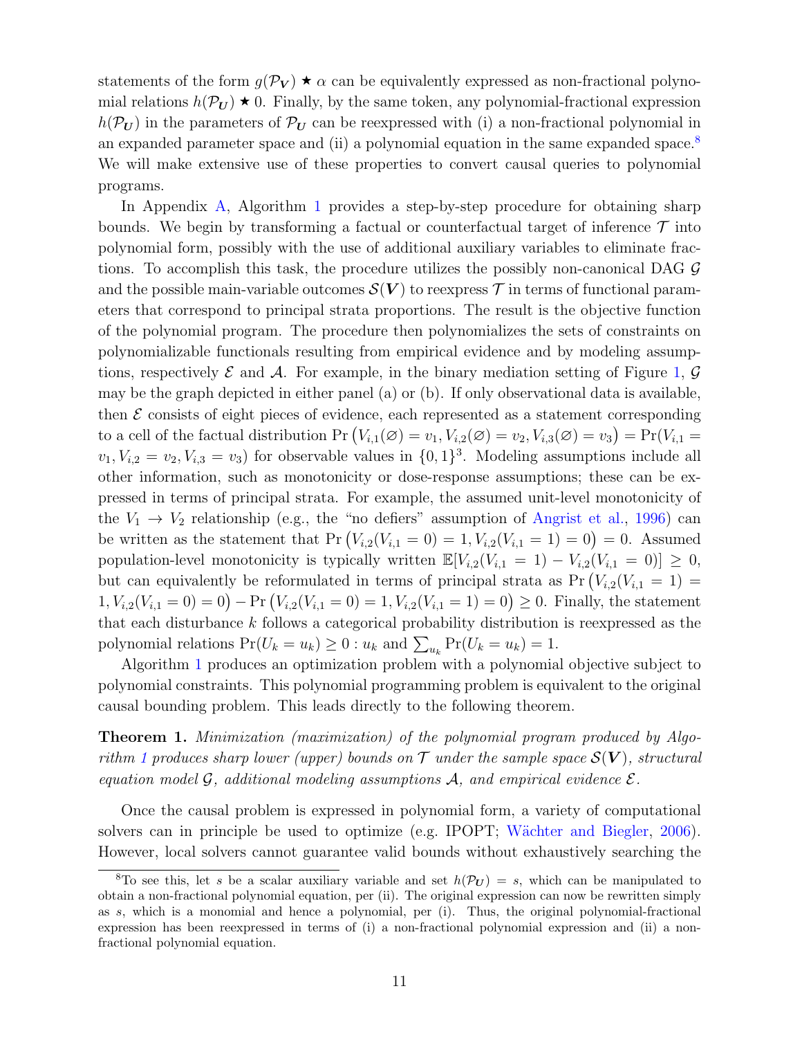statements of the form $g(\mathcal{P}_{\boldsymbol{V}}) \star \alpha$ can be equivalently expressed as non-fractional polynomial relations $h(\mathcal{P}_{\boldsymbol{U}}) \star 0$. Finally, by the same token, any polynomial-fractional expression $h(\mathcal{P}_{\boldsymbol{U}})$ in the parameters of $\mathcal{P}_{\boldsymbol{U}}$ can be reexpressed with (i) a non-fractional polynomial in an expanded parameter space and (ii) a polynomial equation in the same expanded space.[8] We will make extensive use of these properties to convert causal queries to polynomial programs.

In Appendix A, Algorithm 1 provides a step-by-step procedure for obtaining sharp bounds. We begin by transforming a factual or counterfactual target of inference $\mathcal{T}$ into polynomial form, possibly with the use of additional auxiliary variables to eliminate fractions. To accomplish this task, the procedure utilizes the possibly non-canonical DAG $\mathcal{G}$ and the possible main-variable outcomes $\mathcal{S}(\boldsymbol{V})$ to reexpress $\mathcal{T}$ in terms of functional parameters that correspond to principal strata proportions. The result is the objective function of the polynomial program. The procedure then polynomializes the sets of constraints on polynomializable functionals resulting from empirical evidence and by modeling assumptions, respectively $\mathcal{E}$ and $\mathcal{A}$. For example, in the binary mediation setting of Figure 1, $\mathcal{G}$ may be the graph depicted in either panel (a) or (b). If only observational data is available, then $\mathcal{E}$ consists of eight pieces of evidence, each represented as a statement corresponding to a cell of the factual distribution $\Pr\big(V_{i,1}(\varnothing) = v_1, V_{i,2}(\varnothing) = v_2, V_{i,3}(\varnothing) = v_3\big) = \Pr(V_{i,1} = v_1, V_{i,2} = v_2, V_{i,3} = v_3)$ for observable values in $\{0,1\}^3$. Modeling assumptions include all other information, such as monotonicity or dose-response assumptions; these can be expressed in terms of principal strata. For example, the assumed unit-level monotonicity of the $V_1 \to V_2$ relationship (e.g., the "no defiers" assumption of Angrist et al., 1996) can be written as the statement that $\Pr\big(V_{i,2}(V_{i,1} = 0) = 1, V_{i,2}(V_{i,1} = 1) = 0\big) = 0$. Assumed population-level monotonicity is typically written $\mathbb{E}[V_{i,2}(V_{i,1} = 1) - V_{i,2}(V_{i,1} = 0)] \geq 0$, but can equivalently be reformulated in terms of principal strata as $\Pr\big(V_{i,2}(V_{i,1} = 1) = 1, V_{i,2}(V_{i,1} = 0) = 0\big) - \Pr\big(V_{i,2}(V_{i,1} = 0) = 1, V_{i,2}(V_{i,1} = 1) = 0\big) \geq 0$. Finally, the statement that each disturbance $k$ follows a categorical probability distribution is reexpressed as the polynomial relations $\Pr(U_k = u_k) \geq 0 : u_k$ and $\sum_{u_k} \Pr(U_k = u_k) = 1$.

Algorithm 1 produces an optimization problem with a polynomial objective subject to polynomial constraints. This polynomial programming problem is equivalent to the original causal bounding problem. This leads directly to the following theorem.

**Theorem 1.** *Minimization (maximization) of the polynomial program produced by Algorithm 1 produces sharp lower (upper) bounds on $\mathcal{T}$ under the sample space $\mathcal{S}(\boldsymbol{V})$, structural equation model $\mathcal{G}$, additional modeling assumptions $\mathcal{A}$, and empirical evidence $\mathcal{E}$.*

Once the causal problem is expressed in polynomial form, a variety of computational solvers can in principle be used to optimize (e.g. IPOPT; Wächter and Biegler, 2006). However, local solvers cannot guarantee valid bounds without exhaustively searching the

[8] To see this, let $s$ be a scalar auxiliary variable and set $h(\mathcal{P}_{\boldsymbol{U}}) = s$, which can be manipulated to obtain a non-fractional polynomial equation, per (ii). The original expression can now be rewritten simply as $s$, which is a monomial and hence a polynomial, per (i). Thus, the original polynomial-fractional expression has been reexpressed in terms of (i) a non-fractional polynomial expression and (ii) a non-fractional polynomial equation.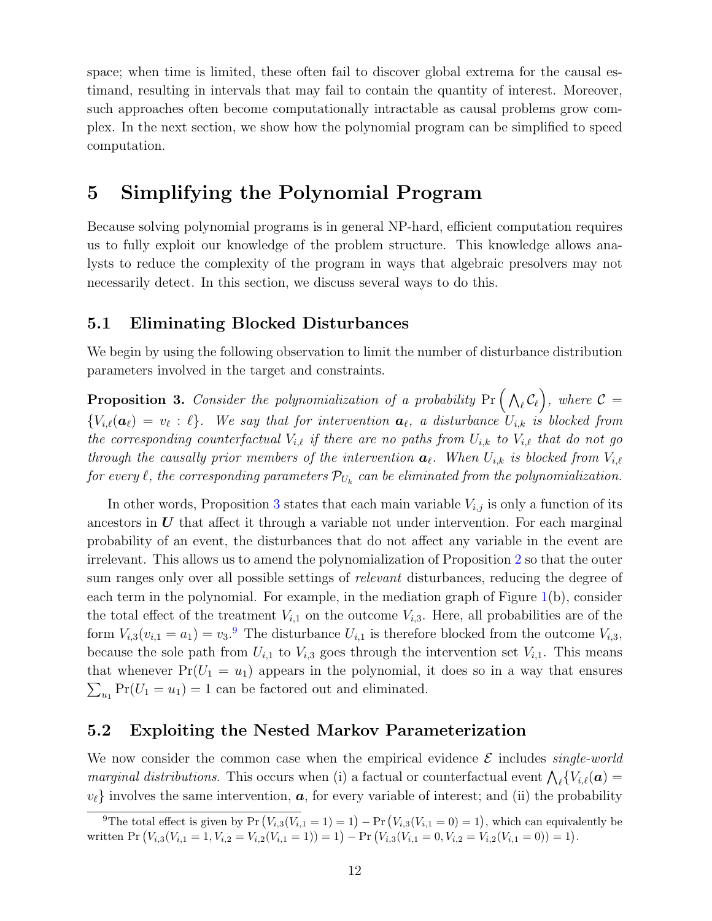space; when time is limited, these often fail to discover global extrema for the causal estimand, resulting in intervals that may fail to contain the quantity of interest. Moreover, such approaches often become computationally intractable as causal problems grow complex. In the next section, we show how the polynomial program can be simplified to speed computation.

# 5 Simplifying the Polynomial Program

Because solving polynomial programs is in general NP-hard, efficient computation requires us to fully exploit our knowledge of the problem structure. This knowledge allows analysts to reduce the complexity of the program in ways that algebraic presolvers may not necessarily detect. In this section, we discuss several ways to do this.

## 5.1 Eliminating Blocked Disturbances

We begin by using the following observation to limit the number of disturbance distribution parameters involved in the target and constraints.

**Proposition 3.** *Consider the polynomialization of a probability* $\Pr\left(\bigwedge_{\ell} \mathcal{C}_{\ell}\right)$*, where* $\mathcal{C} = \{V_{i,\ell}(\boldsymbol{a}_{\ell}) = v_{\ell} : \ell\}$*. We say that for intervention* $\boldsymbol{a}_{\ell}$*, a disturbance* $U_{i,k}$ *is blocked from the corresponding counterfactual* $V_{i,\ell}$ *if there are no paths from* $U_{i,k}$ *to* $V_{i,\ell}$ *that do not go through the causally prior members of the intervention* $\boldsymbol{a}_{\ell}$*. When* $U_{i,k}$ *is blocked from* $V_{i,\ell}$ *for every* $\ell$*, the corresponding parameters* $\mathcal{P}_{U_k}$ *can be eliminated from the polynomialization.*

In other words, Proposition 3 states that each main variable $V_{i,j}$ is only a function of its ancestors in $\boldsymbol{U}$ that affect it through a variable not under intervention. For each marginal probability of an event, the disturbances that do not affect any variable in the event are irrelevant. This allows us to amend the polynomialization of Proposition 2 so that the outer sum ranges only over all possible settings of *relevant* disturbances, reducing the degree of each term in the polynomial. For example, in the mediation graph of Figure 1(b), consider the total effect of the treatment $V_{i,1}$ on the outcome $V_{i,3}$. Here, all probabilities are of the form $V_{i,3}(v_{i,1} = a_1) = v_3$.[9] The disturbance $U_{i,1}$ is therefore blocked from the outcome $V_{i,3}$, because the sole path from $U_{i,1}$ to $V_{i,3}$ goes through the intervention set $V_{i,1}$. This means that whenever $\Pr(U_1 = u_1)$ appears in the polynomial, it does so in a way that ensures $\sum_{u_1} \Pr(U_1 = u_1) = 1$ can be factored out and eliminated.

## 5.2 Exploiting the Nested Markov Parameterization

We now consider the common case when the empirical evidence $\mathcal{E}$ includes *single-world marginal distributions*. This occurs when (i) a factual or counterfactual event $\bigwedge_{\ell}\{V_{i,\ell}(\boldsymbol{a}) = v_{\ell}\}$ involves the same intervention, $\boldsymbol{a}$, for every variable of interest; and (ii) the probability

[9] The total effect is given by $\Pr\left(V_{i,3}(V_{i,1} = 1) = 1\right) - \Pr\left(V_{i,3}(V_{i,1} = 0) = 1\right)$, which can equivalently be written $\Pr\left(V_{i,3}(V_{i,1} = 1, V_{i,2} = V_{i,2}(V_{i,1} = 1)) = 1\right) - \Pr\left(V_{i,3}(V_{i,1} = 0, V_{i,2} = V_{i,2}(V_{i,1} = 0)) = 1\right)$.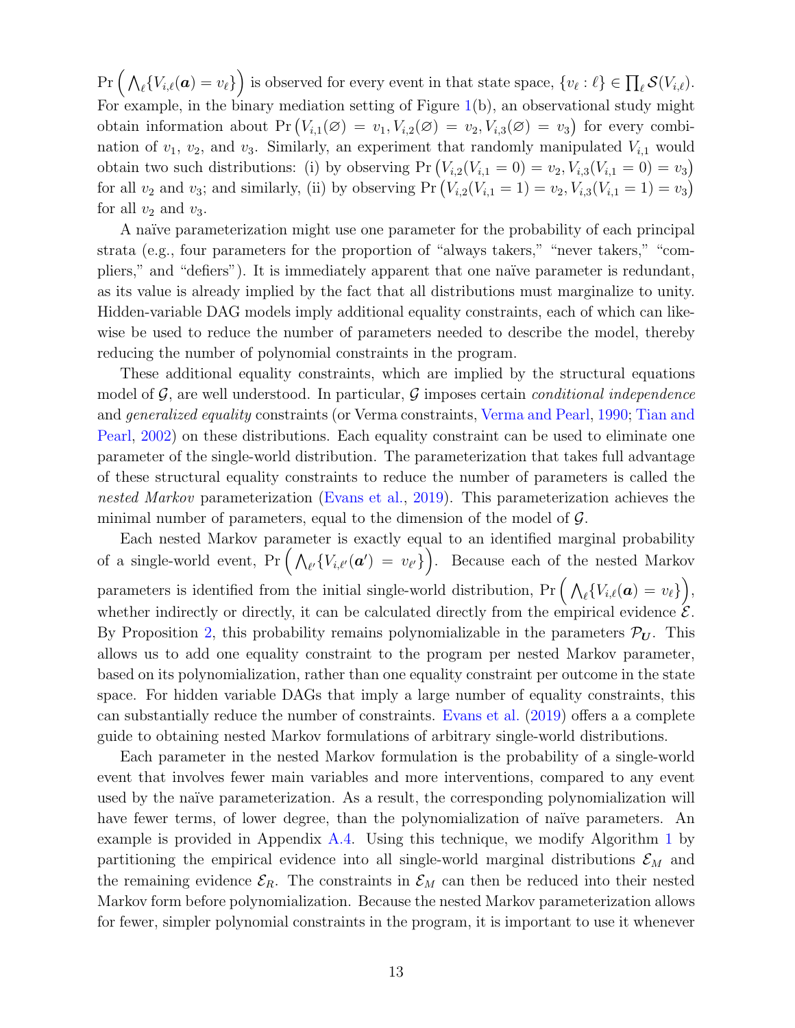$\Pr\left(\bigwedge_\ell \{V_{i,\ell}(\boldsymbol{a}) = v_\ell\}\right)$ is observed for every event in that state space, $\{v_\ell : \ell\} \in \prod_\ell \mathcal{S}(V_{i,\ell})$. For example, in the binary mediation setting of Figure 1(b), an observational study might obtain information about $\Pr\left(V_{i,1}(\varnothing) = v_1, V_{i,2}(\varnothing) = v_2, V_{i,3}(\varnothing) = v_3\right)$ for every combination of $v_1$, $v_2$, and $v_3$. Similarly, an experiment that randomly manipulated $V_{i,1}$ would obtain two such distributions: (i) by observing $\Pr\left(V_{i,2}(V_{i,1} = 0) = v_2, V_{i,3}(V_{i,1} = 0) = v_3\right)$ for all $v_2$ and $v_3$; and similarly, (ii) by observing $\Pr\left(V_{i,2}(V_{i,1} = 1) = v_2, V_{i,3}(V_{i,1} = 1) = v_3\right)$ for all $v_2$ and $v_3$.

A naïve parameterization might use one parameter for the probability of each principal strata (e.g., four parameters for the proportion of "always takers," "never takers," "compliers," and "defiers"). It is immediately apparent that one naïve parameter is redundant, as its value is already implied by the fact that all distributions must marginalize to unity. Hidden-variable DAG models imply additional equality constraints, each of which can likewise be used to reduce the number of parameters needed to describe the model, thereby reducing the number of polynomial constraints in the program.

These additional equality constraints, which are implied by the structural equations model of $\mathcal{G}$, are well understood. In particular, $\mathcal{G}$ imposes certain *conditional independence* and *generalized equality* constraints (or Verma constraints, Verma and Pearl, 1990; Tian and Pearl, 2002) on these distributions. Each equality constraint can be used to eliminate one parameter of the single-world distribution. The parameterization that takes full advantage of these structural equality constraints to reduce the number of parameters is called the *nested Markov* parameterization (Evans et al., 2019). This parameterization achieves the minimal number of parameters, equal to the dimension of the model of $\mathcal{G}$.

Each nested Markov parameter is exactly equal to an identified marginal probability of a single-world event, $\Pr\left(\bigwedge_{\ell'} \{V_{i,\ell'}(\boldsymbol{a}') = v_{\ell'}\}\right)$. Because each of the nested Markov parameters is identified from the initial single-world distribution, $\Pr\left(\bigwedge_\ell \{V_{i,\ell}(\boldsymbol{a}) = v_\ell\}\right)$, whether indirectly or directly, it can be calculated directly from the empirical evidence $\mathcal{E}$. By Proposition 2, this probability remains polynomializable in the parameters $\mathcal{P}_{\boldsymbol{U}}$. This allows us to add one equality constraint to the program per nested Markov parameter, based on its polynomialization, rather than one equality constraint per outcome in the state space. For hidden variable DAGs that imply a large number of equality constraints, this can substantially reduce the number of constraints. Evans et al. (2019) offers a complete guide to obtaining nested Markov formulations of arbitrary single-world distributions.

Each parameter in the nested Markov formulation is the probability of a single-world event that involves fewer main variables and more interventions, compared to any event used by the naïve parameterization. As a result, the corresponding polynomialization will have fewer terms, of lower degree, than the polynomialization of naïve parameters. An example is provided in Appendix A.4. Using this technique, we modify Algorithm 1 by partitioning the empirical evidence into all single-world marginal distributions $\mathcal{E}_M$ and the remaining evidence $\mathcal{E}_R$. The constraints in $\mathcal{E}_M$ can then be reduced into their nested Markov form before polynomialization. Because the nested Markov parameterization allows for fewer, simpler polynomial constraints in the program, it is important to use it whenever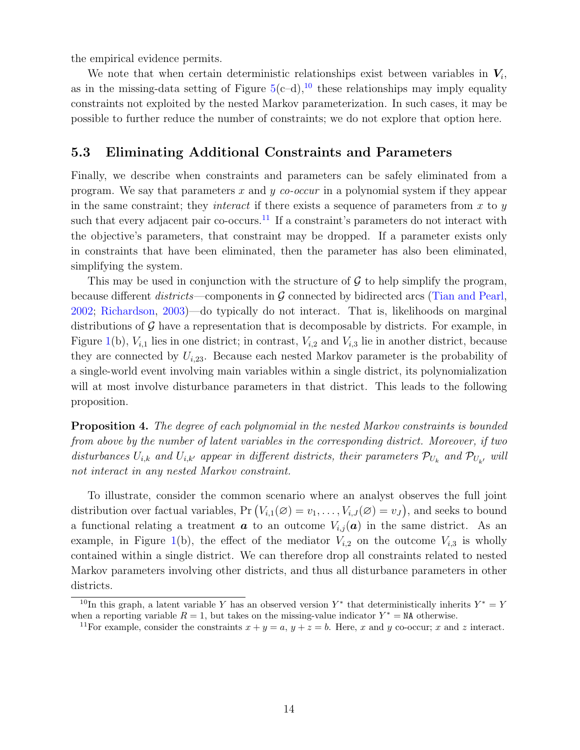the empirical evidence permits.

We note that when certain deterministic relationships exist between variables in $\boldsymbol{V}_i$, as in the missing-data setting of Figure 5(c–d),[10] these relationships may imply equality constraints not exploited by the nested Markov parameterization. In such cases, it may be possible to further reduce the number of constraints; we do not explore that option here.

### 5.3 Eliminating Additional Constraints and Parameters

Finally, we describe when constraints and parameters can be safely eliminated from a program. We say that parameters $x$ and $y$ *co-occur* in a polynomial system if they appear in the same constraint; they *interact* if there exists a sequence of parameters from $x$ to $y$ such that every adjacent pair co-occurs.[11] If a constraint's parameters do not interact with the objective's parameters, that constraint may be dropped. If a parameter exists only in constraints that have been eliminated, then the parameter has also been eliminated, simplifying the system.

This may be used in conjunction with the structure of $\mathcal{G}$ to help simplify the program, because different *districts*—components in $\mathcal{G}$ connected by bidirected arcs (Tian and Pearl, 2002; Richardson, 2003)—do typically do not interact. That is, likelihoods on marginal distributions of $\mathcal{G}$ have a representation that is decomposable by districts. For example, in Figure 1(b), $V_{i,1}$ lies in one district; in contrast, $V_{i,2}$ and $V_{i,3}$ lie in another district, because they are connected by $U_{i,23}$. Because each nested Markov parameter is the probability of a single-world event involving main variables within a single district, its polynomialization will at most involve disturbance parameters in that district. This leads to the following proposition.

**Proposition 4.** *The degree of each polynomial in the nested Markov constraints is bounded from above by the number of latent variables in the corresponding district. Moreover, if two disturbances $U_{i,k}$ and $U_{i,k'}$ appear in different districts, their parameters $\mathcal{P}_{U_k}$ and $\mathcal{P}_{U_{k'}}$ will not interact in any nested Markov constraint.*

To illustrate, consider the common scenario where an analyst observes the full joint distribution over factual variables, $\Pr\left(V_{i,1}(\varnothing) = v_1, \ldots, V_{i,J}(\varnothing) = v_J\right)$, and seeks to bound a functional relating a treatment $\boldsymbol{a}$ to an outcome $V_{i,j}(\boldsymbol{a})$ in the same district. As an example, in Figure 1(b), the effect of the mediator $V_{i,2}$ on the outcome $V_{i,3}$ is wholly contained within a single district. We can therefore drop all constraints related to nested Markov parameters involving other districts, and thus all disturbance parameters in other districts.

[10] In this graph, a latent variable $Y$ has an observed version $Y^*$ that deterministically inherits $Y^* = Y$ when a reporting variable $R = 1$, but takes on the missing-value indicator $Y^* = \texttt{NA}$ otherwise.

[11] For example, consider the constraints $x + y = a$, $y + z = b$. Here, $x$ and $y$ co-occur; $x$ and $z$ interact.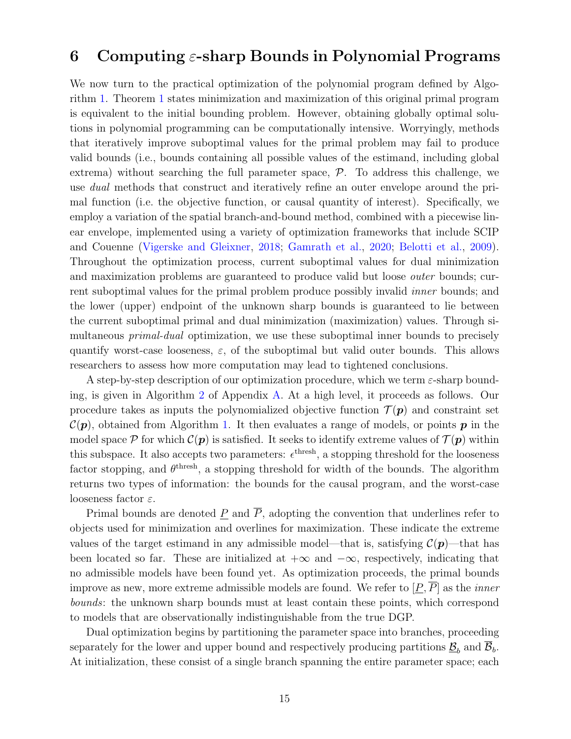# 6 Computing $\varepsilon$-sharp Bounds in Polynomial Programs

We now turn to the practical optimization of the polynomial program defined by Algorithm 1. Theorem 1 states minimization and maximization of this original primal program is equivalent to the initial bounding problem. However, obtaining globally optimal solutions in polynomial programming can be computationally intensive. Worryingly, methods that iteratively improve suboptimal values for the primal problem may fail to produce valid bounds (i.e., bounds containing all possible values of the estimand, including global extrema) without searching the full parameter space, $\mathcal{P}$. To address this challenge, we use *dual* methods that construct and iteratively refine an outer envelope around the primal function (i.e. the objective function, or causal quantity of interest). Specifically, we employ a variation of the spatial branch-and-bound method, combined with a piecewise linear envelope, implemented using a variety of optimization frameworks that include SCIP and Couenne (Vigerske and Gleixner, 2018; Gamrath et al., 2020; Belotti et al., 2009). Throughout the optimization process, current suboptimal values for dual minimization and maximization problems are guaranteed to produce valid but loose *outer* bounds; current suboptimal values for the primal problem produce possibly invalid *inner* bounds; and the lower (upper) endpoint of the unknown sharp bounds is guaranteed to lie between the current suboptimal primal and dual minimization (maximization) values. Through simultaneous *primal-dual* optimization, we use these suboptimal inner bounds to precisely quantify worst-case looseness, $\varepsilon$, of the suboptimal but valid outer bounds. This allows researchers to assess how more computation may lead to tightened conclusions.

A step-by-step description of our optimization procedure, which we term $\varepsilon$-sharp bounding, is given in Algorithm 2 of Appendix A. At a high level, it proceeds as follows. Our procedure takes as inputs the polynomialized objective function $\mathcal{T}(\boldsymbol{p})$ and constraint set $\mathcal{C}(\boldsymbol{p})$, obtained from Algorithm 1. It then evaluates a range of models, or points $\boldsymbol{p}$ in the model space $\mathcal{P}$ for which $\mathcal{C}(\boldsymbol{p})$ is satisfied. It seeks to identify extreme values of $\mathcal{T}(\boldsymbol{p})$ within this subspace. It also accepts two parameters: $\epsilon^{\text{thresh}}$, a stopping threshold for the looseness factor stopping, and $\theta^{\text{thresh}}$, a stopping threshold for width of the bounds. The algorithm returns two types of information: the bounds for the causal program, and the worst-case looseness factor $\varepsilon$.

Primal bounds are denoted $\underline{P}$ and $\overline{P}$, adopting the convention that underlines refer to objects used for minimization and overlines for maximization. These indicate the extreme values of the target estimand in any admissible model—that is, satisfying $\mathcal{C}(\boldsymbol{p})$—that has been located so far. These are initialized at $+\infty$ and $-\infty$, respectively, indicating that no admissible models have been found yet. As optimization proceeds, the primal bounds improve as new, more extreme admissible models are found. We refer to $[\underline{P}, \overline{P}]$ as the *inner bounds*: the unknown sharp bounds must at least contain these points, which correspond to models that are observationally indistinguishable from the true DGP.

Dual optimization begins by partitioning the parameter space into branches, proceeding separately for the lower and upper bound and respectively producing partitions $\underline{\mathcal{B}}_b$ and $\overline{\mathcal{B}}_b$. At initialization, these consist of a single branch spanning the entire parameter space; each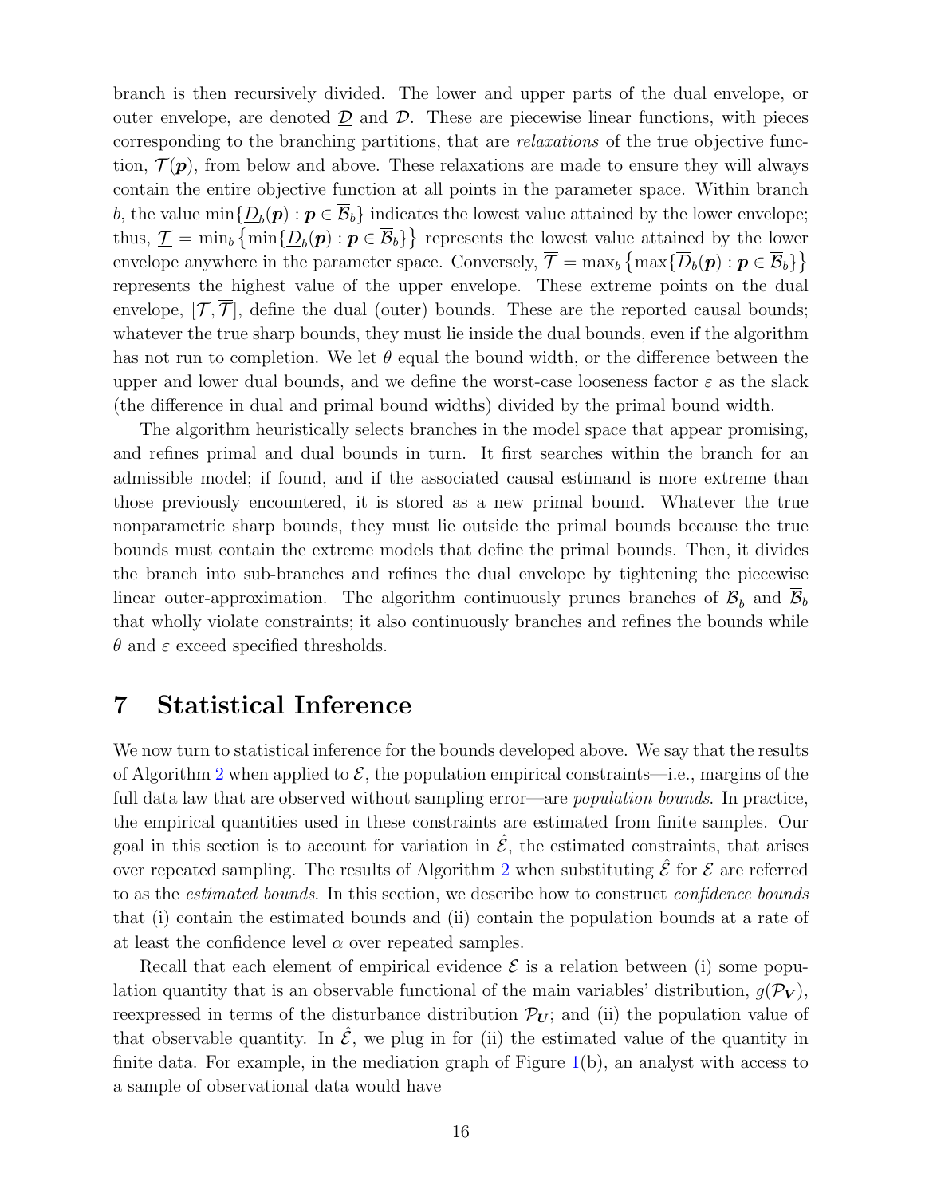branch is then recursively divided. The lower and upper parts of the dual envelope, or outer envelope, are denoted $\underline{\mathcal{D}}$ and $\overline{\mathcal{D}}$. These are piecewise linear functions, with pieces corresponding to the branching partitions, that are *relaxations* of the true objective function, $\mathcal{T}(\boldsymbol{p})$, from below and above. These relaxations are made to ensure they will always contain the entire objective function at all points in the parameter space. Within branch $b$, the value $\min\{\underline{D}_b(\boldsymbol{p}) : \boldsymbol{p} \in \overline{\mathcal{B}}_b\}$ indicates the lowest value attained by the lower envelope; thus, $\underline{\mathcal{T}} = \min_b \left\{\min\{\underline{D}_b(\boldsymbol{p}) : \boldsymbol{p} \in \overline{\mathcal{B}}_b\}\right\}$ represents the lowest value attained by the lower envelope anywhere in the parameter space. Conversely, $\overline{\mathcal{T}} = \max_b \left\{\max\{\overline{D}_b(\boldsymbol{p}) : \boldsymbol{p} \in \overline{\mathcal{B}}_b\}\right\}$ represents the highest value of the upper envelope. These extreme points on the dual envelope, $[\underline{\mathcal{T}}, \overline{\mathcal{T}}]$, define the dual (outer) bounds. These are the reported causal bounds; whatever the true sharp bounds, they must lie inside the dual bounds, even if the algorithm has not run to completion. We let $\theta$ equal the bound width, or the difference between the upper and lower dual bounds, and we define the worst-case looseness factor $\varepsilon$ as the slack (the difference in dual and primal bound widths) divided by the primal bound width.

The algorithm heuristically selects branches in the model space that appear promising, and refines primal and dual bounds in turn. It first searches within the branch for an admissible model; if found, and if the associated causal estimand is more extreme than those previously encountered, it is stored as a new primal bound. Whatever the true nonparametric sharp bounds, they must lie outside the primal bounds because the true bounds must contain the extreme models that define the primal bounds. Then, it divides the branch into sub-branches and refines the dual envelope by tightening the piecewise linear outer-approximation. The algorithm continuously prunes branches of $\underline{\mathcal{B}}_b$ and $\overline{\mathcal{B}}_b$ that wholly violate constraints; it also continuously branches and refines the bounds while $\theta$ and $\varepsilon$ exceed specified thresholds.

# 7 Statistical Inference

We now turn to statistical inference for the bounds developed above. We say that the results of Algorithm 2 when applied to $\mathcal{E}$, the population empirical constraints—i.e., margins of the full data law that are observed without sampling error—are *population bounds*. In practice, the empirical quantities used in these constraints are estimated from finite samples. Our goal in this section is to account for variation in $\hat{\mathcal{E}}$, the estimated constraints, that arises over repeated sampling. The results of Algorithm 2 when substituting $\hat{\mathcal{E}}$ for $\mathcal{E}$ are referred to as the *estimated bounds*. In this section, we describe how to construct *confidence bounds* that (i) contain the estimated bounds and (ii) contain the population bounds at a rate of at least the confidence level $\alpha$ over repeated samples.

Recall that each element of empirical evidence $\mathcal{E}$ is a relation between (i) some population quantity that is an observable functional of the main variables' distribution, $g(\mathcal{P}_{\boldsymbol{V}})$, reexpressed in terms of the disturbance distribution $\mathcal{P}_{\boldsymbol{U}}$; and (ii) the population value of that observable quantity. In $\hat{\mathcal{E}}$, we plug in for (ii) the estimated value of the quantity in finite data. For example, in the mediation graph of Figure 1(b), an analyst with access to a sample of observational data would have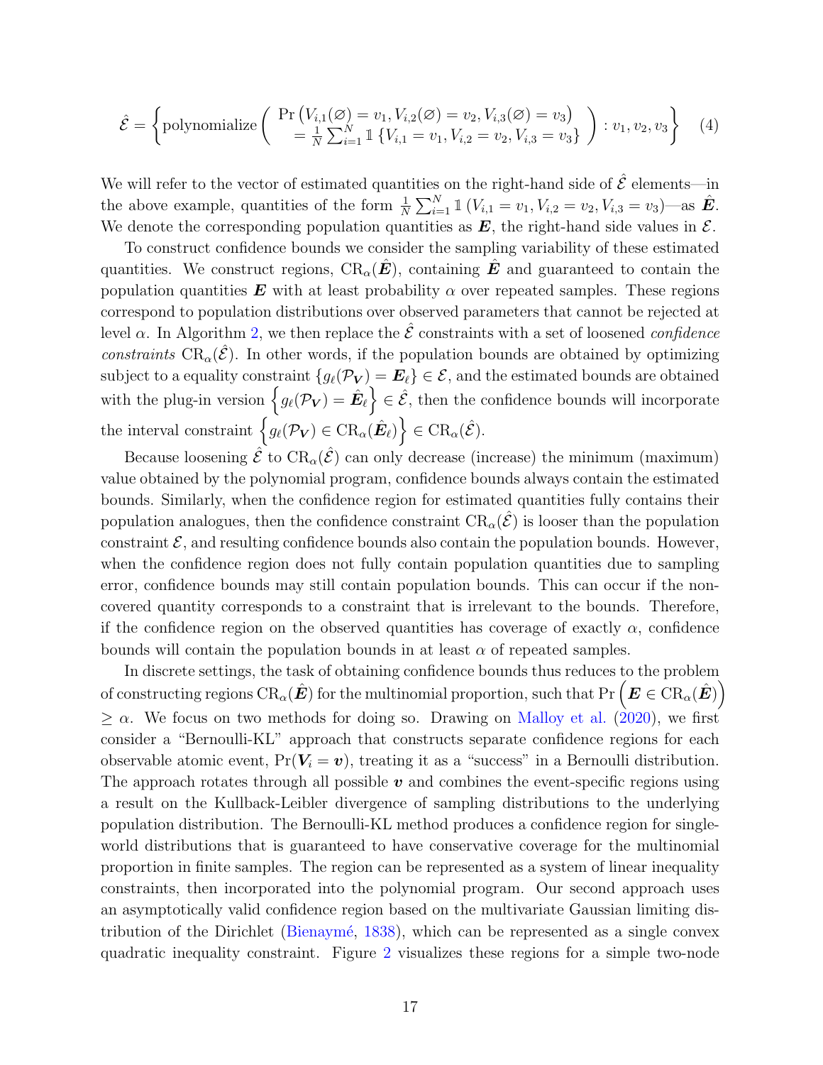$$\hat{\mathcal{E}} = \left\{ \text{polynomialize} \left( \begin{array}{l} \Pr\left(V_{i,1}(\varnothing) = v_1, V_{i,2}(\varnothing) = v_2, V_{i,3}(\varnothing) = v_3\right) \\ \quad = \frac{1}{N}\sum_{i=1}^{N} \mathbb{1}\left\{V_{i,1} = v_1, V_{i,2} = v_2, V_{i,3} = v_3\right\} \end{array} \right) : v_1, v_2, v_3 \right\} \quad (4)$$

We will refer to the vector of estimated quantities on the right-hand side of $\hat{\mathcal{E}}$ elements—in the above example, quantities of the form $\frac{1}{N}\sum_{i=1}^{N} \mathbb{1}\left(V_{i,1} = v_1, V_{i,2} = v_2, V_{i,3} = v_3\right)$—as $\hat{\boldsymbol{E}}$. We denote the corresponding population quantities as $\boldsymbol{E}$, the right-hand side values in $\mathcal{E}$.

To construct confidence bounds we consider the sampling variability of these estimated quantities. We construct regions, $\text{CR}_\alpha(\hat{\boldsymbol{E}})$, containing $\hat{\boldsymbol{E}}$ and guaranteed to contain the population quantities $\boldsymbol{E}$ with at least probability $\alpha$ over repeated samples. These regions correspond to population distributions over observed parameters that cannot be rejected at level $\alpha$. In Algorithm 2, we then replace the $\hat{\mathcal{E}}$ constraints with a set of loosened *confidence constraints* $\text{CR}_\alpha(\hat{\mathcal{E}})$. In other words, if the population bounds are obtained by optimizing subject to a equality constraint $\{g_\ell(\mathcal{P}_{\boldsymbol{V}}) = \boldsymbol{E}_\ell\} \in \mathcal{E}$, and the estimated bounds are obtained with the plug-in version $\left\{g_\ell(\mathcal{P}_{\boldsymbol{V}}) = \hat{\boldsymbol{E}}_\ell\right\} \in \hat{\mathcal{E}}$, then the confidence bounds will incorporate the interval constraint $\left\{g_\ell(\mathcal{P}_{\boldsymbol{V}}) \in \text{CR}_\alpha(\hat{\boldsymbol{E}}_\ell)\right\} \in \text{CR}_\alpha(\hat{\mathcal{E}})$.

Because loosening $\hat{\mathcal{E}}$ to $\text{CR}_\alpha(\hat{\mathcal{E}})$ can only decrease (increase) the minimum (maximum) value obtained by the polynomial program, confidence bounds always contain the estimated bounds. Similarly, when the confidence region for estimated quantities fully contains their population analogues, then the confidence constraint $\text{CR}_\alpha(\hat{\mathcal{E}})$ is looser than the population constraint $\mathcal{E}$, and resulting confidence bounds also contain the population bounds. However, when the confidence region does not fully contain population quantities due to sampling error, confidence bounds may still contain population bounds. This can occur if the non-covered quantity corresponds to a constraint that is irrelevant to the bounds. Therefore, if the confidence region on the observed quantities has coverage of exactly $\alpha$, confidence bounds will contain the population bounds in at least $\alpha$ of repeated samples.

In discrete settings, the task of obtaining confidence bounds thus reduces to the problem of constructing regions $\text{CR}_\alpha(\hat{\boldsymbol{E}})$ for the multinomial proportion, such that $\Pr\left(\boldsymbol{E} \in \text{CR}_\alpha(\hat{\boldsymbol{E}})\right) \geq \alpha$. We focus on two methods for doing so. Drawing on Malloy et al. (2020), we first consider a "Bernoulli-KL" approach that constructs separate confidence regions for each observable atomic event, $\Pr(\boldsymbol{V}_i = \boldsymbol{v})$, treating it as a "success" in a Bernoulli distribution. The approach rotates through all possible $\boldsymbol{v}$ and combines the event-specific regions using a result on the Kullback-Leibler divergence of sampling distributions to the underlying population distribution. The Bernoulli-KL method produces a confidence region for single-world distributions that is guaranteed to have conservative coverage for the multinomial proportion in finite samples. The region can be represented as a system of linear inequality constraints, then incorporated into the polynomial program. Our second approach uses an asymptotically valid confidence region based on the multivariate Gaussian limiting distribution of the Dirichlet (Bienaymé, 1838), which can be represented as a single convex quadratic inequality constraint. Figure 2 visualizes these regions for a simple two-node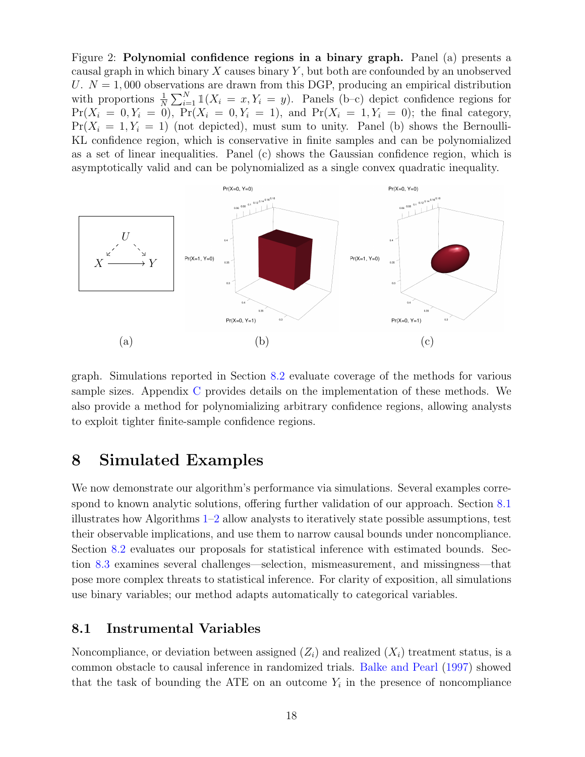Figure 2: **Polynomial confidence regions in a binary graph.** Panel (a) presents a causal graph in which binary $X$ causes binary $Y$, but both are confounded by an unobserved $U$. $N = 1,000$ observations are drawn from this DGP, producing an empirical distribution with proportions $\frac{1}{N}\sum_{i=1}^{N} \mathbb{1}(X_i = x, Y_i = y)$. Panels (b–c) depict confidence regions for $\Pr(X_i = 0, Y_i = 0)$, $\Pr(X_i = 0, Y_i = 1)$, and $\Pr(X_i = 1, Y_i = 0)$; the final category, $\Pr(X_i = 1, Y_i = 1)$ (not depicted), must sum to unity. Panel (b) shows the Bernoulli-KL confidence region, which is conservative in finite samples and can be polynomialized as a set of linear inequalities. Panel (c) shows the Gaussian confidence region, which is asymptotically valid and can be polynomialized as a single convex quadratic inequality.

(a) (b) (c)

graph. Simulations reported in Section 8.2 evaluate coverage of the methods for various sample sizes. Appendix C provides details on the implementation of these methods. We also provide a method for polynomializing arbitrary confidence regions, allowing analysts to exploit tighter finite-sample confidence regions.

# 8 Simulated Examples

We now demonstrate our algorithm's performance via simulations. Several examples correspond to known analytic solutions, offering further validation of our approach. Section 8.1 illustrates how Algorithms 1–2 allow analysts to iteratively state possible assumptions, test their observable implications, and use them to narrow causal bounds under noncompliance. Section 8.2 evaluates our proposals for statistical inference with estimated bounds. Section 8.3 examines several challenges—selection, mismeasurement, and missingness—that pose more complex threats to statistical inference. For clarity of exposition, all simulations use binary variables; our method adapts automatically to categorical variables.

## 8.1 Instrumental Variables

Noncompliance, or deviation between assigned ($Z_i$) and realized ($X_i$) treatment status, is a common obstacle to causal inference in randomized trials. Balke and Pearl (1997) showed that the task of bounding the ATE on an outcome $Y_i$ in the presence of noncompliance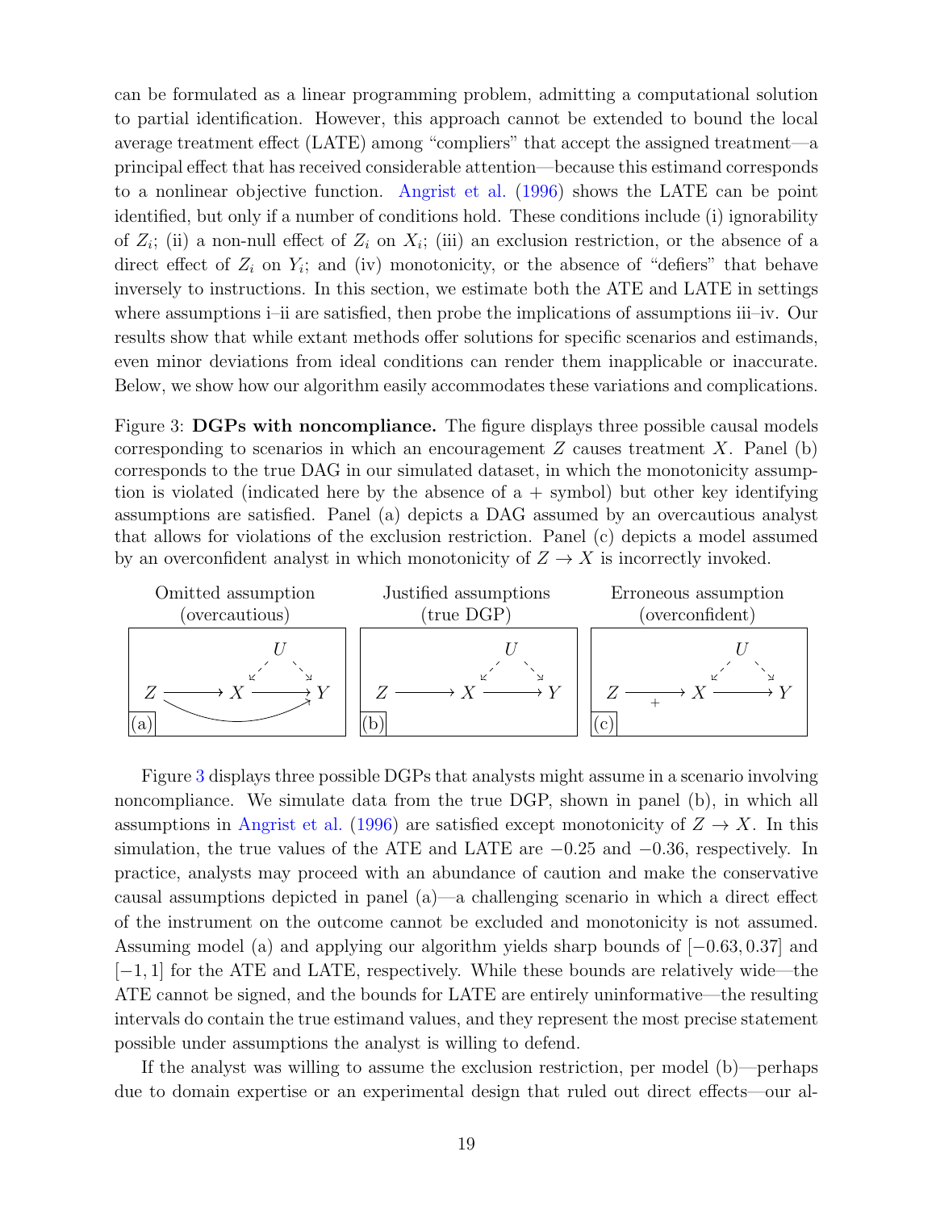can be formulated as a linear programming problem, admitting a computational solution to partial identification. However, this approach cannot be extended to bound the local average treatment effect (LATE) among "compliers" that accept the assigned treatment—a principal effect that has received considerable attention—because this estimand corresponds to a nonlinear objective function. Angrist et al. (1996) shows the LATE can be point identified, but only if a number of conditions hold. These conditions include (i) ignorability of $Z_i$; (ii) a non-null effect of $Z_i$ on $X_i$; (iii) an exclusion restriction, or the absence of a direct effect of $Z_i$ on $Y_i$; and (iv) monotonicity, or the absence of "defiers" that behave inversely to instructions. In this section, we estimate both the ATE and LATE in settings where assumptions i–ii are satisfied, then probe the implications of assumptions iii–iv. Our results show that while extant methods offer solutions for specific scenarios and estimands, even minor deviations from ideal conditions can render them inapplicable or inaccurate. Below, we show how our algorithm easily accommodates these variations and complications.

Figure 3: **DGPs with noncompliance.** The figure displays three possible causal models corresponding to scenarios in which an encouragement $Z$ causes treatment $X$. Panel (b) corresponds to the true DAG in our simulated dataset, in which the monotonicity assumption is violated (indicated here by the absence of a + symbol) but other key identifying assumptions are satisfied. Panel (a) depicts a DAG assumed by an overcautious analyst that allows for violations of the exclusion restriction. Panel (c) depicts a model assumed by an overconfident analyst in which monotonicity of $Z \to X$ is incorrectly invoked.

| Omitted assumption (overcautious) | Justified assumptions (true DGP) | Erroneous assumption (overconfident) |
|---|---|---|
| (a) $Z \to X \to Y$, $Z \to Y$, $U \dashrightarrow X$, $U \dashrightarrow Y$ | (b) $Z \to X \to Y$, $U \dashrightarrow X$, $U \dashrightarrow Y$ | (c) $Z \xrightarrow{+} X \to Y$, $U \dashrightarrow X$, $U \dashrightarrow Y$ |

Figure 3 displays three possible DGPs that analysts might assume in a scenario involving noncompliance. We simulate data from the true DGP, shown in panel (b), in which all assumptions in Angrist et al. (1996) are satisfied except monotonicity of $Z \to X$. In this simulation, the true values of the ATE and LATE are $-0.25$ and $-0.36$, respectively. In practice, analysts may proceed with an abundance of caution and make the conservative causal assumptions depicted in panel (a)—a challenging scenario in which a direct effect of the instrument on the outcome cannot be excluded and monotonicity is not assumed. Assuming model (a) and applying our algorithm yields sharp bounds of $[-0.63, 0.37]$ and $[-1, 1]$ for the ATE and LATE, respectively. While these bounds are relatively wide—the ATE cannot be signed, and the bounds for LATE are entirely uninformative—the resulting intervals do contain the true estimand values, and they represent the most precise statement possible under assumptions the analyst is willing to defend.

If the analyst was willing to assume the exclusion restriction, per model (b)—perhaps due to domain expertise or an experimental design that ruled out direct effects—our al-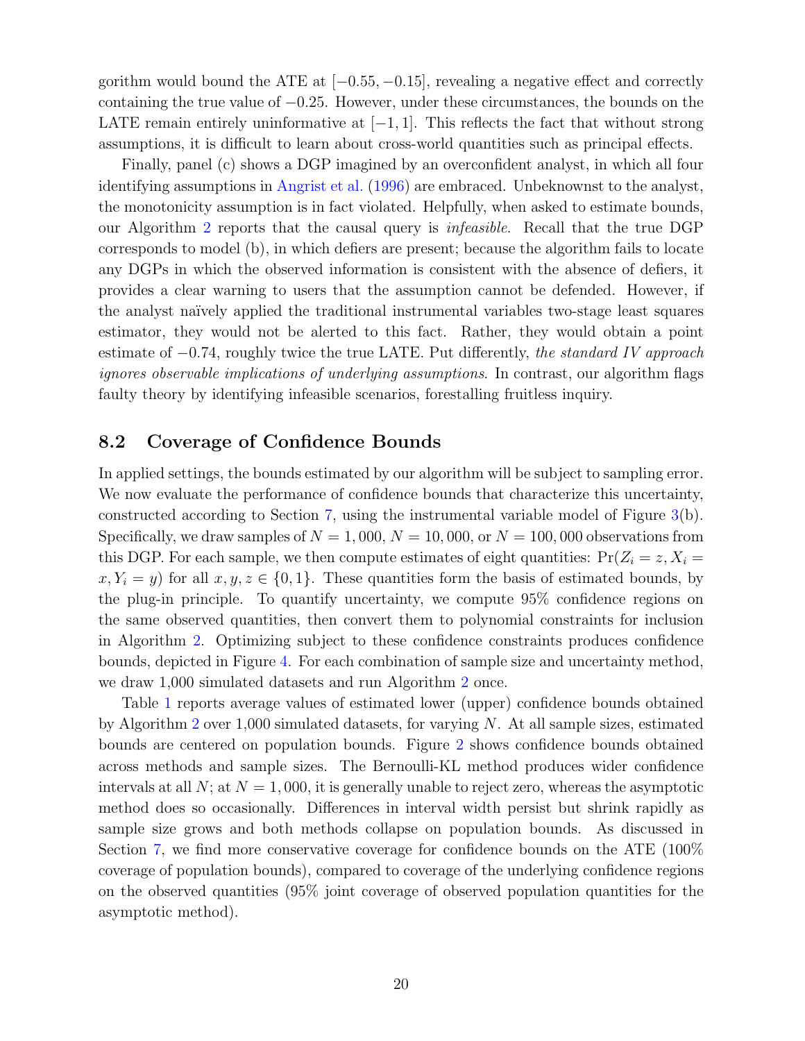gorithm would bound the ATE at $[-0.55, -0.15]$, revealing a negative effect and correctly containing the true value of $-0.25$. However, under these circumstances, the bounds on the LATE remain entirely uninformative at $[-1, 1]$. This reflects the fact that without strong assumptions, it is difficult to learn about cross-world quantities such as principal effects.

Finally, panel (c) shows a DGP imagined by an overconfident analyst, in which all four identifying assumptions in Angrist et al. (1996) are embraced. Unbeknownst to the analyst, the monotonicity assumption is in fact violated. Helpfully, when asked to estimate bounds, our Algorithm 2 reports that the causal query is *infeasible*. Recall that the true DGP corresponds to model (b), in which defiers are present; because the algorithm fails to locate any DGPs in which the observed information is consistent with the absence of defiers, it provides a clear warning to users that the assumption cannot be defended. However, if the analyst naïvely applied the traditional instrumental variables two-stage least squares estimator, they would not be alerted to this fact. Rather, they would obtain a point estimate of $-0.74$, roughly twice the true LATE. Put differently, *the standard IV approach ignores observable implications of underlying assumptions*. In contrast, our algorithm flags faulty theory by identifying infeasible scenarios, forestalling fruitless inquiry.

## 8.2 Coverage of Confidence Bounds

In applied settings, the bounds estimated by our algorithm will be subject to sampling error. We now evaluate the performance of confidence bounds that characterize this uncertainty, constructed according to Section 7, using the instrumental variable model of Figure 3(b). Specifically, we draw samples of $N = 1,000$, $N = 10,000$, or $N = 100,000$ observations from this DGP. For each sample, we then compute estimates of eight quantities: $\Pr(Z_i = z, X_i = x, Y_i = y)$ for all $x, y, z \in \{0, 1\}$. These quantities form the basis of estimated bounds, by the plug-in principle. To quantify uncertainty, we compute 95% confidence regions on the same observed quantities, then convert them to polynomial constraints for inclusion in Algorithm 2. Optimizing subject to these confidence constraints produces confidence bounds, depicted in Figure 4. For each combination of sample size and uncertainty method, we draw 1,000 simulated datasets and run Algorithm 2 once.

Table 1 reports average values of estimated lower (upper) confidence bounds obtained by Algorithm 2 over 1,000 simulated datasets, for varying $N$. At all sample sizes, estimated bounds are centered on population bounds. Figure 2 shows confidence bounds obtained across methods and sample sizes. The Bernoulli-KL method produces wider confidence intervals at all $N$; at $N = 1,000$, it is generally unable to reject zero, whereas the asymptotic method does so occasionally. Differences in interval width persist but shrink rapidly as sample size grows and both methods collapse on population bounds. As discussed in Section 7, we find more conservative coverage for confidence bounds on the ATE (100% coverage of population bounds), compared to coverage of the underlying confidence regions on the observed quantities (95% joint coverage of observed population quantities for the asymptotic method).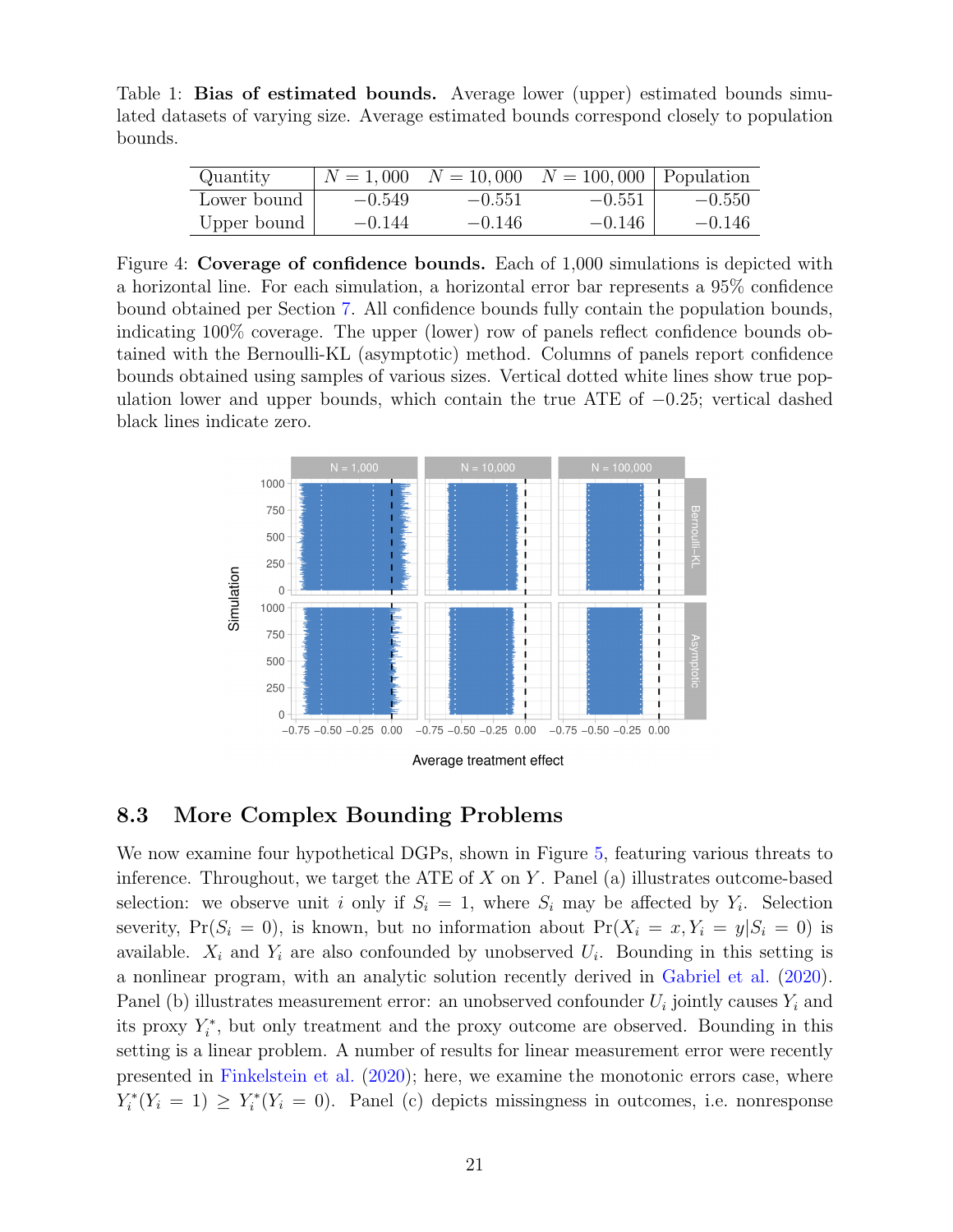Table 1: **Bias of estimated bounds.** Average lower (upper) estimated bounds simulated datasets of varying size. Average estimated bounds correspond closely to population bounds.

| Quantity | $N = 1,000$ | $N = 10,000$ | $N = 100,000$ | Population |
|---|---|---|---|---|
| Lower bound | $-0.549$ | $-0.551$ | $-0.551$ | $-0.550$ |
| Upper bound | $-0.144$ | $-0.146$ | $-0.146$ | $-0.146$ |

Figure 4: **Coverage of confidence bounds.** Each of 1,000 simulations is depicted with a horizontal line. For each simulation, a horizontal error bar represents a 95% confidence bound obtained per Section 7. All confidence bounds fully contain the population bounds, indicating 100% coverage. The upper (lower) row of panels reflect confidence bounds obtained with the Bernoulli-KL (asymptotic) method. Columns of panels report confidence bounds obtained using samples of various sizes. Vertical dotted white lines show true population lower and upper bounds, which contain the true ATE of $-0.25$; vertical dashed black lines indicate zero.

## 8.3 More Complex Bounding Problems

We now examine four hypothetical DGPs, shown in Figure 5, featuring various threats to inference. Throughout, we target the ATE of $X$ on $Y$. Panel (a) illustrates outcome-based selection: we observe unit $i$ only if $S_i = 1$, where $S_i$ may be affected by $Y_i$. Selection severity, $\Pr(S_i = 0)$, is known, but no information about $\Pr(X_i = x, Y_i = y | S_i = 0)$ is available. $X_i$ and $Y_i$ are also confounded by unobserved $U_i$. Bounding in this setting is a nonlinear program, with an analytic solution recently derived in Gabriel et al. (2020). Panel (b) illustrates measurement error: an unobserved confounder $U_i$ jointly causes $Y_i$ and its proxy $Y_i^*$, but only treatment and the proxy outcome are observed. Bounding in this setting is a linear problem. A number of results for linear measurement error were recently presented in Finkelstein et al. (2020); here, we examine the monotonic errors case, where $Y_i^*(Y_i = 1) \geq Y_i^*(Y_i = 0)$. Panel (c) depicts missingness in outcomes, i.e. nonresponse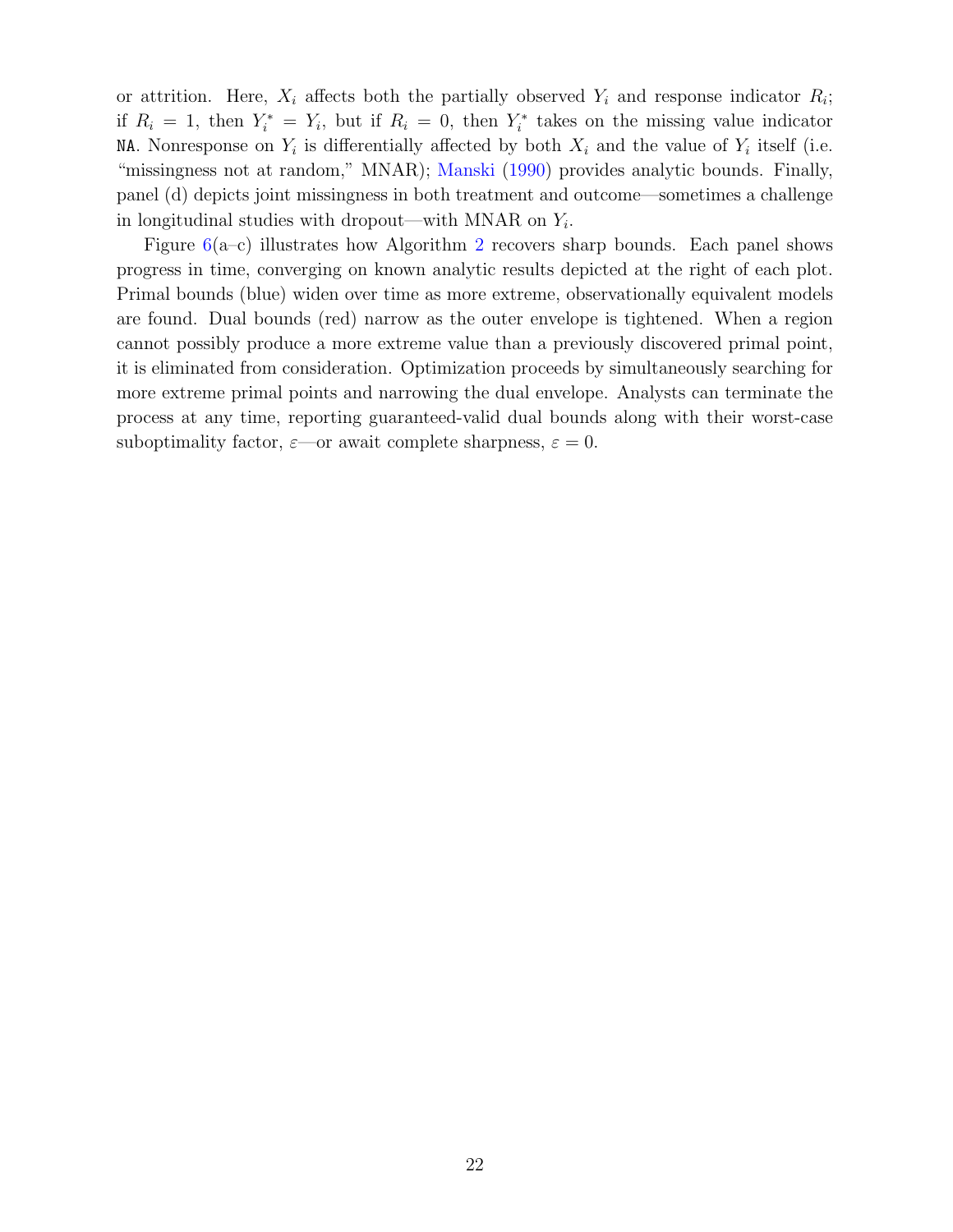or attrition. Here, $X_i$ affects both the partially observed $Y_i$ and response indicator $R_i$; if $R_i = 1$, then $Y_i^* = Y_i$, but if $R_i = 0$, then $Y_i^*$ takes on the missing value indicator `NA`. Nonresponse on $Y_i$ is differentially affected by both $X_i$ and the value of $Y_i$ itself (i.e. "missingness not at random," MNAR); Manski (1990) provides analytic bounds. Finally, panel (d) depicts joint missingness in both treatment and outcome—sometimes a challenge in longitudinal studies with dropout—with MNAR on $Y_i$.

Figure 6(a–c) illustrates how Algorithm 2 recovers sharp bounds. Each panel shows progress in time, converging on known analytic results depicted at the right of each plot. Primal bounds (blue) widen over time as more extreme, observationally equivalent models are found. Dual bounds (red) narrow as the outer envelope is tightened. When a region cannot possibly produce a more extreme value than a previously discovered primal point, it is eliminated from consideration. Optimization proceeds by simultaneously searching for more extreme primal points and narrowing the dual envelope. Analysts can terminate the process at any time, reporting guaranteed-valid dual bounds along with their worst-case suboptimality factor, $\varepsilon$—or await complete sharpness, $\varepsilon = 0$.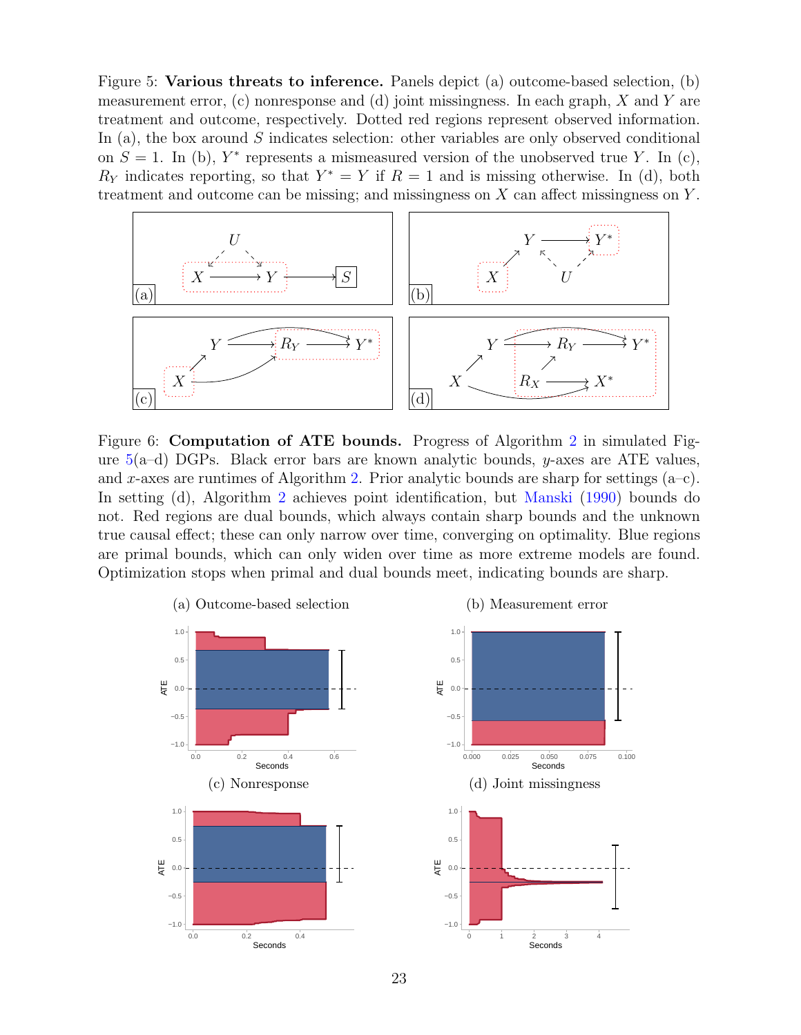Figure 5: **Various threats to inference.** Panels depict (a) outcome-based selection, (b) measurement error, (c) nonresponse and (d) joint missingness. In each graph, $X$ and $Y$ are treatment and outcome, respectively. Dotted red regions represent observed information. In (a), the box around $S$ indicates selection: other variables are only observed conditional on $S = 1$. In (b), $Y^*$ represents a mismeasured version of the unobserved true $Y$. In (c), $R_Y$ indicates reporting, so that $Y^* = Y$ if $R = 1$ and is missing otherwise. In (d), both treatment and outcome can be missing; and missingness on $X$ can affect missingness on $Y$.

Figure 6: **Computation of ATE bounds.** Progress of Algorithm 2 in simulated Figure 5(a–d) DGPs. Black error bars are known analytic bounds, $y$-axes are ATE values, and $x$-axes are runtimes of Algorithm 2. Prior analytic bounds are sharp for settings (a–c). In setting (d), Algorithm 2 achieves point identification, but Manski (1990) bounds do not. Red regions are dual bounds, which always contain sharp bounds and the unknown true causal effect; these can only narrow over time, converging on optimality. Blue regions are primal bounds, which can only widen over time as more extreme models are found. Optimization stops when primal and dual bounds meet, indicating bounds are sharp.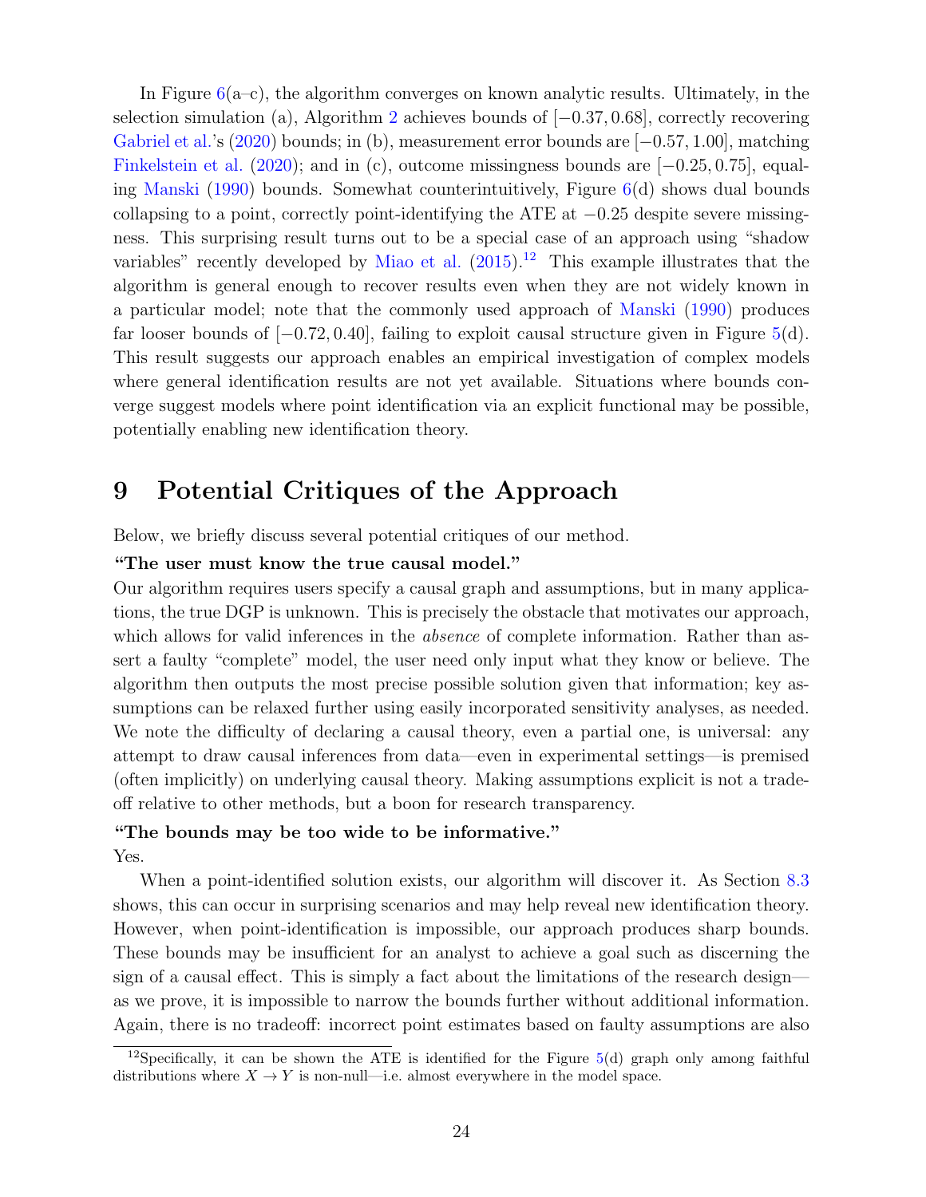In Figure 6(a–c), the algorithm converges on known analytic results. Ultimately, in the selection simulation (a), Algorithm 2 achieves bounds of $[-0.37, 0.68]$, correctly recovering Gabriel et al.'s (2020) bounds; in (b), measurement error bounds are $[-0.57, 1.00]$, matching Finkelstein et al. (2020); and in (c), outcome missingness bounds are $[-0.25, 0.75]$, equaling Manski (1990) bounds. Somewhat counterintuitively, Figure 6(d) shows dual bounds collapsing to a point, correctly point-identifying the ATE at $-0.25$ despite severe missingness. This surprising result turns out to be a special case of an approach using "shadow variables" recently developed by Miao et al. (2015).[12] This example illustrates that the algorithm is general enough to recover results even when they are not widely known in a particular model; note that the commonly used approach of Manski (1990) produces far looser bounds of $[-0.72, 0.40]$, failing to exploit causal structure given in Figure 5(d). This result suggests our approach enables an empirical investigation of complex models where general identification results are not yet available. Situations where bounds converge suggest models where point identification via an explicit functional may be possible, potentially enabling new identification theory.

# 9 Potential Critiques of the Approach

Below, we briefly discuss several potential critiques of our method.

**"The user must know the true causal model."**

Our algorithm requires users specify a causal graph and assumptions, but in many applications, the true DGP is unknown. This is precisely the obstacle that motivates our approach, which allows for valid inferences in the *absence* of complete information. Rather than assert a faulty "complete" model, the user need only input what they know or believe. The algorithm then outputs the most precise possible solution given that information; key assumptions can be relaxed further using easily incorporated sensitivity analyses, as needed. We note the difficulty of declaring a causal theory, even a partial one, is universal: any attempt to draw causal inferences from data—even in experimental settings—is premised (often implicitly) on underlying causal theory. Making assumptions explicit is not a tradeoff relative to other methods, but a boon for research transparency.

**"The bounds may be too wide to be informative."**

Yes.

When a point-identified solution exists, our algorithm will discover it. As Section 8.3 shows, this can occur in surprising scenarios and may help reveal new identification theory. However, when point-identification is impossible, our approach produces sharp bounds. These bounds may be insufficient for an analyst to achieve a goal such as discerning the sign of a causal effect. This is simply a fact about the limitations of the research design—as we prove, it is impossible to narrow the bounds further without additional information. Again, there is no tradeoff: incorrect point estimates based on faulty assumptions are also

[12] Specifically, it can be shown the ATE is identified for the Figure 5(d) graph only among faithful distributions where $X \to Y$ is non-null—i.e. almost everywhere in the model space.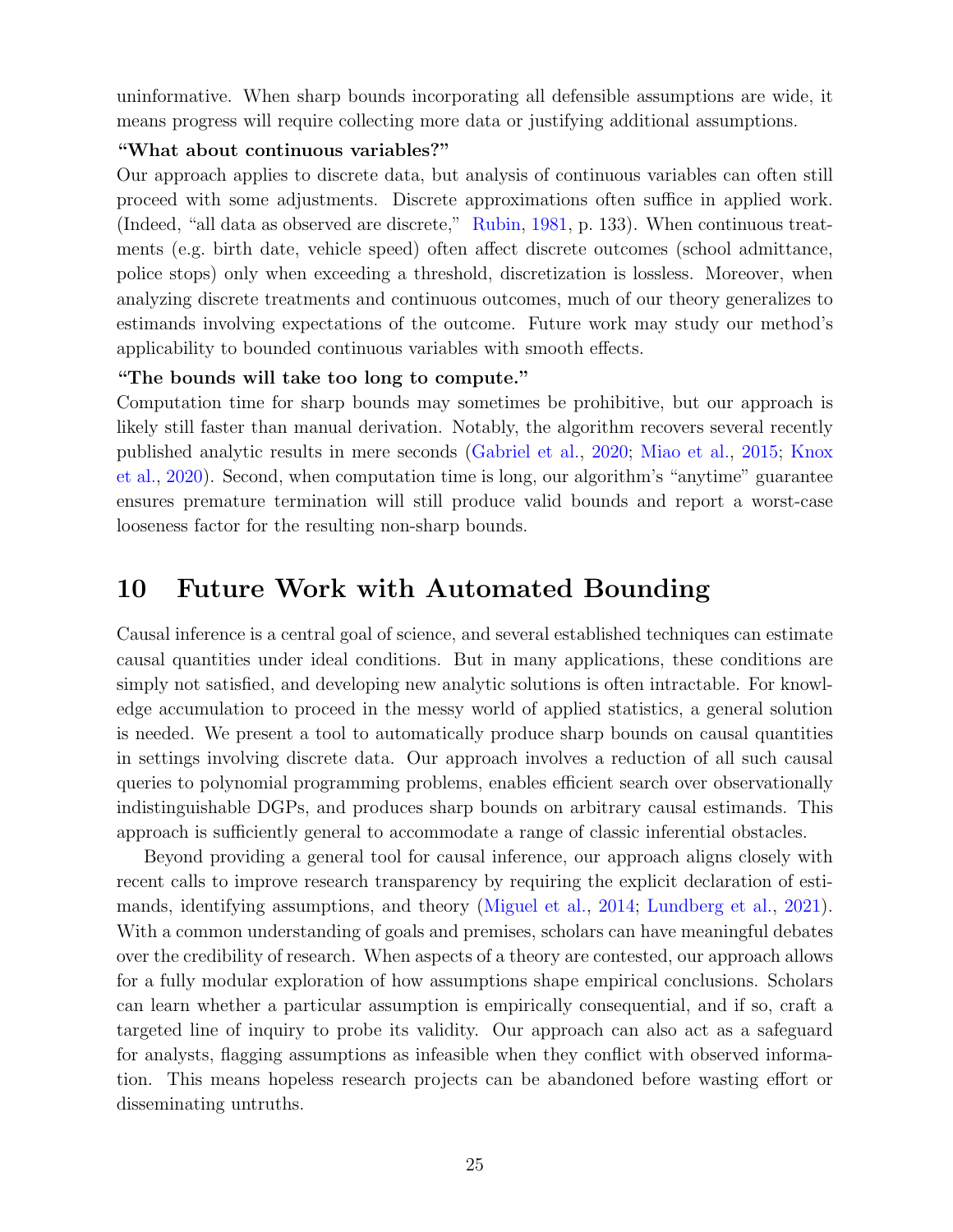uninformative. When sharp bounds incorporating all defensible assumptions are wide, it means progress will require collecting more data or justifying additional assumptions.

**"What about continuous variables?"**

Our approach applies to discrete data, but analysis of continuous variables can often still proceed with some adjustments. Discrete approximations often suffice in applied work. (Indeed, "all data as observed are discrete," Rubin, 1981, p. 133). When continuous treatments (e.g. birth date, vehicle speed) often affect discrete outcomes (school admittance, police stops) only when exceeding a threshold, discretization is lossless. Moreover, when analyzing discrete treatments and continuous outcomes, much of our theory generalizes to estimands involving expectations of the outcome. Future work may study our method's applicability to bounded continuous variables with smooth effects.

**"The bounds will take too long to compute."**

Computation time for sharp bounds may sometimes be prohibitive, but our approach is likely still faster than manual derivation. Notably, the algorithm recovers several recently published analytic results in mere seconds (Gabriel et al., 2020; Miao et al., 2015; Knox et al., 2020). Second, when computation time is long, our algorithm's "anytime" guarantee ensures premature termination will still produce valid bounds and report a worst-case looseness factor for the resulting non-sharp bounds.

# 10 Future Work with Automated Bounding

Causal inference is a central goal of science, and several established techniques can estimate causal quantities under ideal conditions. But in many applications, these conditions are simply not satisfied, and developing new analytic solutions is often intractable. For knowledge accumulation to proceed in the messy world of applied statistics, a general solution is needed. We present a tool to automatically produce sharp bounds on causal quantities in settings involving discrete data. Our approach involves a reduction of all such causal queries to polynomial programming problems, enables efficient search over observationally indistinguishable DGPs, and produces sharp bounds on arbitrary causal estimands. This approach is sufficiently general to accommodate a range of classic inferential obstacles.

Beyond providing a general tool for causal inference, our approach aligns closely with recent calls to improve research transparency by requiring the explicit declaration of estimands, identifying assumptions, and theory (Miguel et al., 2014; Lundberg et al., 2021). With a common understanding of goals and premises, scholars can have meaningful debates over the credibility of research. When aspects of a theory are contested, our approach allows for a fully modular exploration of how assumptions shape empirical conclusions. Scholars can learn whether a particular assumption is empirically consequential, and if so, craft a targeted line of inquiry to probe its validity. Our approach can also act as a safeguard for analysts, flagging assumptions as infeasible when they conflict with observed information. This means hopeless research projects can be abandoned before wasting effort or disseminating untruths.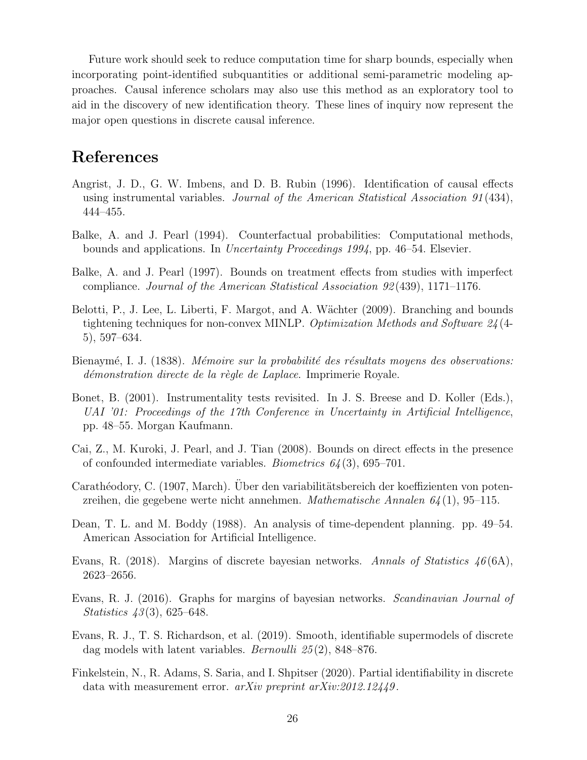Future work should seek to reduce computation time for sharp bounds, especially when incorporating point-identified subquantities or additional semi-parametric modeling approaches. Causal inference scholars may also use this method as an exploratory tool to aid in the discovery of new identification theory. These lines of inquiry now represent the major open questions in discrete causal inference.

## References

Angrist, J. D., G. W. Imbens, and D. B. Rubin (1996). Identification of causal effects using instrumental variables. *Journal of the American Statistical Association 91*(434), 444–455.

Balke, A. and J. Pearl (1994). Counterfactual probabilities: Computational methods, bounds and applications. In *Uncertainty Proceedings 1994*, pp. 46–54. Elsevier.

Balke, A. and J. Pearl (1997). Bounds on treatment effects from studies with imperfect compliance. *Journal of the American Statistical Association 92*(439), 1171–1176.

Belotti, P., J. Lee, L. Liberti, F. Margot, and A. Wächter (2009). Branching and bounds tightening techniques for non-convex MINLP. *Optimization Methods and Software 24*(4-5), 597–634.

Bienaymé, I. J. (1838). *Mémoire sur la probabilité des résultats moyens des observations: démonstration directe de la règle de Laplace*. Imprimerie Royale.

Bonet, B. (2001). Instrumentality tests revisited. In J. S. Breese and D. Koller (Eds.), *UAI '01: Proceedings of the 17th Conference in Uncertainty in Artificial Intelligence*, pp. 48–55. Morgan Kaufmann.

Cai, Z., M. Kuroki, J. Pearl, and J. Tian (2008). Bounds on direct effects in the presence of confounded intermediate variables. *Biometrics 64*(3), 695–701.

Carathéodory, C. (1907, March). Über den variabilitätsbereich der koeffizienten von potenzreihen, die gegebene werte nicht annehmen. *Mathematische Annalen 64*(1), 95–115.

Dean, T. L. and M. Boddy (1988). An analysis of time-dependent planning. pp. 49–54. American Association for Artificial Intelligence.

Evans, R. (2018). Margins of discrete bayesian networks. *Annals of Statistics 46*(6A), 2623–2656.

Evans, R. J. (2016). Graphs for margins of bayesian networks. *Scandinavian Journal of Statistics 43*(3), 625–648.

Evans, R. J., T. S. Richardson, et al. (2019). Smooth, identifiable supermodels of discrete dag models with latent variables. *Bernoulli 25*(2), 848–876.

Finkelstein, N., R. Adams, S. Saria, and I. Shpitser (2020). Partial identifiability in discrete data with measurement error. *arXiv preprint arXiv:2012.12449*.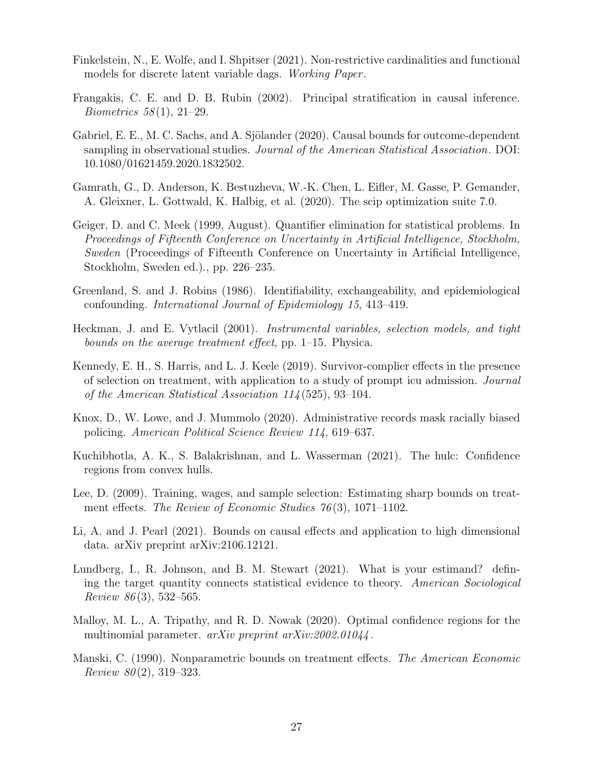Finkelstein, N., E. Wolfe, and I. Shpitser (2021). Non-restrictive cardinalities and functional models for discrete latent variable dags. *Working Paper*.

Frangakis, C. E. and D. B. Rubin (2002). Principal stratification in causal inference. *Biometrics 58*(1), 21–29.

Gabriel, E. E., M. C. Sachs, and A. Sjölander (2020). Causal bounds for outcome-dependent sampling in observational studies. *Journal of the American Statistical Association*. DOI: 10.1080/01621459.2020.1832502.

Gamrath, G., D. Anderson, K. Bestuzheva, W.-K. Chen, L. Eifler, M. Gasse, P. Gemander, A. Gleixner, L. Gottwald, K. Halbig, et al. (2020). The scip optimization suite 7.0.

Geiger, D. and C. Meek (1999, August). Quantifier elimination for statistical problems. In *Proceedings of Fifteenth Conference on Uncertainty in Artificial Intelligence, Stockholm, Sweden* (Proceedings of Fifteenth Conference on Uncertainty in Artificial Intelligence, Stockholm, Sweden ed.)., pp. 226–235.

Greenland, S. and J. Robins (1986). Identifiability, exchangeability, and epidemiological confounding. *International Journal of Epidemiology 15*, 413–419.

Heckman, J. and E. Vytlacil (2001). *Instrumental variables, selection models, and tight bounds on the average treatment effect*, pp. 1–15. Physica.

Kennedy, E. H., S. Harris, and L. J. Keele (2019). Survivor-complier effects in the presence of selection on treatment, with application to a study of prompt icu admission. *Journal of the American Statistical Association 114*(525), 93–104.

Knox, D., W. Lowe, and J. Mummolo (2020). Administrative records mask racially biased policing. *American Political Science Review 114*, 619–637.

Kuchibhotla, A. K., S. Balakrishnan, and L. Wasserman (2021). The hulc: Confidence regions from convex hulls.

Lee, D. (2009). Training, wages, and sample selection: Estimating sharp bounds on treatment effects. *The Review of Economic Studies 76*(3), 1071–1102.

Li, A. and J. Pearl (2021). Bounds on causal effects and application to high dimensional data. arXiv preprint arXiv:2106.12121.

Lundberg, I., R. Johnson, and B. M. Stewart (2021). What is your estimand? defining the target quantity connects statistical evidence to theory. *American Sociological Review 86*(3), 532–565.

Malloy, M. L., A. Tripathy, and R. D. Nowak (2020). Optimal confidence regions for the multinomial parameter. *arXiv preprint arXiv:2002.01044*.

Manski, C. (1990). Nonparametric bounds on treatment effects. *The American Economic Review 80*(2), 319–323.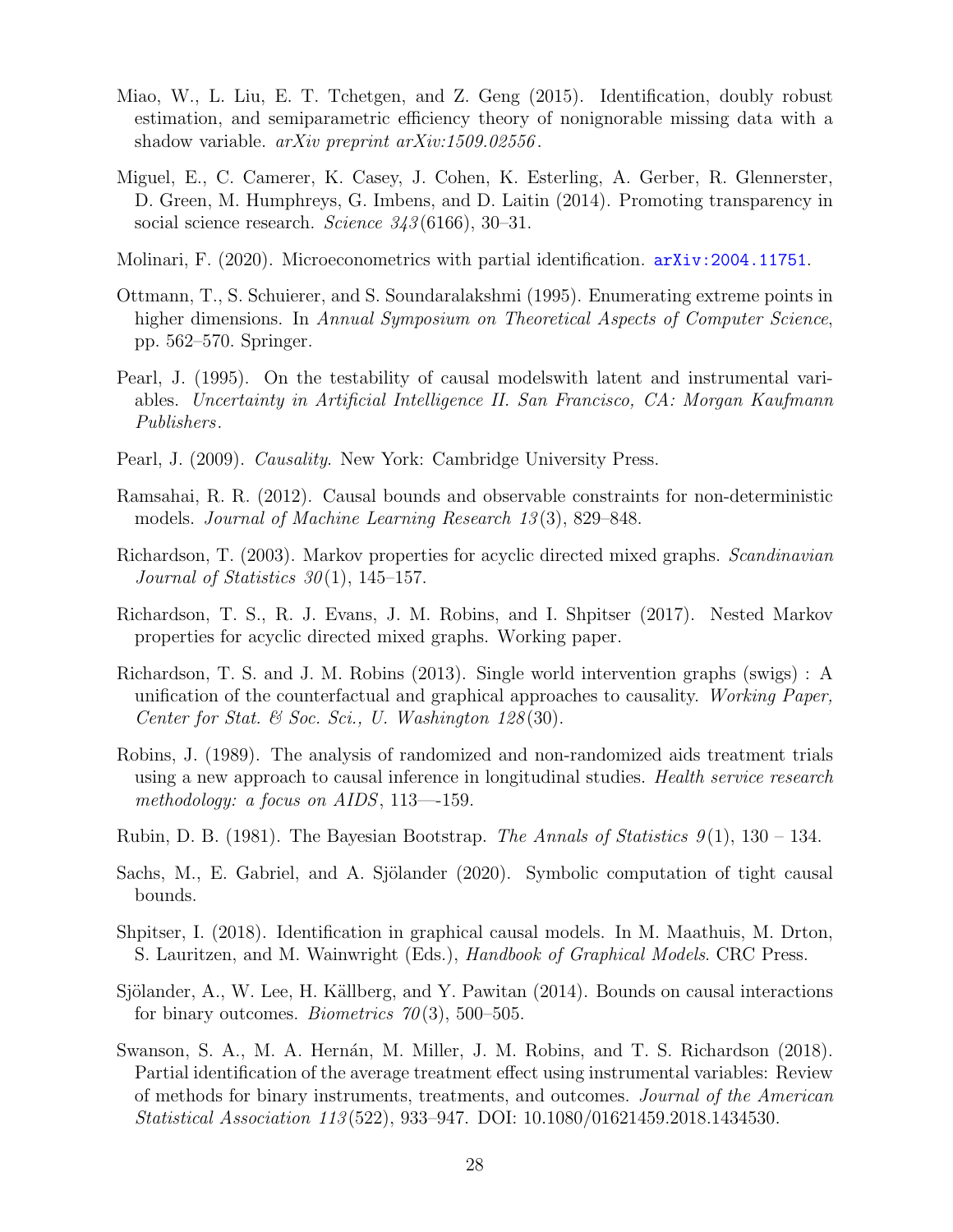Miao, W., L. Liu, E. T. Tchetgen, and Z. Geng (2015). Identification, doubly robust estimation, and semiparametric efficiency theory of nonignorable missing data with a shadow variable. *arXiv preprint arXiv:1509.02556*.

Miguel, E., C. Camerer, K. Casey, J. Cohen, K. Esterling, A. Gerber, R. Glennerster, D. Green, M. Humphreys, G. Imbens, and D. Laitin (2014). Promoting transparency in social science research. *Science 343*(6166), 30–31.

Molinari, F. (2020). Microeconometrics with partial identification. arXiv:2004.11751.

Ottmann, T., S. Schuierer, and S. Soundaralakshmi (1995). Enumerating extreme points in higher dimensions. In *Annual Symposium on Theoretical Aspects of Computer Science*, pp. 562–570. Springer.

Pearl, J. (1995). On the testability of causal modelswith latent and instrumental variables. *Uncertainty in Artificial Intelligence II. San Francisco, CA: Morgan Kaufmann Publishers*.

Pearl, J. (2009). *Causality*. New York: Cambridge University Press.

Ramsahai, R. R. (2012). Causal bounds and observable constraints for non-deterministic models. *Journal of Machine Learning Research 13*(3), 829–848.

Richardson, T. (2003). Markov properties for acyclic directed mixed graphs. *Scandinavian Journal of Statistics 30*(1), 145–157.

Richardson, T. S., R. J. Evans, J. M. Robins, and I. Shpitser (2017). Nested Markov properties for acyclic directed mixed graphs. Working paper.

Richardson, T. S. and J. M. Robins (2013). Single world intervention graphs (swigs) : A unification of the counterfactual and graphical approaches to causality. *Working Paper, Center for Stat. & Soc. Sci., U. Washington 128*(30).

Robins, J. (1989). The analysis of randomized and non-randomized aids treatment trials using a new approach to causal inference in longitudinal studies. *Health service research methodology: a focus on AIDS*, 113—-159.

Rubin, D. B. (1981). The Bayesian Bootstrap. *The Annals of Statistics 9*(1), 130 – 134.

Sachs, M., E. Gabriel, and A. Sjölander (2020). Symbolic computation of tight causal bounds.

Shpitser, I. (2018). Identification in graphical causal models. In M. Maathuis, M. Drton, S. Lauritzen, and M. Wainwright (Eds.), *Handbook of Graphical Models*. CRC Press.

Sjölander, A., W. Lee, H. Källberg, and Y. Pawitan (2014). Bounds on causal interactions for binary outcomes. *Biometrics 70*(3), 500–505.

Swanson, S. A., M. A. Hernán, M. Miller, J. M. Robins, and T. S. Richardson (2018). Partial identification of the average treatment effect using instrumental variables: Review of methods for binary instruments, treatments, and outcomes. *Journal of the American Statistical Association 113*(522), 933–947. DOI: 10.1080/01621459.2018.1434530.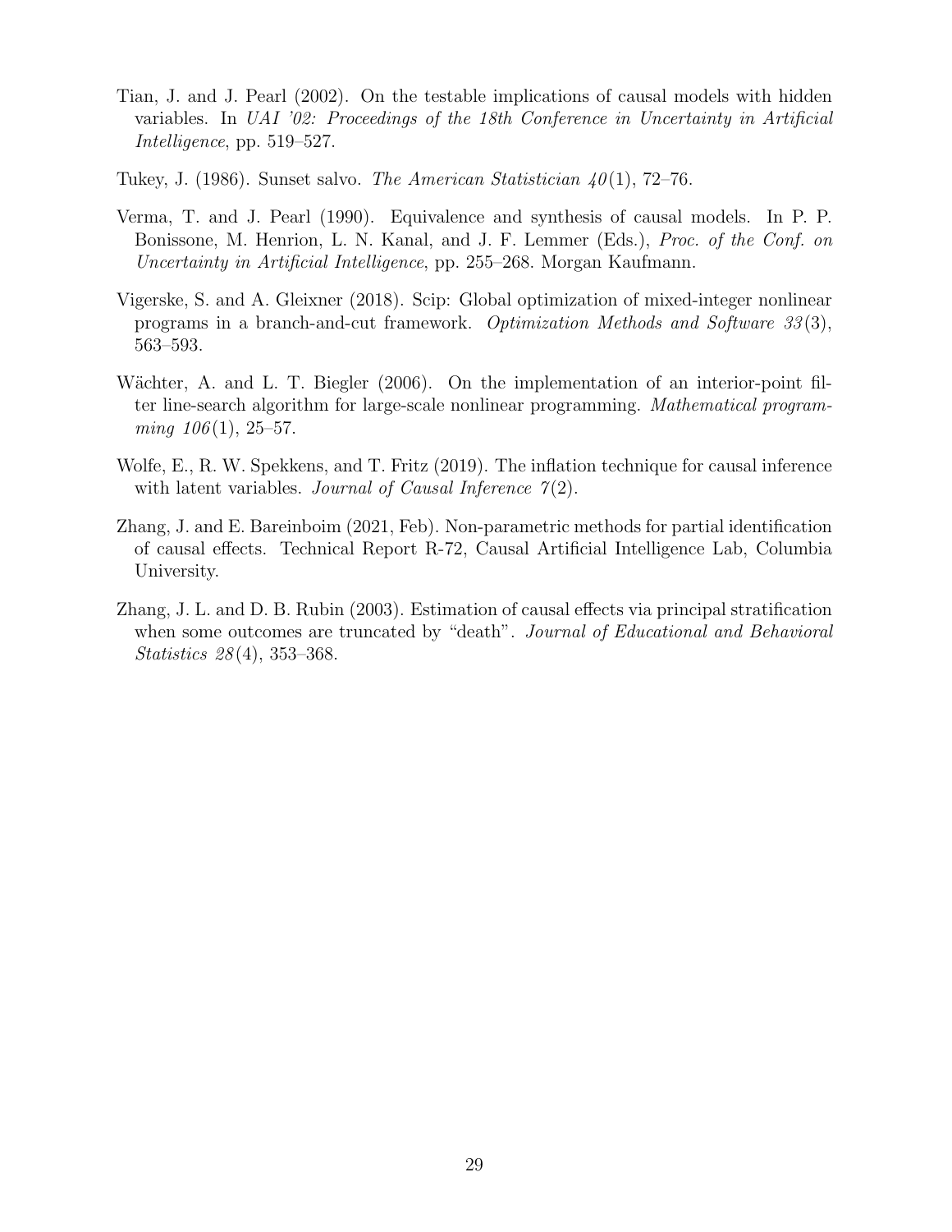Tian, J. and J. Pearl (2002). On the testable implications of causal models with hidden variables. In *UAI '02: Proceedings of the 18th Conference in Uncertainty in Artificial Intelligence*, pp. 519–527.

Tukey, J. (1986). Sunset salvo. *The American Statistician 40*(1), 72–76.

Verma, T. and J. Pearl (1990). Equivalence and synthesis of causal models. In P. P. Bonissone, M. Henrion, L. N. Kanal, and J. F. Lemmer (Eds.), *Proc. of the Conf. on Uncertainty in Artificial Intelligence*, pp. 255–268. Morgan Kaufmann.

Vigerske, S. and A. Gleixner (2018). Scip: Global optimization of mixed-integer nonlinear programs in a branch-and-cut framework. *Optimization Methods and Software 33*(3), 563–593.

Wächter, A. and L. T. Biegler (2006). On the implementation of an interior-point filter line-search algorithm for large-scale nonlinear programming. *Mathematical programming 106*(1), 25–57.

Wolfe, E., R. W. Spekkens, and T. Fritz (2019). The inflation technique for causal inference with latent variables. *Journal of Causal Inference 7*(2).

Zhang, J. and E. Bareinboim (2021, Feb). Non-parametric methods for partial identification of causal effects. Technical Report R-72, Causal Artificial Intelligence Lab, Columbia University.

Zhang, J. L. and D. B. Rubin (2003). Estimation of causal effects via principal stratification when some outcomes are truncated by "death". *Journal of Educational and Behavioral Statistics 28*(4), 353–368.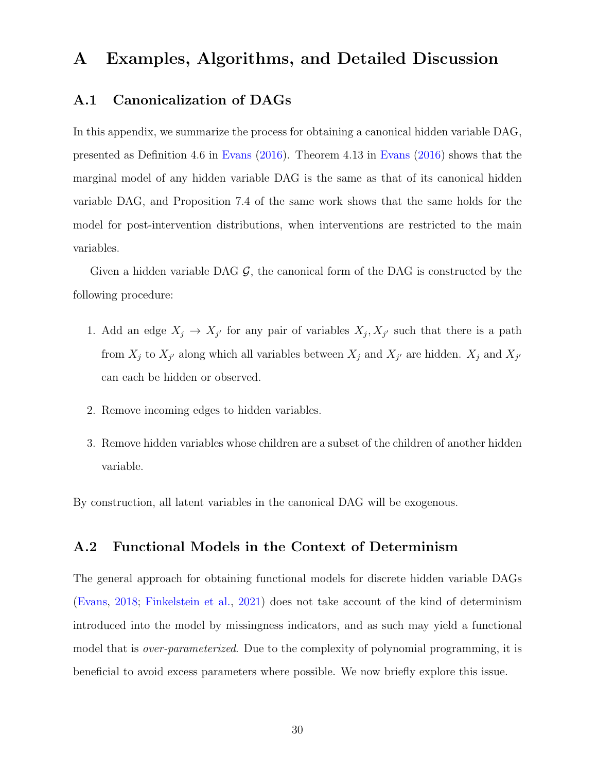# A Examples, Algorithms, and Detailed Discussion

## A.1 Canonicalization of DAGs

In this appendix, we summarize the process for obtaining a canonical hidden variable DAG, presented as Definition 4.6 in Evans (2016). Theorem 4.13 in Evans (2016) shows that the marginal model of any hidden variable DAG is the same as that of its canonical hidden variable DAG, and Proposition 7.4 of the same work shows that the same holds for the model for post-intervention distributions, when interventions are restricted to the main variables.

Given a hidden variable DAG $\mathcal{G}$, the canonical form of the DAG is constructed by the following procedure:

1. Add an edge $X_j \to X_{j'}$ for any pair of variables $X_j, X_{j'}$ such that there is a path from $X_j$ to $X_{j'}$ along which all variables between $X_j$ and $X_{j'}$ are hidden. $X_j$ and $X_{j'}$ can each be hidden or observed.
2. Remove incoming edges to hidden variables.
3. Remove hidden variables whose children are a subset of the children of another hidden variable.

By construction, all latent variables in the canonical DAG will be exogenous.

## A.2 Functional Models in the Context of Determinism

The general approach for obtaining functional models for discrete hidden variable DAGs (Evans, 2018; Finkelstein et al., 2021) does not take account of the kind of determinism introduced into the model by missingness indicators, and as such may yield a functional model that is *over-parameterized*. Due to the complexity of polynomial programming, it is beneficial to avoid excess parameters where possible. We now briefly explore this issue.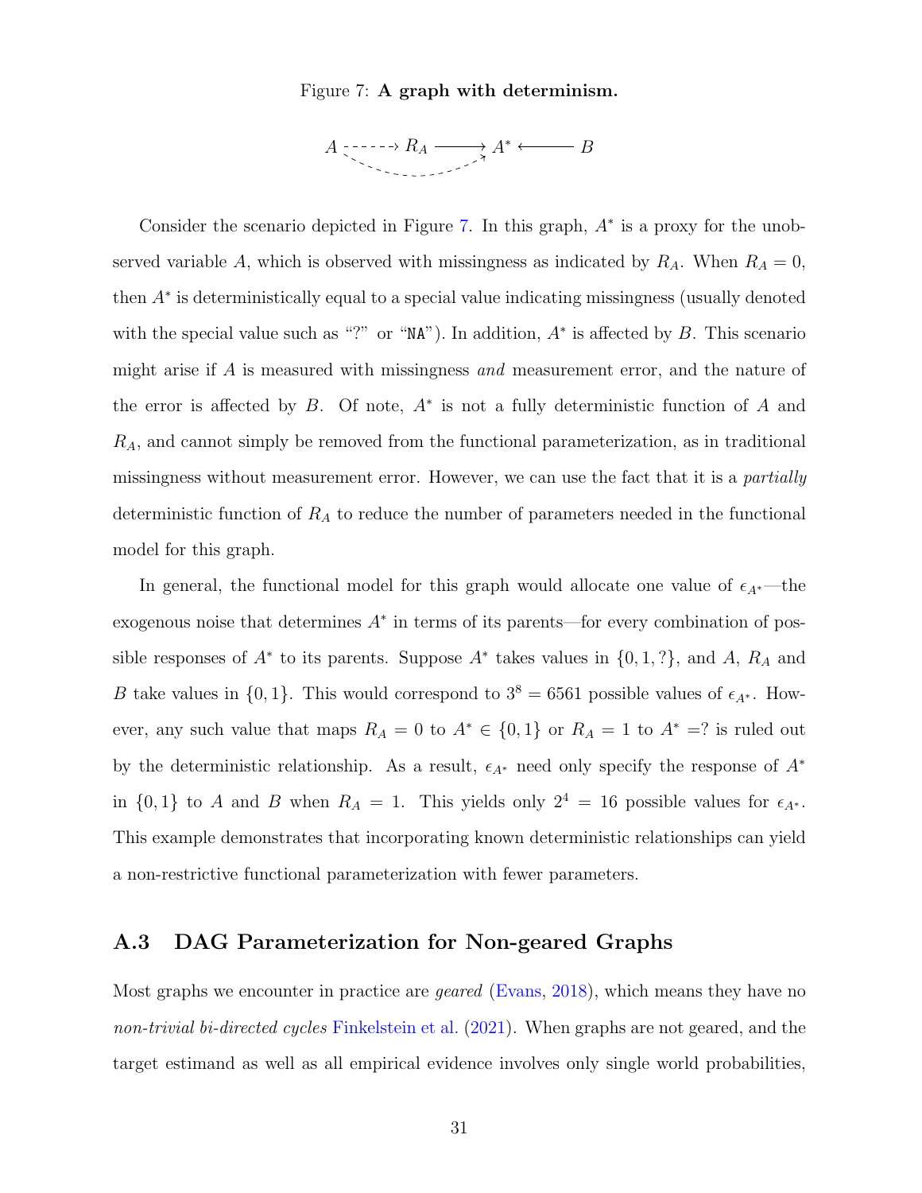Figure 7: **A graph with determinism.**

$$A \dashrightarrow R_A \longrightarrow A^* \longleftarrow B$$

Consider the scenario depicted in Figure 7. In this graph, $A^*$ is a proxy for the unobserved variable $A$, which is observed with missingness as indicated by $R_A$. When $R_A = 0$, then $A^*$ is deterministically equal to a special value indicating missingness (usually denoted with the special value such as "?" or "NA"). In addition, $A^*$ is affected by $B$. This scenario might arise if $A$ is measured with missingness *and* measurement error, and the nature of the error is affected by $B$. Of note, $A^*$ is not a fully deterministic function of $A$ and $R_A$, and cannot simply be removed from the functional parameterization, as in traditional missingness without measurement error. However, we can use the fact that it is a *partially* deterministic function of $R_A$ to reduce the number of parameters needed in the functional model for this graph.

In general, the functional model for this graph would allocate one value of $\epsilon_{A^*}$—the exogenous noise that determines $A^*$ in terms of its parents—for every combination of possible responses of $A^*$ to its parents. Suppose $A^*$ takes values in $\{0, 1, ?\}$, and $A$, $R_A$ and $B$ take values in $\{0, 1\}$. This would correspond to $3^8 = 6561$ possible values of $\epsilon_{A^*}$. However, any such value that maps $R_A = 0$ to $A^* \in \{0, 1\}$ or $R_A = 1$ to $A^* =?$ is ruled out by the deterministic relationship. As a result, $\epsilon_{A^*}$ need only specify the response of $A^*$ in $\{0, 1\}$ to $A$ and $B$ when $R_A = 1$. This yields only $2^4 = 16$ possible values for $\epsilon_{A^*}$. This example demonstrates that incorporating known deterministic relationships can yield a non-restrictive functional parameterization with fewer parameters.

## A.3 DAG Parameterization for Non-geared Graphs

Most graphs we encounter in practice are *geared* (Evans, 2018), which means they have no *non-trivial bi-directed cycles* Finkelstein et al. (2021). When graphs are not geared, and the target estimand as well as all empirical evidence involves only single world probabilities,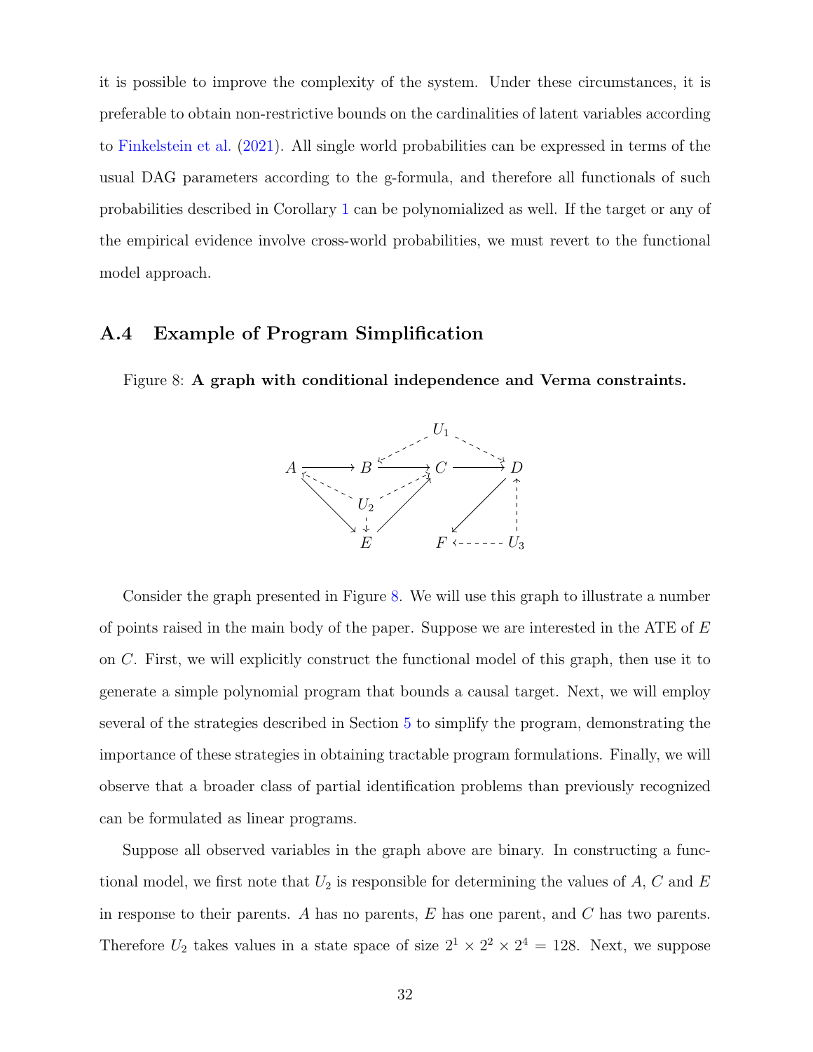it is possible to improve the complexity of the system. Under these circumstances, it is preferable to obtain non-restrictive bounds on the cardinalities of latent variables according to Finkelstein et al. (2021). All single world probabilities can be expressed in terms of the usual DAG parameters according to the g-formula, and therefore all functionals of such probabilities described in Corollary 1 can be polynomialized as well. If the target or any of the empirical evidence involve cross-world probabilities, we must revert to the functional model approach.

## A.4 Example of Program Simplification

Figure 8: **A graph with conditional independence and Verma constraints.**

Consider the graph presented in Figure 8. We will use this graph to illustrate a number of points raised in the main body of the paper. Suppose we are interested in the ATE of $E$ on $C$. First, we will explicitly construct the functional model of this graph, then use it to generate a simple polynomial program that bounds a causal target. Next, we will employ several of the strategies described in Section 5 to simplify the program, demonstrating the importance of these strategies in obtaining tractable program formulations. Finally, we will observe that a broader class of partial identification problems than previously recognized can be formulated as linear programs.

Suppose all observed variables in the graph above are binary. In constructing a functional model, we first note that $U_2$ is responsible for determining the values of $A$, $C$ and $E$ in response to their parents. $A$ has no parents, $E$ has one parent, and $C$ has two parents. Therefore $U_2$ takes values in a state space of size $2^1 \times 2^2 \times 2^4 = 128$. Next, we suppose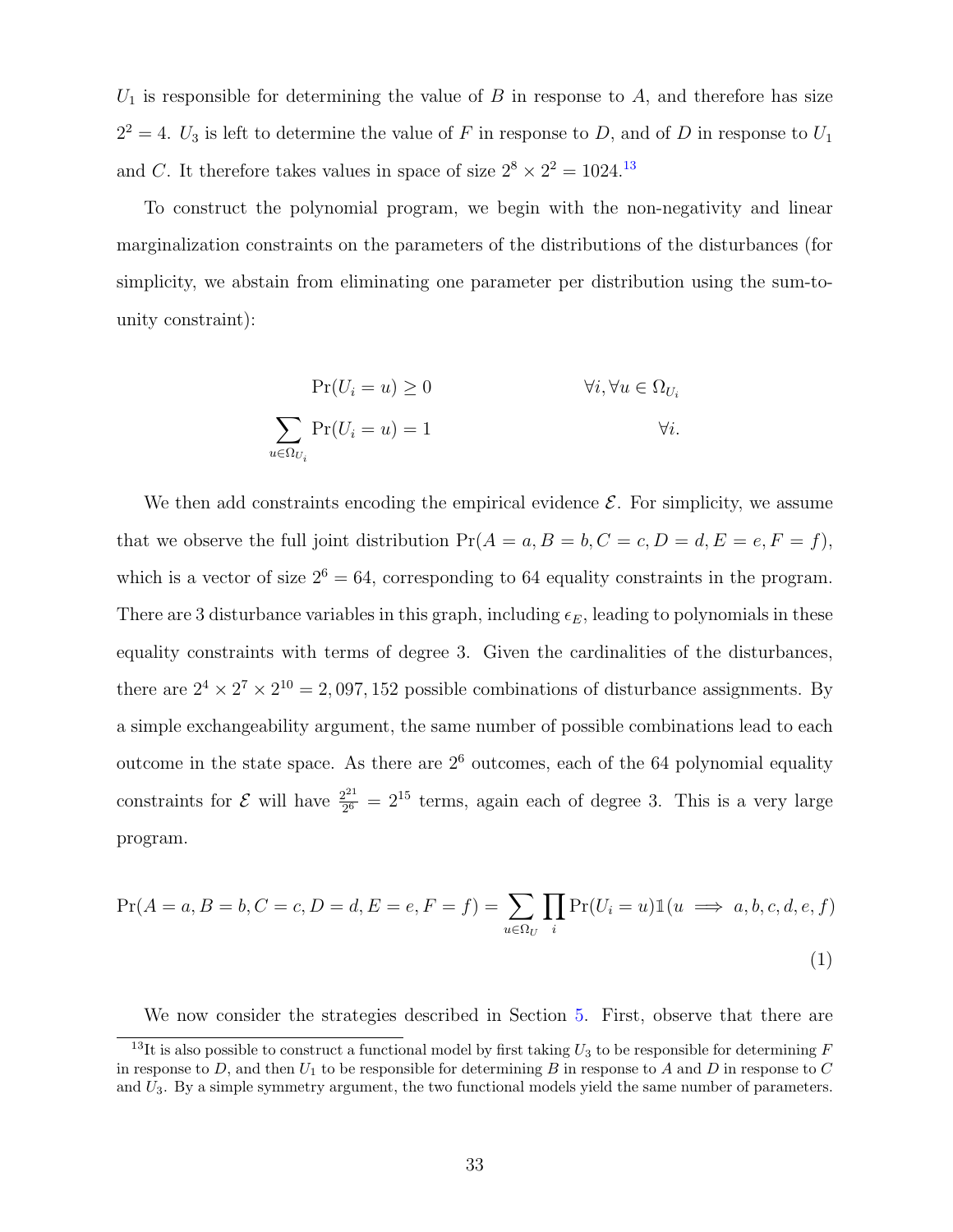$U_1$ is responsible for determining the value of $B$ in response to $A$, and therefore has size $2^2 = 4$. $U_3$ is left to determine the value of $F$ in response to $D$, and of $D$ in response to $U_1$ and $C$. It therefore takes values in space of size $2^8 \times 2^2 = 1024$.[13]

To construct the polynomial program, we begin with the non-negativity and linear marginalization constraints on the parameters of the distributions of the disturbances (for simplicity, we abstain from eliminating one parameter per distribution using the sum-to-unity constraint):

$$
\begin{aligned}
\Pr(U_i = u) &\geq 0 & \forall i, \forall u \in \Omega_{U_i} \\
\sum_{u \in \Omega_{U_i}} \Pr(U_i = u) &= 1 & \forall i.
\end{aligned}
$$

We then add constraints encoding the empirical evidence $\mathcal{E}$. For simplicity, we assume that we observe the full joint distribution $\Pr(A = a, B = b, C = c, D = d, E = e, F = f)$, which is a vector of size $2^6 = 64$, corresponding to 64 equality constraints in the program. There are 3 disturbance variables in this graph, including $\epsilon_E$, leading to polynomials in these equality constraints with terms of degree 3. Given the cardinalities of the disturbances, there are $2^4 \times 2^7 \times 2^{10} = 2,097,152$ possible combinations of disturbance assignments. By a simple exchangeability argument, the same number of possible combinations lead to each outcome in the state space. As there are $2^6$ outcomes, each of the 64 polynomial equality constraints for $\mathcal{E}$ will have $\frac{2^{21}}{2^6} = 2^{15}$ terms, again each of degree 3. This is a very large program.

$$
\Pr(A = a, B = b, C = c, D = d, E = e, F = f) = \sum_{u \in \Omega_U} \prod_i \Pr(U_i = u) \mathbb{1}(u \implies a, b, c, d, e, f) \tag{1}
$$

We now consider the strategies described in Section 5. First, observe that there are

[13] It is also possible to construct a functional model by first taking $U_3$ to be responsible for determining $F$ in response to $D$, and then $U_1$ to be responsible for determining $B$ in response to $A$ and $D$ in response to $C$ and $U_3$. By a simple symmetry argument, the two functional models yield the same number of parameters.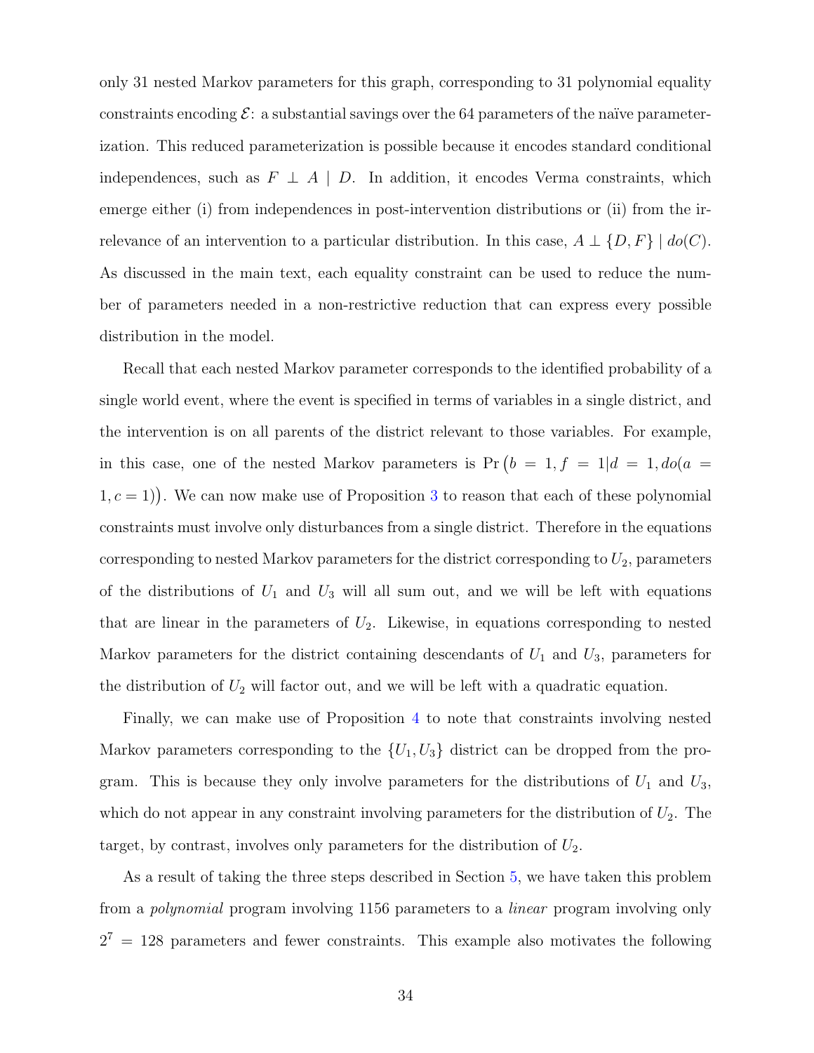only 31 nested Markov parameters for this graph, corresponding to 31 polynomial equality constraints encoding $\mathcal{E}$: a substantial savings over the 64 parameters of the naïve parameterization. This reduced parameterization is possible because it encodes standard conditional independences, such as $F \perp A \mid D$. In addition, it encodes Verma constraints, which emerge either (i) from independences in post-intervention distributions or (ii) from the irrelevance of an intervention to a particular distribution. In this case, $A \perp \{D, F\} \mid do(C)$. As discussed in the main text, each equality constraint can be used to reduce the number of parameters needed in a non-restrictive reduction that can express every possible distribution in the model.

Recall that each nested Markov parameter corresponds to the identified probability of a single world event, where the event is specified in terms of variables in a single district, and the intervention is on all parents of the district relevant to those variables. For example, in this case, one of the nested Markov parameters is $\Pr\big(b = 1, f = 1 | d = 1, do(a = 1, c = 1)\big)$. We can now make use of Proposition 3 to reason that each of these polynomial constraints must involve only disturbances from a single district. Therefore in the equations corresponding to nested Markov parameters for the district corresponding to $U_2$, parameters of the distributions of $U_1$ and $U_3$ will all sum out, and we will be left with equations that are linear in the parameters of $U_2$. Likewise, in equations corresponding to nested Markov parameters for the district containing descendants of $U_1$ and $U_3$, parameters for the distribution of $U_2$ will factor out, and we will be left with a quadratic equation.

Finally, we can make use of Proposition 4 to note that constraints involving nested Markov parameters corresponding to the $\{U_1, U_3\}$ district can be dropped from the program. This is because they only involve parameters for the distributions of $U_1$ and $U_3$, which do not appear in any constraint involving parameters for the distribution of $U_2$. The target, by contrast, involves only parameters for the distribution of $U_2$.

As a result of taking the three steps described in Section 5, we have taken this problem from a *polynomial* program involving 1156 parameters to a *linear* program involving only $2^7 = 128$ parameters and fewer constraints. This example also motivates the following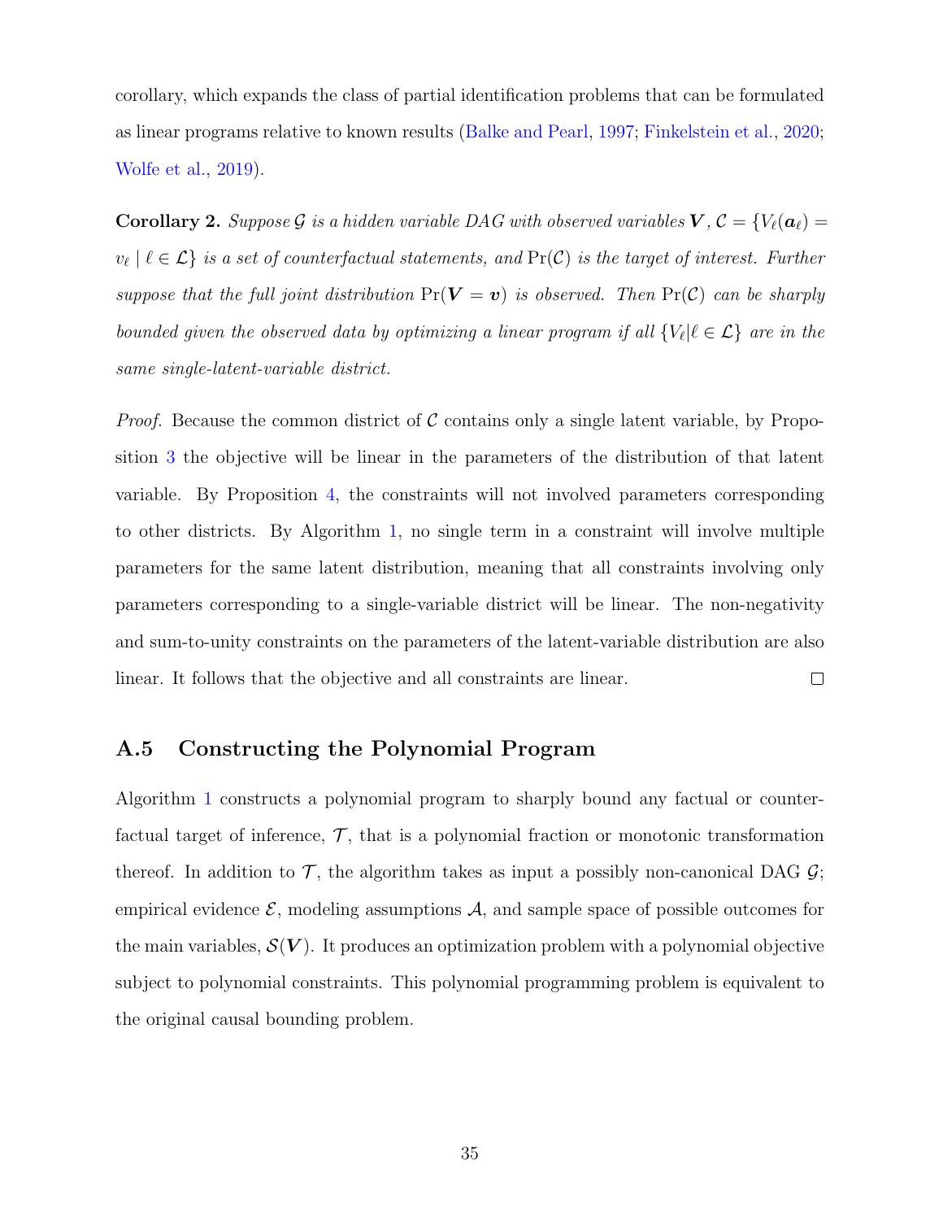corollary, which expands the class of partial identification problems that can be formulated as linear programs relative to known results (Balke and Pearl, 1997; Finkelstein et al., 2020; Wolfe et al., 2019).

**Corollary 2.** *Suppose $\mathcal{G}$ is a hidden variable DAG with observed variables $\boldsymbol{V}$, $\mathcal{C} = \{V_\ell(\boldsymbol{a}_\ell) = v_\ell \mid \ell \in \mathcal{L}\}$ is a set of counterfactual statements, and $\Pr(\mathcal{C})$ is the target of interest. Further suppose that the full joint distribution $\Pr(\boldsymbol{V} = \boldsymbol{v})$ is observed. Then $\Pr(\mathcal{C})$ can be sharply bounded given the observed data by optimizing a linear program if all $\{V_\ell | \ell \in \mathcal{L}\}$ are in the same single-latent-variable district.*

*Proof.* Because the common district of $\mathcal{C}$ contains only a single latent variable, by Proposition 3 the objective will be linear in the parameters of the distribution of that latent variable. By Proposition 4, the constraints will not involved parameters corresponding to other districts. By Algorithm 1, no single term in a constraint will involve multiple parameters for the same latent distribution, meaning that all constraints involving only parameters corresponding to a single-variable district will be linear. The non-negativity and sum-to-unity constraints on the parameters of the latent-variable distribution are also linear. It follows that the objective and all constraints are linear. □

## A.5 Constructing the Polynomial Program

Algorithm 1 constructs a polynomial program to sharply bound any factual or counterfactual target of inference, $\mathcal{T}$, that is a polynomial fraction or monotonic transformation thereof. In addition to $\mathcal{T}$, the algorithm takes as input a possibly non-canonical DAG $\mathcal{G}$; empirical evidence $\mathcal{E}$, modeling assumptions $\mathcal{A}$, and sample space of possible outcomes for the main variables, $\mathcal{S}(\boldsymbol{V})$. It produces an optimization problem with a polynomial objective subject to polynomial constraints. This polynomial programming problem is equivalent to the original causal bounding problem.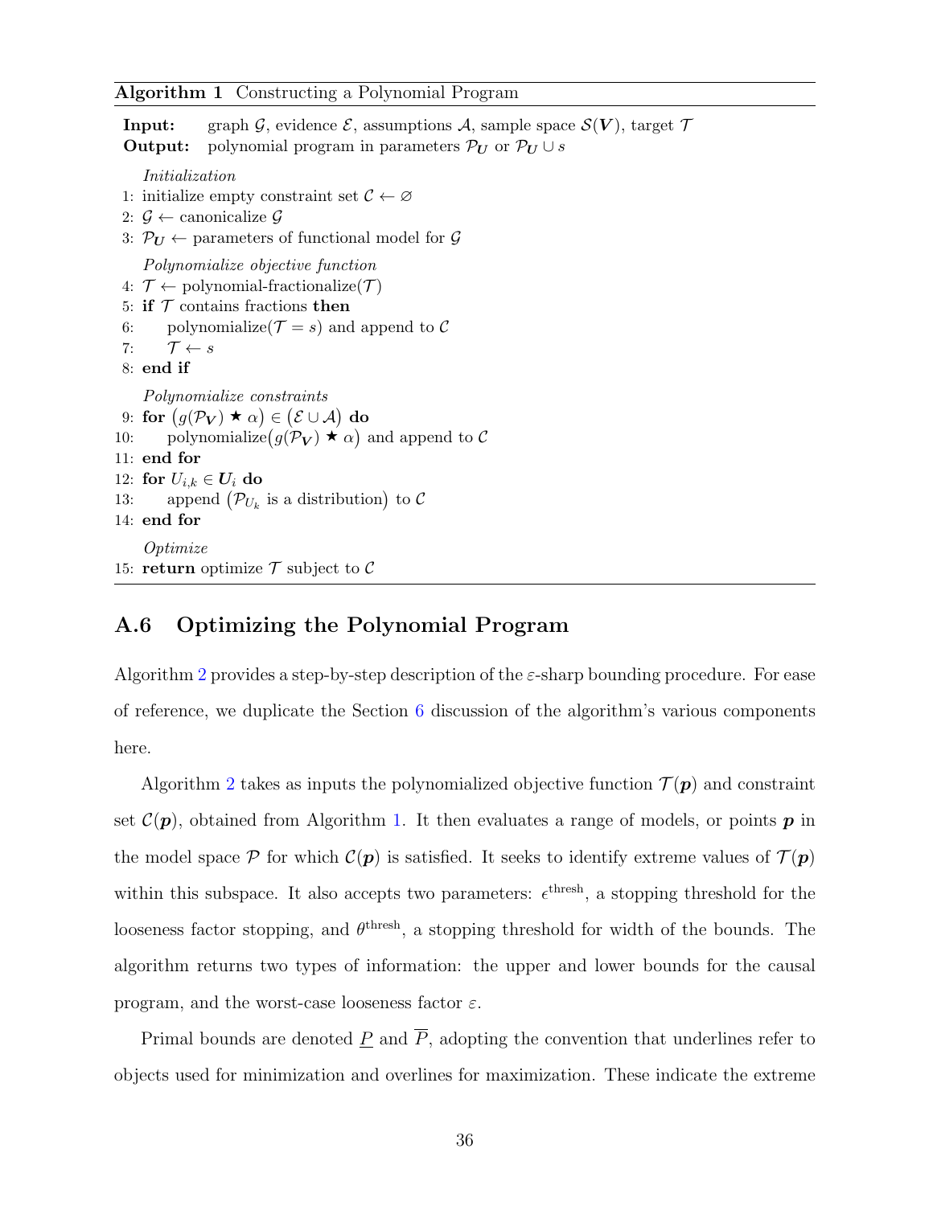**Algorithm 1** Constructing a Polynomial Program

```
Input:   graph G, evidence E, assumptions A, sample space S(V), target T
Output:  polynomial program in parameters P_U or P_U ∪ s

    Initialization
 1: initialize empty constraint set C ← ∅
 2: G ← canonicalize G
 3: P_U ← parameters of functional model for G
    Polynomialize objective function
 4: T ← polynomial-fractionalize(T)
 5: if T contains fractions then
 6:     polynomialize(T = s) and append to C
 7:     T ← s
 8: end if
    Polynomialize constraints
 9: for (g(P_V) ⋆ α) ∈ (E ∪ A) do
10:     polynomialize(g(P_V) ⋆ α) and append to C
11: end for
12: for U_{i,k} ∈ U_i do
13:     append (P_{U_k} is a distribution) to C
14: end for
    Optimize
15: return optimize T subject to C
```

## A.6 Optimizing the Polynomial Program

Algorithm 2 provides a step-by-step description of the $\varepsilon$-sharp bounding procedure. For ease of reference, we duplicate the Section 6 discussion of the algorithm's various components here.

Algorithm 2 takes as inputs the polynomialized objective function $\mathcal{T}(\boldsymbol{p})$ and constraint set $\mathcal{C}(\boldsymbol{p})$, obtained from Algorithm 1. It then evaluates a range of models, or points $\boldsymbol{p}$ in the model space $\mathcal{P}$ for which $\mathcal{C}(\boldsymbol{p})$ is satisfied. It seeks to identify extreme values of $\mathcal{T}(\boldsymbol{p})$ within this subspace. It also accepts two parameters: $\epsilon^{\text{thresh}}$, a stopping threshold for the looseness factor stopping, and $\theta^{\text{thresh}}$, a stopping threshold for width of the bounds. The algorithm returns two types of information: the upper and lower bounds for the causal program, and the worst-case looseness factor $\varepsilon$.

Primal bounds are denoted $\underline{P}$ and $\overline{P}$, adopting the convention that underlines refer to objects used for minimization and overlines for maximization. These indicate the extreme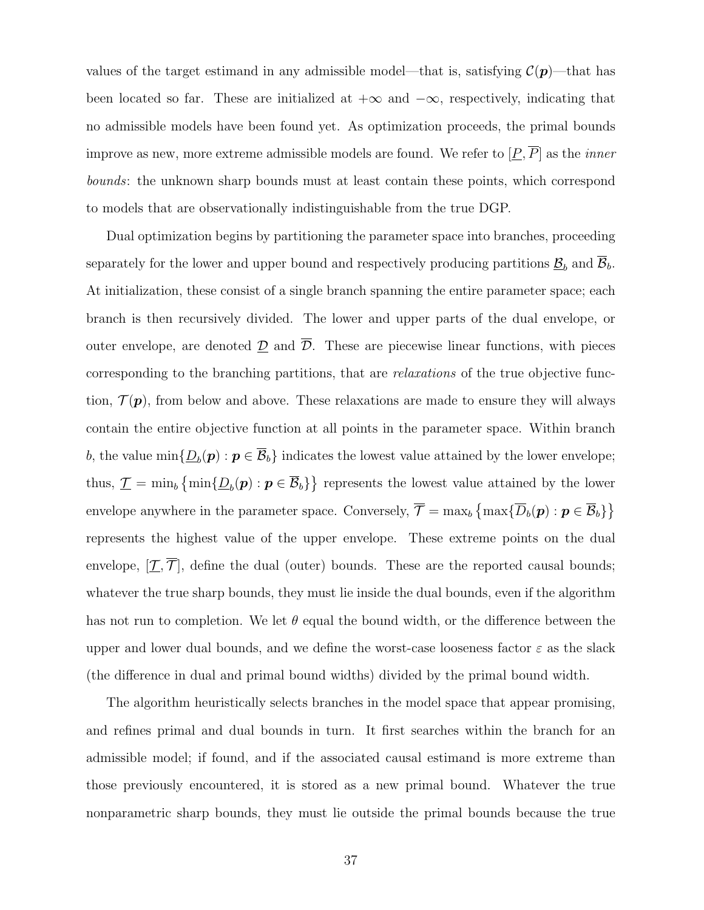values of the target estimand in any admissible model—that is, satisfying $\mathcal{C}(\boldsymbol{p})$—that has been located so far. These are initialized at $+\infty$ and $-\infty$, respectively, indicating that no admissible models have been found yet. As optimization proceeds, the primal bounds improve as new, more extreme admissible models are found. We refer to $[\underline{P}, \overline{P}]$ as the *inner bounds*: the unknown sharp bounds must at least contain these points, which correspond to models that are observationally indistinguishable from the true DGP.

Dual optimization begins by partitioning the parameter space into branches, proceeding separately for the lower and upper bound and respectively producing partitions $\underline{\mathcal{B}}_b$ and $\overline{\mathcal{B}}_b$. At initialization, these consist of a single branch spanning the entire parameter space; each branch is then recursively divided. The lower and upper parts of the dual envelope, or outer envelope, are denoted $\underline{\mathcal{D}}$ and $\overline{\mathcal{D}}$. These are piecewise linear functions, with pieces corresponding to the branching partitions, that are *relaxations* of the true objective function, $\mathcal{T}(\boldsymbol{p})$, from below and above. These relaxations are made to ensure they will always contain the entire objective function at all points in the parameter space. Within branch $b$, the value $\min\{\underline{D}_b(\boldsymbol{p}) : \boldsymbol{p} \in \overline{\mathcal{B}}_b\}$ indicates the lowest value attained by the lower envelope; thus, $\underline{\mathcal{T}} = \min_b \left\{ \min\{\underline{D}_b(\boldsymbol{p}) : \boldsymbol{p} \in \overline{\mathcal{B}}_b\} \right\}$ represents the lowest value attained by the lower envelope anywhere in the parameter space. Conversely, $\overline{\mathcal{T}} = \max_b \left\{ \max\{\overline{D}_b(\boldsymbol{p}) : \boldsymbol{p} \in \overline{\mathcal{B}}_b\} \right\}$ represents the highest value of the upper envelope. These extreme points on the dual envelope, $[\underline{\mathcal{T}}, \overline{\mathcal{T}}]$, define the dual (outer) bounds. These are the reported causal bounds; whatever the true sharp bounds, they must lie inside the dual bounds, even if the algorithm has not run to completion. We let $\theta$ equal the bound width, or the difference between the upper and lower dual bounds, and we define the worst-case looseness factor $\varepsilon$ as the slack (the difference in dual and primal bound widths) divided by the primal bound width.

The algorithm heuristically selects branches in the model space that appear promising, and refines primal and dual bounds in turn. It first searches within the branch for an admissible model; if found, and if the associated causal estimand is more extreme than those previously encountered, it is stored as a new primal bound. Whatever the true nonparametric sharp bounds, they must lie outside the primal bounds because the true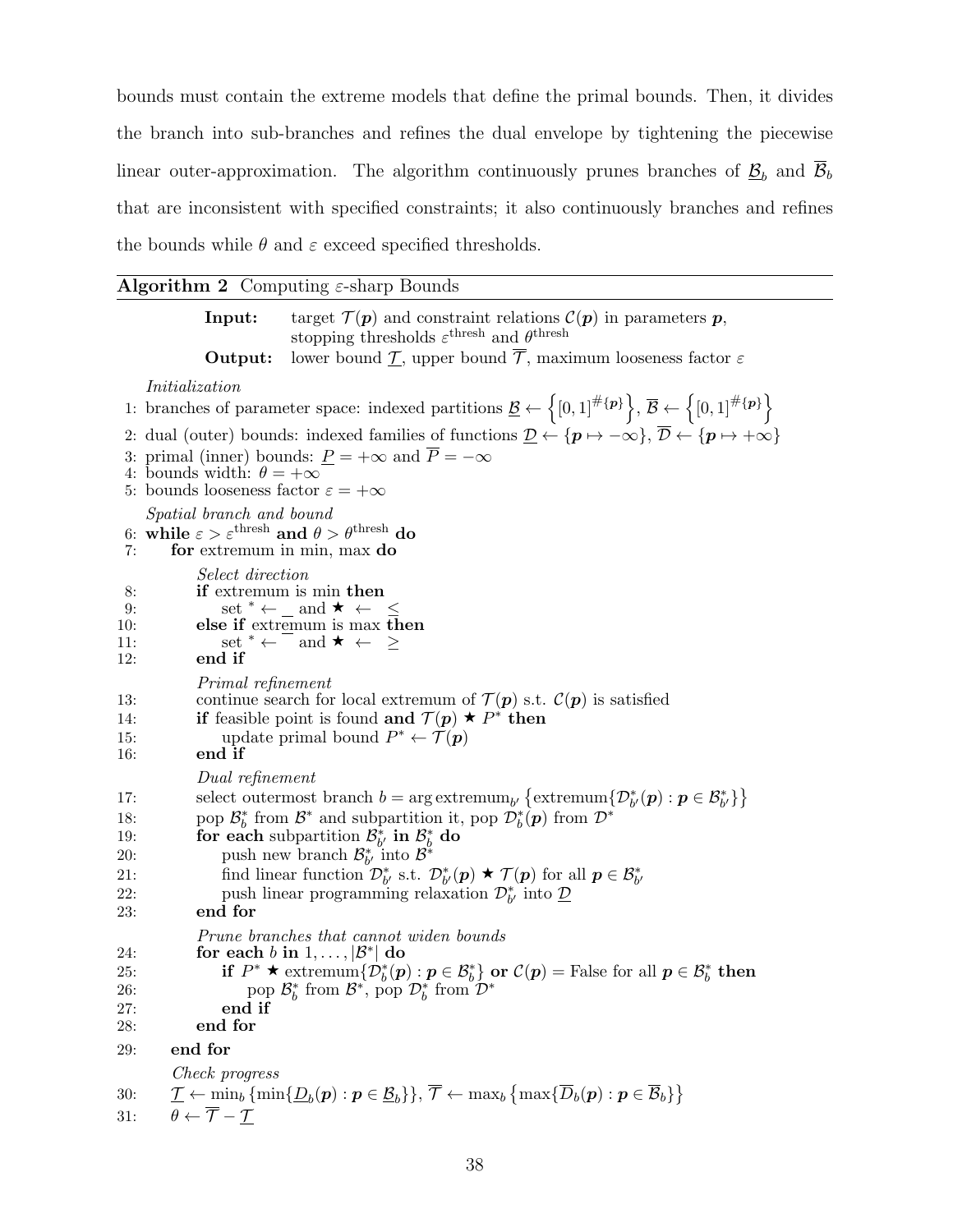bounds must contain the extreme models that define the primal bounds. Then, it divides the branch into sub-branches and refines the dual envelope by tightening the piecewise linear outer-approximation. The algorithm continuously prunes branches of $\underline{\mathcal{B}}_b$ and $\overline{\mathcal{B}}_b$ that are inconsistent with specified constraints; it also continuously branches and refines the bounds while $\theta$ and $\varepsilon$ exceed specified thresholds.

---

**Algorithm 2** Computing $\varepsilon$-sharp Bounds

---

**Input:** target $\mathcal{T}(\boldsymbol{p})$ and constraint relations $\mathcal{C}(\boldsymbol{p})$ in parameters $\boldsymbol{p}$, stopping thresholds $\varepsilon^{\text{thresh}}$ and $\theta^{\text{thresh}}$

**Output:** lower bound $\underline{\mathcal{T}}$, upper bound $\overline{\mathcal{T}}$, maximum looseness factor $\varepsilon$

*Initialization*

1: branches of parameter space: indexed partitions $\underline{\mathcal{B}} \leftarrow \left\{[0,1]^{\#\{\boldsymbol{p}\}}\right\}$, $\overline{\mathcal{B}} \leftarrow \left\{[0,1]^{\#\{\boldsymbol{p}\}}\right\}$

2: dual (outer) bounds: indexed families of functions $\underline{\mathcal{D}} \leftarrow \{\boldsymbol{p} \mapsto -\infty\}$, $\overline{\mathcal{D}} \leftarrow \{\boldsymbol{p} \mapsto +\infty\}$

3: primal (inner) bounds: $\underline{P} = +\infty$ and $\overline{P} = -\infty$

4: bounds width: $\theta = +\infty$

5: bounds looseness factor $\varepsilon = +\infty$

*Spatial branch and bound*

6: **while** $\varepsilon > \varepsilon^{\text{thresh}}$ **and** $\theta > \theta^{\text{thresh}}$ **do**

7: &nbsp;&nbsp;&nbsp;&nbsp;**for** extremum in min, max **do**

&nbsp;&nbsp;&nbsp;&nbsp;&nbsp;&nbsp;&nbsp;&nbsp;*Select direction*

8: &nbsp;&nbsp;&nbsp;&nbsp;&nbsp;&nbsp;&nbsp;&nbsp;**if** extremum is min **then**

9: &nbsp;&nbsp;&nbsp;&nbsp;&nbsp;&nbsp;&nbsp;&nbsp;&nbsp;&nbsp;&nbsp;&nbsp;set $^* \leftarrow \underline{\phantom{x}}$ and $\bigstar \leftarrow \leq$

10: &nbsp;&nbsp;&nbsp;&nbsp;&nbsp;&nbsp;&nbsp;&nbsp;**else if** extremum is max **then**

11: &nbsp;&nbsp;&nbsp;&nbsp;&nbsp;&nbsp;&nbsp;&nbsp;&nbsp;&nbsp;&nbsp;&nbsp;set $^* \leftarrow \overline{\phantom{x}}$ and $\bigstar \leftarrow \geq$

12: &nbsp;&nbsp;&nbsp;&nbsp;&nbsp;&nbsp;&nbsp;&nbsp;**end if**

&nbsp;&nbsp;&nbsp;&nbsp;&nbsp;&nbsp;&nbsp;&nbsp;*Primal refinement*

13: &nbsp;&nbsp;&nbsp;&nbsp;&nbsp;&nbsp;&nbsp;&nbsp;continue search for local extremum of $\mathcal{T}(\boldsymbol{p})$ s.t. $\mathcal{C}(\boldsymbol{p})$ is satisfied

14: &nbsp;&nbsp;&nbsp;&nbsp;&nbsp;&nbsp;&nbsp;&nbsp;**if** feasible point is found **and** $\mathcal{T}(\boldsymbol{p}) \bigstar P^*$ **then**

15: &nbsp;&nbsp;&nbsp;&nbsp;&nbsp;&nbsp;&nbsp;&nbsp;&nbsp;&nbsp;&nbsp;&nbsp;update primal bound $P^* \leftarrow \mathcal{T}(\boldsymbol{p})$

16: &nbsp;&nbsp;&nbsp;&nbsp;&nbsp;&nbsp;&nbsp;&nbsp;**end if**

&nbsp;&nbsp;&nbsp;&nbsp;&nbsp;&nbsp;&nbsp;&nbsp;*Dual refinement*

17: &nbsp;&nbsp;&nbsp;&nbsp;&nbsp;&nbsp;&nbsp;&nbsp;select outermost branch $b = \arg\text{extremum}_{b'}\left\{\text{extremum}\{\mathcal{D}^*_{b'}(\boldsymbol{p}) : \boldsymbol{p} \in \mathcal{B}^*_{b'}\}\right\}$

18: &nbsp;&nbsp;&nbsp;&nbsp;&nbsp;&nbsp;&nbsp;&nbsp;pop $\mathcal{B}^*_b$ from $\mathcal{B}^*$ and subpartition it, pop $\mathcal{D}^*_b(\boldsymbol{p})$ from $\mathcal{D}^*$

19: &nbsp;&nbsp;&nbsp;&nbsp;&nbsp;&nbsp;&nbsp;&nbsp;**for each** subpartition $\mathcal{B}^*_{b'}$ **in** $\mathcal{B}^*_b$ **do**

20: &nbsp;&nbsp;&nbsp;&nbsp;&nbsp;&nbsp;&nbsp;&nbsp;&nbsp;&nbsp;&nbsp;&nbsp;push new branch $\mathcal{B}^*_{b'}$ into $\mathcal{B}^*$

21: &nbsp;&nbsp;&nbsp;&nbsp;&nbsp;&nbsp;&nbsp;&nbsp;&nbsp;&nbsp;&nbsp;&nbsp;find linear function $\mathcal{D}^*_{b'}$ s.t. $\mathcal{D}^*_{b'}(\boldsymbol{p}) \bigstar \mathcal{T}(\boldsymbol{p})$ for all $\boldsymbol{p} \in \mathcal{B}^*_{b'}$

22: &nbsp;&nbsp;&nbsp;&nbsp;&nbsp;&nbsp;&nbsp;&nbsp;&nbsp;&nbsp;&nbsp;&nbsp;push linear programming relaxation $\mathcal{D}^*_{b'}$ into $\underline{\mathcal{D}}$

23: &nbsp;&nbsp;&nbsp;&nbsp;&nbsp;&nbsp;&nbsp;&nbsp;**end for**

&nbsp;&nbsp;&nbsp;&nbsp;&nbsp;&nbsp;&nbsp;&nbsp;*Prune branches that cannot widen bounds*

24: &nbsp;&nbsp;&nbsp;&nbsp;&nbsp;&nbsp;&nbsp;&nbsp;**for each** $b$ **in** $1, \ldots, |\mathcal{B}^*|$ **do**

25: &nbsp;&nbsp;&nbsp;&nbsp;&nbsp;&nbsp;&nbsp;&nbsp;&nbsp;&nbsp;&nbsp;&nbsp;**if** $P^* \bigstar \text{extremum}\{\mathcal{D}^*_b(\boldsymbol{p}) : \boldsymbol{p} \in \mathcal{B}^*_b\}$ **or** $\mathcal{C}(\boldsymbol{p}) = \text{False}$ for all $\boldsymbol{p} \in \mathcal{B}^*_b$ **then**

26: &nbsp;&nbsp;&nbsp;&nbsp;&nbsp;&nbsp;&nbsp;&nbsp;&nbsp;&nbsp;&nbsp;&nbsp;&nbsp;&nbsp;&nbsp;&nbsp;pop $\mathcal{B}^*_b$ from $\mathcal{B}^*$, pop $\mathcal{D}^*_b$ from $\mathcal{D}^*$

27: &nbsp;&nbsp;&nbsp;&nbsp;&nbsp;&nbsp;&nbsp;&nbsp;&nbsp;&nbsp;&nbsp;&nbsp;**end if**

28: &nbsp;&nbsp;&nbsp;&nbsp;&nbsp;&nbsp;&nbsp;&nbsp;**end for**

29: &nbsp;&nbsp;&nbsp;&nbsp;**end for**

&nbsp;&nbsp;&nbsp;&nbsp;*Check progress*

30: &nbsp;&nbsp;&nbsp;&nbsp;$\underline{\mathcal{T}} \leftarrow \min_b \left\{\min\{\underline{D}_b(\boldsymbol{p}) : \boldsymbol{p} \in \underline{\mathcal{B}}_b\}\right\}$, $\overline{\mathcal{T}} \leftarrow \max_b \left\{\max\{\overline{D}_b(\boldsymbol{p}) : \boldsymbol{p} \in \overline{\mathcal{B}}_b\}\right\}$

31: &nbsp;&nbsp;&nbsp;&nbsp;$\theta \leftarrow \overline{\mathcal{T}} - \underline{\mathcal{T}}$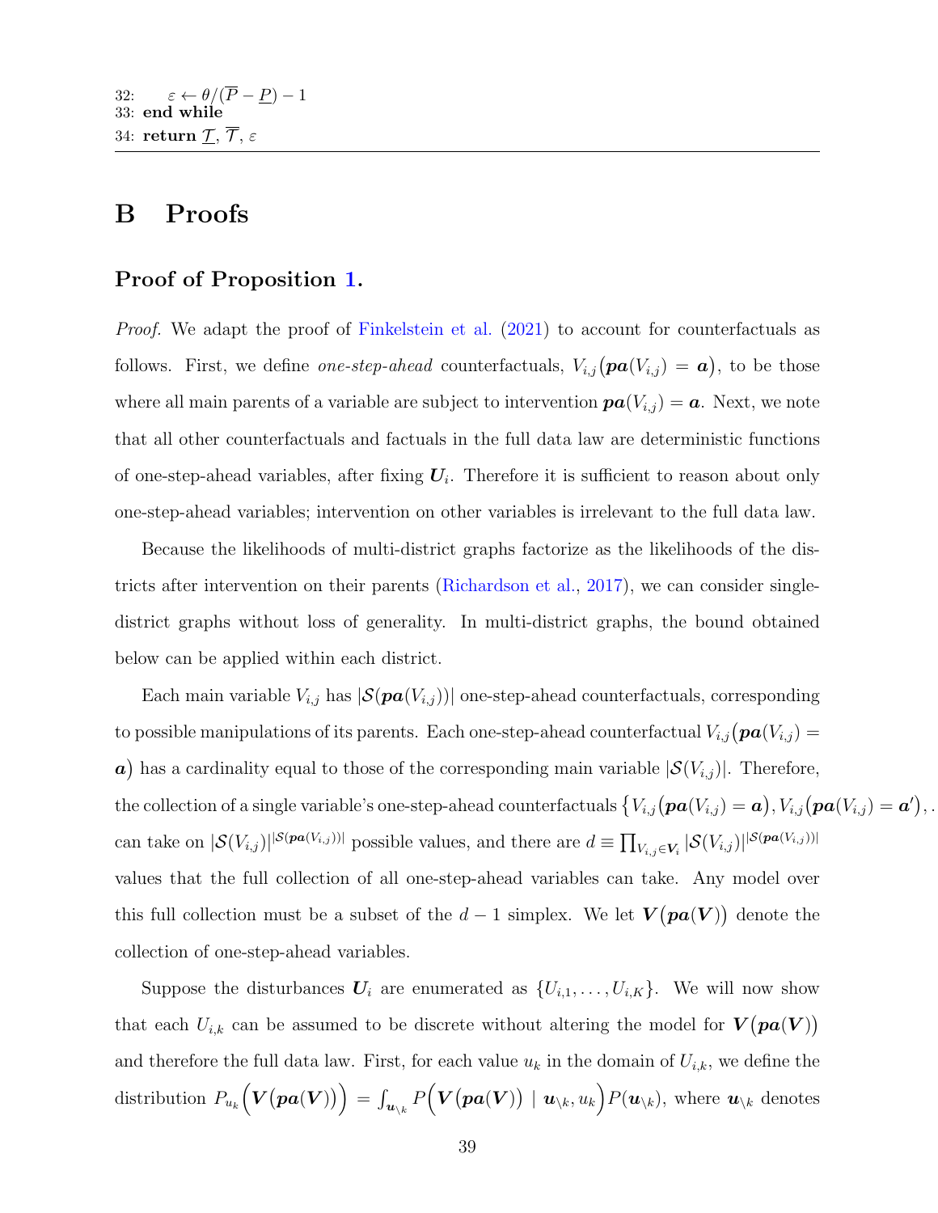32: $\varepsilon \leftarrow \theta/(\overline{P} - \underline{P}) - 1$
33: **end while**
34: **return** $\underline{\mathcal{T}}$, $\overline{\mathcal{T}}$, $\varepsilon$

# B Proofs

## Proof of Proposition 1.

*Proof.* We adapt the proof of Finkelstein et al. (2021) to account for counterfactuals as follows. First, we define *one-step-ahead* counterfactuals, $V_{i,j}\big(\boldsymbol{pa}(V_{i,j}) = \boldsymbol{a}\big)$, to be those where all main parents of a variable are subject to intervention $\boldsymbol{pa}(V_{i,j}) = \boldsymbol{a}$. Next, we note that all other counterfactuals and factuals in the full data law are deterministic functions of one-step-ahead variables, after fixing $\boldsymbol{U}_i$. Therefore it is sufficient to reason about only one-step-ahead variables; intervention on other variables is irrelevant to the full data law.

Because the likelihoods of multi-district graphs factorize as the likelihoods of the districts after intervention on their parents (Richardson et al., 2017), we can consider single-district graphs without loss of generality. In multi-district graphs, the bound obtained below can be applied within each district.

Each main variable $V_{i,j}$ has $|\mathcal{S}(\boldsymbol{pa}(V_{i,j}))|$ one-step-ahead counterfactuals, corresponding to possible manipulations of its parents. Each one-step-ahead counterfactual $V_{i,j}\big(\boldsymbol{pa}(V_{i,j}) = \boldsymbol{a}\big)$ has a cardinality equal to those of the corresponding main variable $|\mathcal{S}(V_{i,j})|$. Therefore, the collection of a single variable's one-step-ahead counterfactuals $\big\{V_{i,j}\big(\boldsymbol{pa}(V_{i,j}) = \boldsymbol{a}\big), V_{i,j}\big(\boldsymbol{pa}(V_{i,j}) = \boldsymbol{a}'\big), \ldots$ can take on $|\mathcal{S}(V_{i,j})|^{|\mathcal{S}(\boldsymbol{pa}(V_{i,j}))|}$ possible values, and there are $d \equiv \prod_{V_{i,j} \in \boldsymbol{V}_i} |\mathcal{S}(V_{i,j})|^{|\mathcal{S}(\boldsymbol{pa}(V_{i,j}))|}$ values that the full collection of all one-step-ahead variables can take. Any model over this full collection must be a subset of the $d-1$ simplex. We let $\boldsymbol{V}\big(\boldsymbol{pa}(\boldsymbol{V})\big)$ denote the collection of one-step-ahead variables.

Suppose the disturbances $\boldsymbol{U}_i$ are enumerated as $\{U_{i,1}, \ldots, U_{i,K}\}$. We will now show that each $U_{i,k}$ can be assumed to be discrete without altering the model for $\boldsymbol{V}\big(\boldsymbol{pa}(\boldsymbol{V})\big)$ and therefore the full data law. First, for each value $u_k$ in the domain of $U_{i,k}$, we define the distribution $P_{u_k}\Big(\boldsymbol{V}\big(\boldsymbol{pa}(\boldsymbol{V})\big)\Big) = \int_{\boldsymbol{u}_{\setminus k}} P\Big(\boldsymbol{V}\big(\boldsymbol{pa}(\boldsymbol{V})\big) \mid \boldsymbol{u}_{\setminus k}, u_k\Big) P(\boldsymbol{u}_{\setminus k})$, where $\boldsymbol{u}_{\setminus k}$ denotes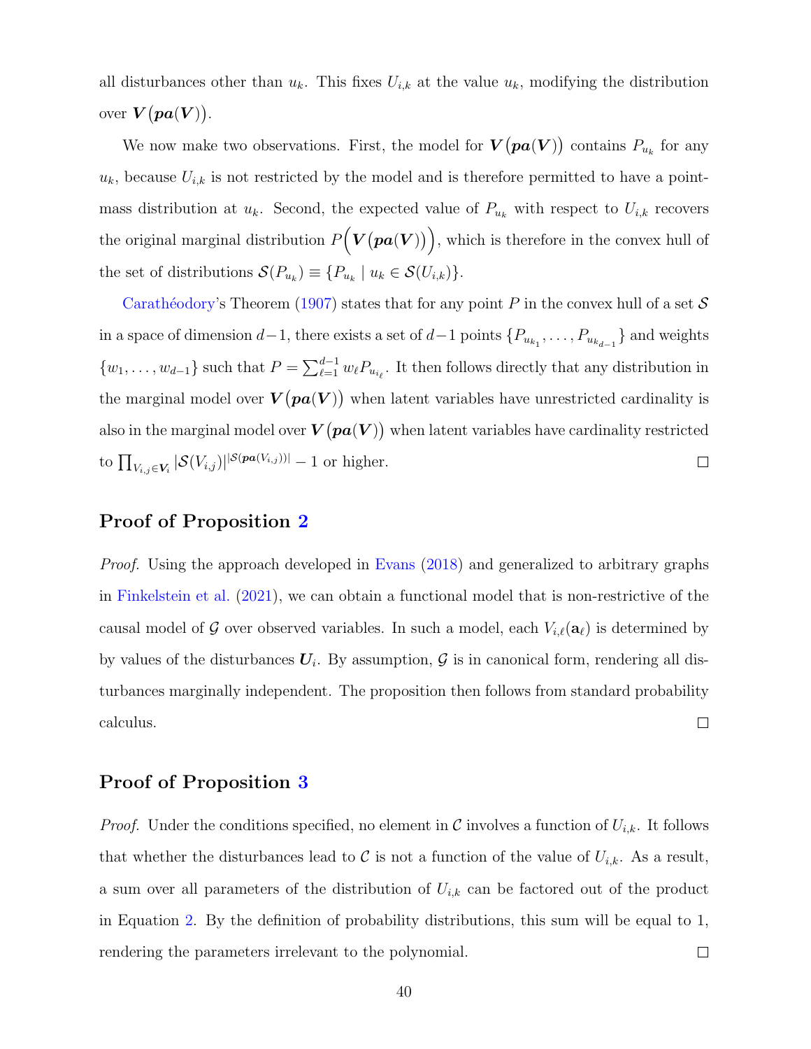all disturbances other than $u_k$. This fixes $U_{i,k}$ at the value $u_k$, modifying the distribution over $\boldsymbol{V}(\boldsymbol{pa}(\boldsymbol{V}))$.

We now make two observations. First, the model for $\boldsymbol{V}(\boldsymbol{pa}(\boldsymbol{V}))$ contains $P_{u_k}$ for any $u_k$, because $U_{i,k}$ is not restricted by the model and is therefore permitted to have a point-mass distribution at $u_k$. Second, the expected value of $P_{u_k}$ with respect to $U_{i,k}$ recovers the original marginal distribution $P\Big(\boldsymbol{V}(\boldsymbol{pa}(\boldsymbol{V}))\Big)$, which is therefore in the convex hull of the set of distributions $\mathcal{S}(P_{u_k}) \equiv \{P_{u_k} \mid u_k \in \mathcal{S}(U_{i,k})\}$.

Carathéodory's Theorem (1907) states that for any point $P$ in the convex hull of a set $\mathcal{S}$ in a space of dimension $d-1$, there exists a set of $d-1$ points $\{P_{u_{k_1}}, \ldots, P_{u_{k_{d-1}}}\}$ and weights $\{w_1, \ldots, w_{d-1}\}$ such that $P = \sum_{\ell=1}^{d-1} w_\ell P_{u_{i_\ell}}$. It then follows directly that any distribution in the marginal model over $\boldsymbol{V}(\boldsymbol{pa}(\boldsymbol{V}))$ when latent variables have unrestricted cardinality is also in the marginal model over $\boldsymbol{V}(\boldsymbol{pa}(\boldsymbol{V}))$ when latent variables have cardinality restricted to $\prod_{V_{i,j} \in \boldsymbol{V}_i} |\mathcal{S}(V_{i,j})|^{|\mathcal{S}(\boldsymbol{pa}(V_{i,j}))|} - 1$ or higher. □

## Proof of Proposition 2

*Proof.* Using the approach developed in Evans (2018) and generalized to arbitrary graphs in Finkelstein et al. (2021), we can obtain a functional model that is non-restrictive of the causal model of $\mathcal{G}$ over observed variables. In such a model, each $V_{i,\ell}(\mathbf{a}_\ell)$ is determined by by values of the disturbances $\boldsymbol{U}_i$. By assumption, $\mathcal{G}$ is in canonical form, rendering all disturbances marginally independent. The proposition then follows from standard probability calculus. □

## Proof of Proposition 3

*Proof.* Under the conditions specified, no element in $\mathcal{C}$ involves a function of $U_{i,k}$. It follows that whether the disturbances lead to $\mathcal{C}$ is not a function of the value of $U_{i,k}$. As a result, a sum over all parameters of the distribution of $U_{i,k}$ can be factored out of the product in Equation 2. By the definition of probability distributions, this sum will be equal to 1, rendering the parameters irrelevant to the polynomial. □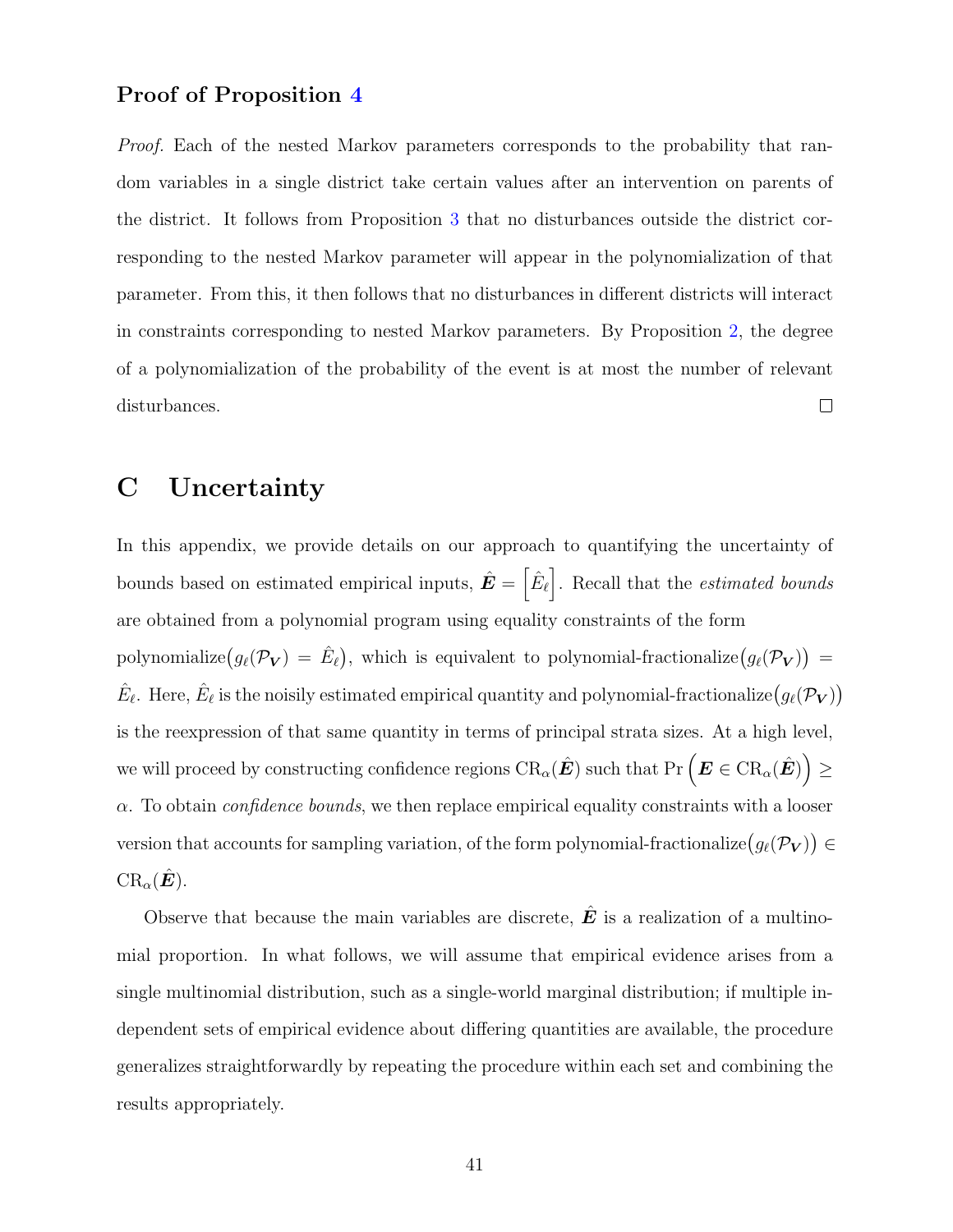### Proof of Proposition 4

*Proof.* Each of the nested Markov parameters corresponds to the probability that random variables in a single district take certain values after an intervention on parents of the district. It follows from Proposition 3 that no disturbances outside the district corresponding to the nested Markov parameter will appear in the polynomialization of that parameter. From this, it then follows that no disturbances in different districts will interact in constraints corresponding to nested Markov parameters. By Proposition 2, the degree of a polynomialization of the probability of the event is at most the number of relevant disturbances. $\square$

## C Uncertainty

In this appendix, we provide details on our approach to quantifying the uncertainty of bounds based on estimated empirical inputs, $\hat{\boldsymbol{E}} = \left[\hat{E}_\ell\right]$. Recall that the *estimated bounds* are obtained from a polynomial program using equality constraints of the form polynomialize$\big(g_\ell(\mathcal{P}_{\boldsymbol{V}}) = \hat{E}_\ell\big)$, which is equivalent to polynomial-fractionalize$\big(g_\ell(\mathcal{P}_{\boldsymbol{V}})\big) = \hat{E}_\ell$. Here, $\hat{E}_\ell$ is the noisily estimated empirical quantity and polynomial-fractionalize$\big(g_\ell(\mathcal{P}_{\boldsymbol{V}})\big)$ is the reexpression of that same quantity in terms of principal strata sizes. At a high level, we will proceed by constructing confidence regions $\mathrm{CR}_\alpha(\hat{\boldsymbol{E}})$ such that $\Pr\left(\boldsymbol{E} \in \mathrm{CR}_\alpha(\hat{\boldsymbol{E}})\right) \geq \alpha$. To obtain *confidence bounds*, we then replace empirical equality constraints with a looser version that accounts for sampling variation, of the form polynomial-fractionalize$\big(g_\ell(\mathcal{P}_{\boldsymbol{V}})\big) \in \mathrm{CR}_\alpha(\hat{\boldsymbol{E}})$.

Observe that because the main variables are discrete, $\hat{\boldsymbol{E}}$ is a realization of a multinomial proportion. In what follows, we will assume that empirical evidence arises from a single multinomial distribution, such as a single-world marginal distribution; if multiple independent sets of empirical evidence about differing quantities are available, the procedure generalizes straightforwardly by repeating the procedure within each set and combining the results appropriately.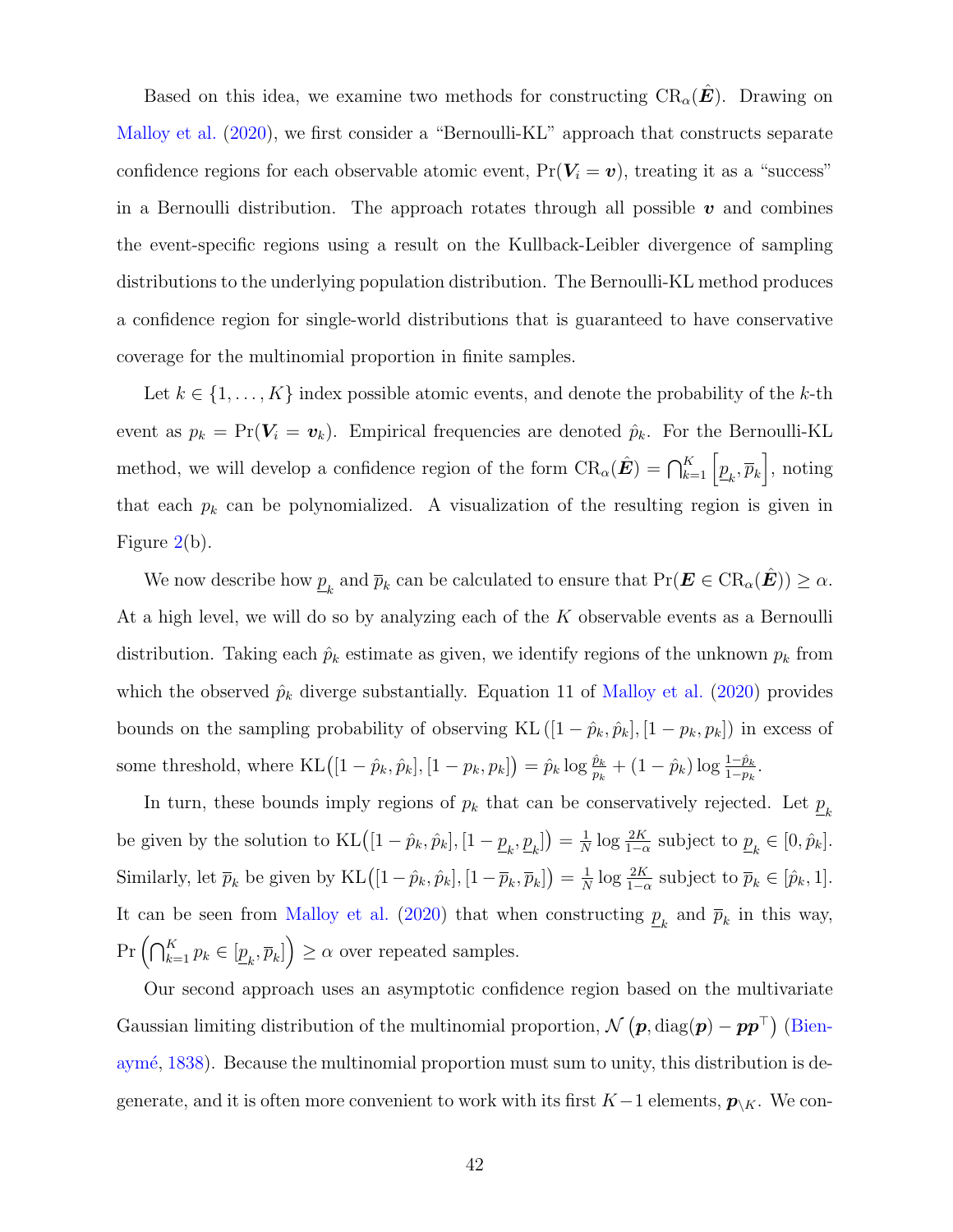Based on this idea, we examine two methods for constructing $\mathrm{CR}_\alpha(\hat{\boldsymbol{E}})$. Drawing on Malloy et al. (2020), we first consider a "Bernoulli-KL" approach that constructs separate confidence regions for each observable atomic event, $\Pr(\boldsymbol{V}_i = \boldsymbol{v})$, treating it as a "success" in a Bernoulli distribution. The approach rotates through all possible $\boldsymbol{v}$ and combines the event-specific regions using a result on the Kullback-Leibler divergence of sampling distributions to the underlying population distribution. The Bernoulli-KL method produces a confidence region for single-world distributions that is guaranteed to have conservative coverage for the multinomial proportion in finite samples.

Let $k \in \{1, \ldots, K\}$ index possible atomic events, and denote the probability of the $k$-th event as $p_k = \Pr(\boldsymbol{V}_i = \boldsymbol{v}_k)$. Empirical frequencies are denoted $\hat{p}_k$. For the Bernoulli-KL method, we will develop a confidence region of the form $\mathrm{CR}_\alpha(\hat{\boldsymbol{E}}) = \bigcap_{k=1}^K \left[\underline{p}_k, \overline{p}_k\right]$, noting that each $p_k$ can be polynomialized. A visualization of the resulting region is given in Figure 2(b).

We now describe how $\underline{p}_k$ and $\overline{p}_k$ can be calculated to ensure that $\Pr(\boldsymbol{E} \in \mathrm{CR}_\alpha(\hat{\boldsymbol{E}})) \geq \alpha$. At a high level, we will do so by analyzing each of the $K$ observable events as a Bernoulli distribution. Taking each $\hat{p}_k$ estimate as given, we identify regions of the unknown $p_k$ from which the observed $\hat{p}_k$ diverge substantially. Equation 11 of Malloy et al. (2020) provides bounds on the sampling probability of observing $\mathrm{KL}\left([1-\hat{p}_k, \hat{p}_k], [1-p_k, p_k]\right)$ in excess of some threshold, where $\mathrm{KL}\big([1-\hat{p}_k, \hat{p}_k], [1-p_k, p_k]\big) = \hat{p}_k \log \frac{\hat{p}_k}{p_k} + (1-\hat{p}_k) \log \frac{1-\hat{p}_k}{1-p_k}$.

In turn, these bounds imply regions of $p_k$ that can be conservatively rejected. Let $\underline{p}_k$ be given by the solution to $\mathrm{KL}\big([1-\hat{p}_k, \hat{p}_k], [1-\underline{p}_k, \underline{p}_k]\big) = \frac{1}{N} \log \frac{2K}{1-\alpha}$ subject to $\underline{p}_k \in [0, \hat{p}_k]$. Similarly, let $\overline{p}_k$ be given by $\mathrm{KL}\big([1-\hat{p}_k, \hat{p}_k], [1-\overline{p}_k, \overline{p}_k]\big) = \frac{1}{N} \log \frac{2K}{1-\alpha}$ subject to $\overline{p}_k \in [\hat{p}_k, 1]$. It can be seen from Malloy et al. (2020) that when constructing $\underline{p}_k$ and $\overline{p}_k$ in this way, $\Pr\left(\bigcap_{k=1}^K p_k \in [\underline{p}_k, \overline{p}_k]\right) \geq \alpha$ over repeated samples.

Our second approach uses an asymptotic confidence region based on the multivariate Gaussian limiting distribution of the multinomial proportion, $\mathcal{N}\left(\boldsymbol{p}, \mathrm{diag}(\boldsymbol{p}) - \boldsymbol{p}\boldsymbol{p}^\top\right)$ (Bienaymé, 1838). Because the multinomial proportion must sum to unity, this distribution is degenerate, and it is often more convenient to work with its first $K-1$ elements, $\boldsymbol{p}_{\setminus K}$. We con-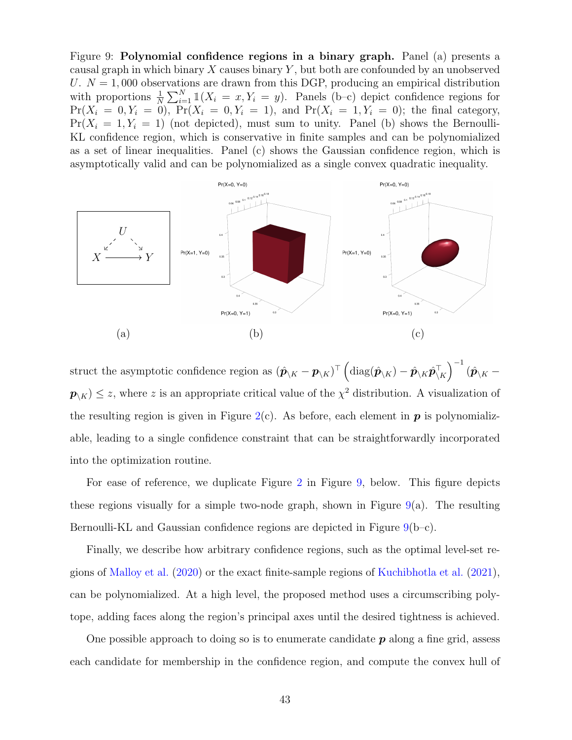Figure 9: **Polynomial confidence regions in a binary graph.** Panel (a) presents a causal graph in which binary $X$ causes binary $Y$, but both are confounded by an unobserved $U$. $N = 1,000$ observations are drawn from this DGP, producing an empirical distribution with proportions $\frac{1}{N}\sum_{i=1}^{N} \mathbb{1}(X_i = x, Y_i = y)$. Panels (b–c) depict confidence regions for $\Pr(X_i = 0, Y_i = 0)$, $\Pr(X_i = 0, Y_i = 1)$, and $\Pr(X_i = 1, Y_i = 0)$; the final category, $\Pr(X_i = 1, Y_i = 1)$ (not depicted), must sum to unity. Panel (b) shows the Bernoulli-KL confidence region, which is conservative in finite samples and can be polynomialized as a set of linear inequalities. Panel (c) shows the Gaussian confidence region, which is asymptotically valid and can be polynomialized as a single convex quadratic inequality.

(a) (b) (c)

struct the asymptotic confidence region as $(\hat{\boldsymbol{p}}_{\setminus K} - \boldsymbol{p}_{\setminus K})^\top \left(\operatorname{diag}(\hat{\boldsymbol{p}}_{\setminus K}) - \hat{\boldsymbol{p}}_{\setminus K}\hat{\boldsymbol{p}}_{\setminus K}^\top\right)^{-1} (\hat{\boldsymbol{p}}_{\setminus K} - \boldsymbol{p}_{\setminus K}) \leq z$, where $z$ is an appropriate critical value of the $\chi^2$ distribution. A visualization of the resulting region is given in Figure 2(c). As before, each element in $\boldsymbol{p}$ is polynomializable, leading to a single confidence constraint that can be straightforwardly incorporated into the optimization routine.

For ease of reference, we duplicate Figure 2 in Figure 9, below. This figure depicts these regions visually for a simple two-node graph, shown in Figure 9(a). The resulting Bernoulli-KL and Gaussian confidence regions are depicted in Figure 9(b–c).

Finally, we describe how arbitrary confidence regions, such as the optimal level-set regions of Malloy et al. (2020) or the exact finite-sample regions of Kuchibhotla et al. (2021), can be polynomialized. At a high level, the proposed method uses a circumscribing polytope, adding faces along the region's principal axes until the desired tightness is achieved.

One possible approach to doing so is to enumerate candidate $\boldsymbol{p}$ along a fine grid, assess each candidate for membership in the confidence region, and compute the convex hull of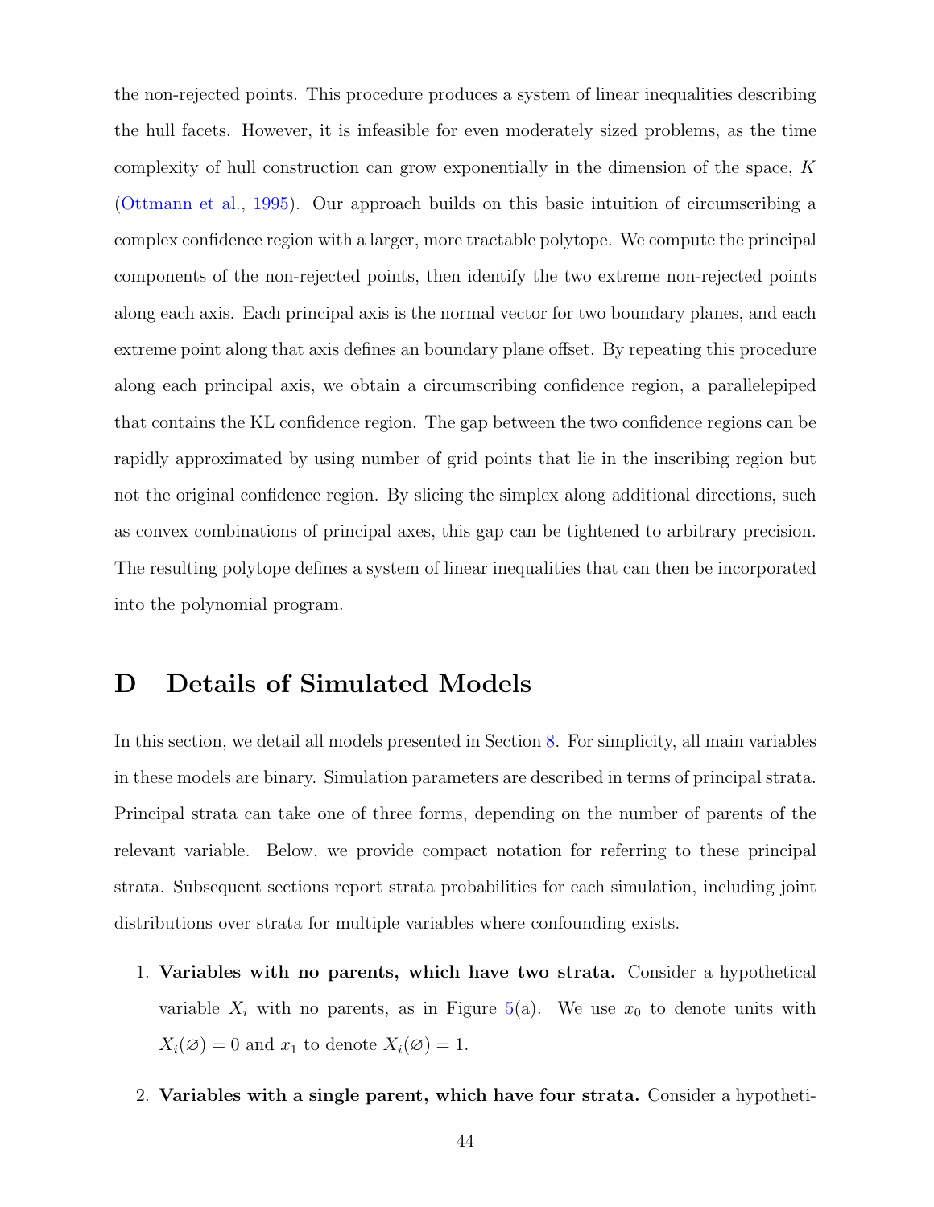the non-rejected points. This procedure produces a system of linear inequalities describing the hull facets. However, it is infeasible for even moderately sized problems, as the time complexity of hull construction can grow exponentially in the dimension of the space, $K$ (Ottmann et al., 1995). Our approach builds on this basic intuition of circumscribing a complex confidence region with a larger, more tractable polytope. We compute the principal components of the non-rejected points, then identify the two extreme non-rejected points along each axis. Each principal axis is the normal vector for two boundary planes, and each extreme point along that axis defines an boundary plane offset. By repeating this procedure along each principal axis, we obtain a circumscribing confidence region, a parallelepiped that contains the KL confidence region. The gap between the two confidence regions can be rapidly approximated by using number of grid points that lie in the inscribing region but not the original confidence region. By slicing the simplex along additional directions, such as convex combinations of principal axes, this gap can be tightened to arbitrary precision. The resulting polytope defines a system of linear inequalities that can then be incorporated into the polynomial program.

# D Details of Simulated Models

In this section, we detail all models presented in Section 8. For simplicity, all main variables in these models are binary. Simulation parameters are described in terms of principal strata. Principal strata can take one of three forms, depending on the number of parents of the relevant variable. Below, we provide compact notation for referring to these principal strata. Subsequent sections report strata probabilities for each simulation, including joint distributions over strata for multiple variables where confounding exists.

1. **Variables with no parents, which have two strata.** Consider a hypothetical variable $X_i$ with no parents, as in Figure 5(a). We use $x_0$ to denote units with $X_i(\varnothing) = 0$ and $x_1$ to denote $X_i(\varnothing) = 1$.

2. **Variables with a single parent, which have four strata.** Consider a hypotheti-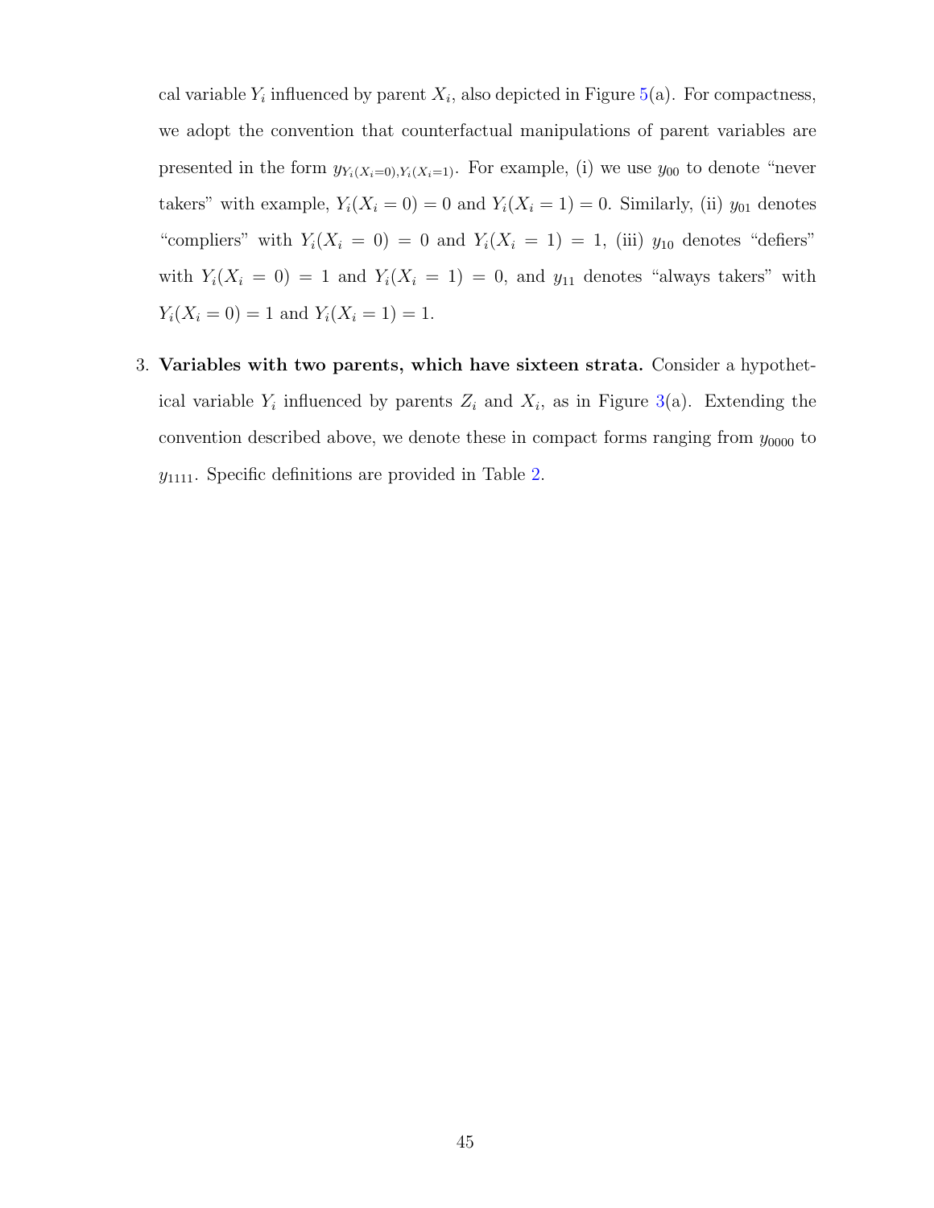cal variable $Y_i$ influenced by parent $X_i$, also depicted in Figure 5(a). For compactness, we adopt the convention that counterfactual manipulations of parent variables are presented in the form $y_{Y_i(X_i=0),Y_i(X_i=1)}$. For example, (i) we use $y_{00}$ to denote "never takers" with example, $Y_i(X_i = 0) = 0$ and $Y_i(X_i = 1) = 0$. Similarly, (ii) $y_{01}$ denotes "compliers" with $Y_i(X_i = 0) = 0$ and $Y_i(X_i = 1) = 1$, (iii) $y_{10}$ denotes "defiers" with $Y_i(X_i = 0) = 1$ and $Y_i(X_i = 1) = 0$, and $y_{11}$ denotes "always takers" with $Y_i(X_i = 0) = 1$ and $Y_i(X_i = 1) = 1$.

3. **Variables with two parents, which have sixteen strata.** Consider a hypothetical variable $Y_i$ influenced by parents $Z_i$ and $X_i$, as in Figure 3(a). Extending the convention described above, we denote these in compact forms ranging from $y_{0000}$ to $y_{1111}$. Specific definitions are provided in Table 2.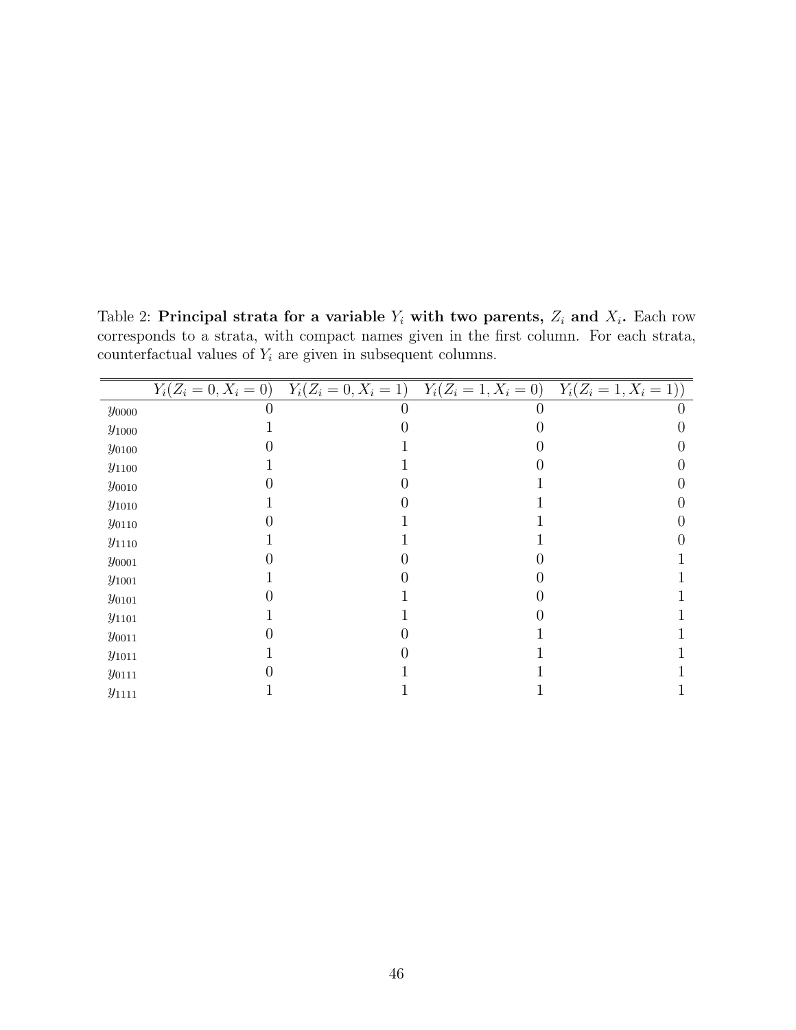Table 2: **Principal strata for a variable $Y_i$ with two parents, $Z_i$ and $X_i$.** Each row corresponds to a strata, with compact names given in the first column. For each strata, counterfactual values of $Y_i$ are given in subsequent columns.

| | $Y_i(Z_i = 0, X_i = 0)$ | $Y_i(Z_i = 0, X_i = 1)$ | $Y_i(Z_i = 1, X_i = 0)$ | $Y_i(Z_i = 1, X_i = 1))$ |
|---|---|---|---|---|
| $y_{0000}$ | 0 | 0 | 0 | 0 |
| $y_{1000}$ | 1 | 0 | 0 | 0 |
| $y_{0100}$ | 0 | 1 | 0 | 0 |
| $y_{1100}$ | 1 | 1 | 0 | 0 |
| $y_{0010}$ | 0 | 0 | 1 | 0 |
| $y_{1010}$ | 1 | 0 | 1 | 0 |
| $y_{0110}$ | 0 | 1 | 1 | 0 |
| $y_{1110}$ | 1 | 1 | 1 | 0 |
| $y_{0001}$ | 0 | 0 | 0 | 1 |
| $y_{1001}$ | 1 | 0 | 0 | 1 |
| $y_{0101}$ | 0 | 1 | 0 | 1 |
| $y_{1101}$ | 1 | 1 | 0 | 1 |
| $y_{0011}$ | 0 | 0 | 1 | 1 |
| $y_{1011}$ | 1 | 0 | 1 | 1 |
| $y_{0111}$ | 0 | 1 | 1 | 1 |
| $y_{1111}$ | 1 | 1 | 1 | 1 |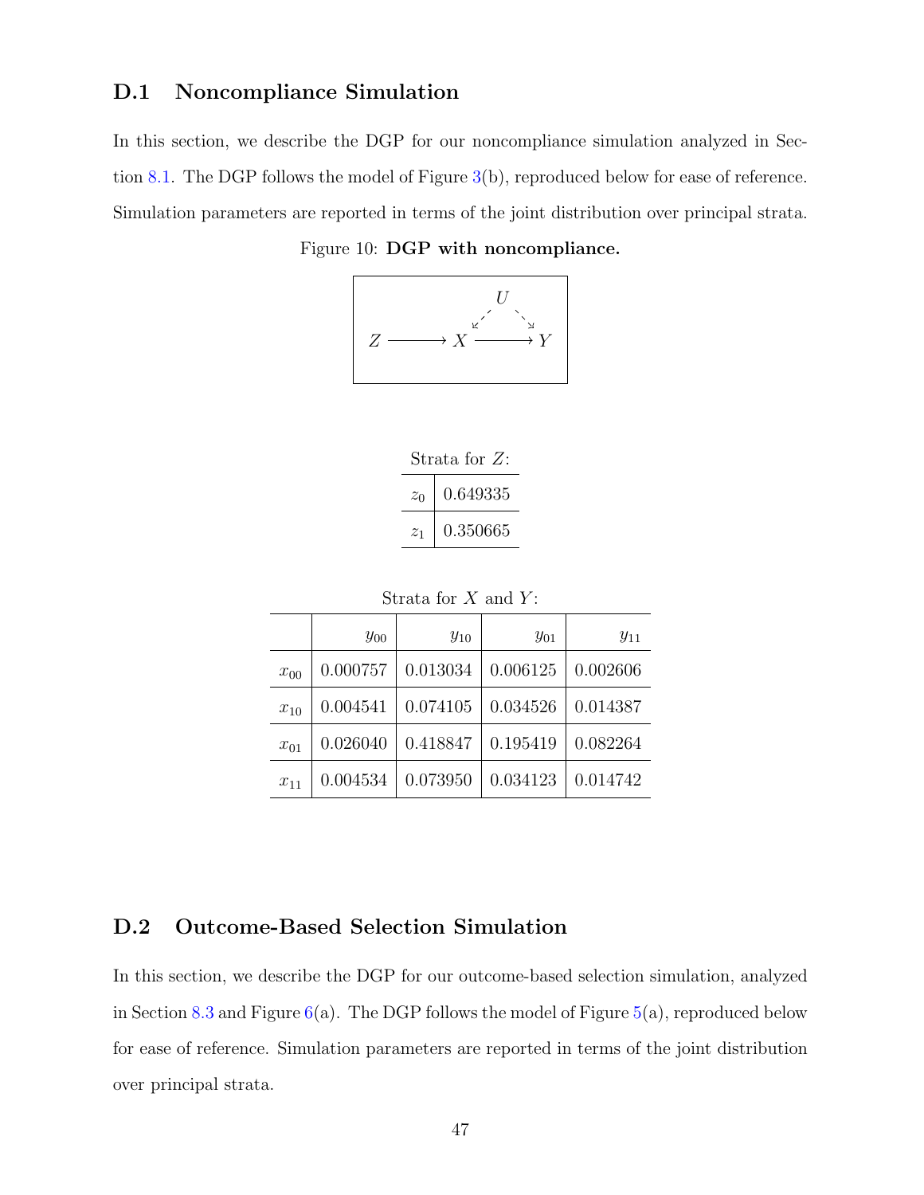## D.1 Noncompliance Simulation

In this section, we describe the DGP for our noncompliance simulation analyzed in Section 8.1. The DGP follows the model of Figure 3(b), reproduced below for ease of reference. Simulation parameters are reported in terms of the joint distribution over principal strata.

Figure 10: **DGP with noncompliance.**

$$Z \longrightarrow X \longrightarrow Y, \quad X \leftarrow U \rightarrow Y$$

Strata for $Z$:

| | |
|---|---|
| $z_0$ | 0.649335 |
| $z_1$ | 0.350665 |

Strata for $X$ and $Y$:

| | $y_{00}$ | $y_{10}$ | $y_{01}$ | $y_{11}$ |
|---|---|---|---|---|
| $x_{00}$ | 0.000757 | 0.013034 | 0.006125 | 0.002606 |
| $x_{10}$ | 0.004541 | 0.074105 | 0.034526 | 0.014387 |
| $x_{01}$ | 0.026040 | 0.418847 | 0.195419 | 0.082264 |
| $x_{11}$ | 0.004534 | 0.073950 | 0.034123 | 0.014742 |

## D.2 Outcome-Based Selection Simulation

In this section, we describe the DGP for our outcome-based selection simulation, analyzed in Section 8.3 and Figure 6(a). The DGP follows the model of Figure 5(a), reproduced below for ease of reference. Simulation parameters are reported in terms of the joint distribution over principal strata.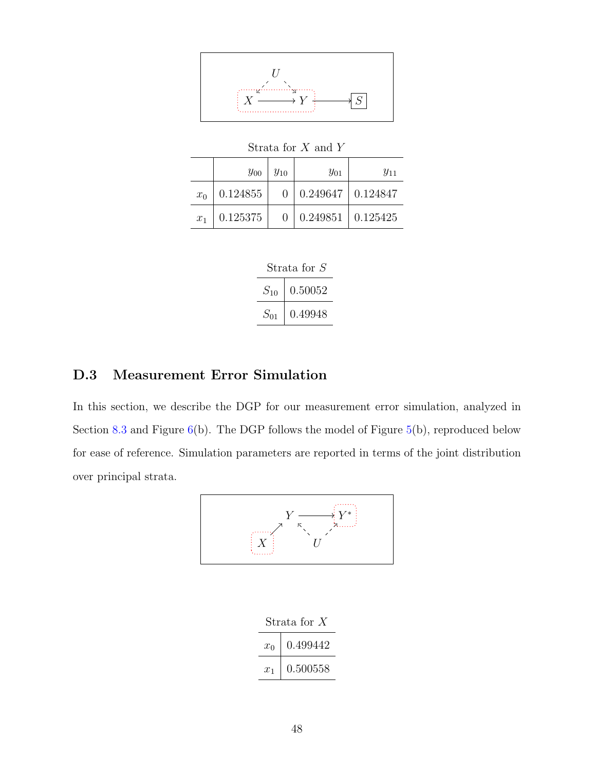Strata for $X$ and $Y$

| | $y_{00}$ | $y_{10}$ | $y_{01}$ | $y_{11}$ |
|---|---|---|---|---|
| $x_0$ | 0.124855 | 0 | 0.249647 | 0.124847 |
| $x_1$ | 0.125375 | 0 | 0.249851 | 0.125425 |

Strata for $S$

| | |
|---|---|
| $S_{10}$ | 0.50052 |
| $S_{01}$ | 0.49948 |

## D.3 Measurement Error Simulation

In this section, we describe the DGP for our measurement error simulation, analyzed in Section 8.3 and Figure 6(b). The DGP follows the model of Figure 5(b), reproduced below for ease of reference. Simulation parameters are reported in terms of the joint distribution over principal strata.

Strata for $X$

| | |
|---|---|
| $x_0$ | 0.499442 |
| $x_1$ | 0.500558 |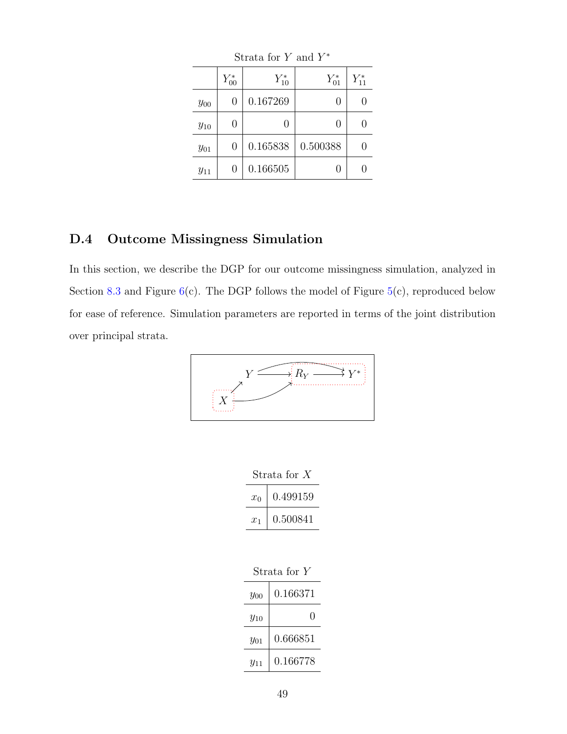Strata for $Y$ and $Y^*$

| | $Y^*_{00}$ | $Y^*_{10}$ | $Y^*_{01}$ | $Y^*_{11}$ |
|---|---|---|---|---|
| $y_{00}$ | 0 | 0.167269 | 0 | 0 |
| $y_{10}$ | 0 | 0 | 0 | 0 |
| $y_{01}$ | 0 | 0.165838 | 0.500388 | 0 |
| $y_{11}$ | 0 | 0.166505 | 0 | 0 |

## D.4 Outcome Missingness Simulation

In this section, we describe the DGP for our outcome missingness simulation, analyzed in Section 8.3 and Figure 6(c). The DGP follows the model of Figure 5(c), reproduced below for ease of reference. Simulation parameters are reported in terms of the joint distribution over principal strata.

Strata for $X$

| | |
|---|---|
| $x_0$ | 0.499159 |
| $x_1$ | 0.500841 |

Strata for $Y$

| | |
|---|---|
| $y_{00}$ | 0.166371 |
| $y_{10}$ | 0 |
| $y_{01}$ | 0.666851 |
| $y_{11}$ | 0.166778 |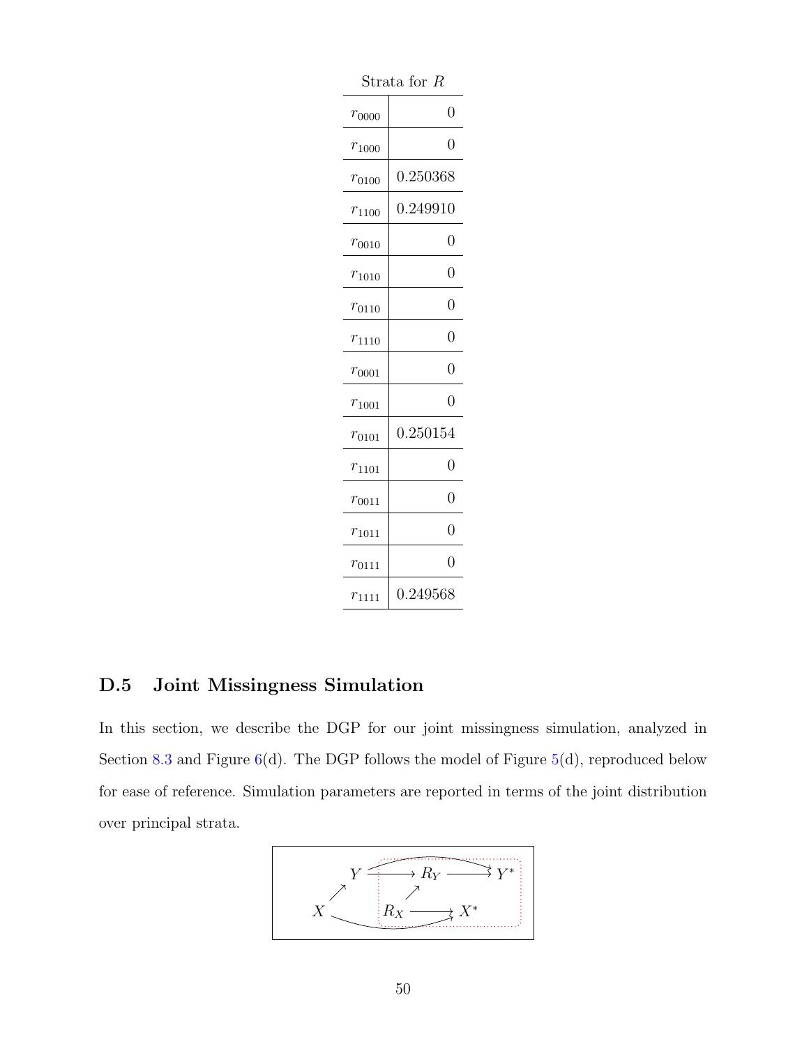| Strata for $R$ | |
|---|---:|
| $r_{0000}$ | 0 |
| $r_{1000}$ | 0 |
| $r_{0100}$ | 0.250368 |
| $r_{1100}$ | 0.249910 |
| $r_{0010}$ | 0 |
| $r_{1010}$ | 0 |
| $r_{0110}$ | 0 |
| $r_{1110}$ | 0 |
| $r_{0001}$ | 0 |
| $r_{1001}$ | 0 |
| $r_{0101}$ | 0.250154 |
| $r_{1101}$ | 0 |
| $r_{0011}$ | 0 |
| $r_{1011}$ | 0 |
| $r_{0111}$ | 0 |
| $r_{1111}$ | 0.249568 |

## D.5 Joint Missingness Simulation

In this section, we describe the DGP for our joint missingness simulation, analyzed in Section 8.3 and Figure 6(d). The DGP follows the model of Figure 5(d), reproduced below for ease of reference. Simulation parameters are reported in terms of the joint distribution over principal strata.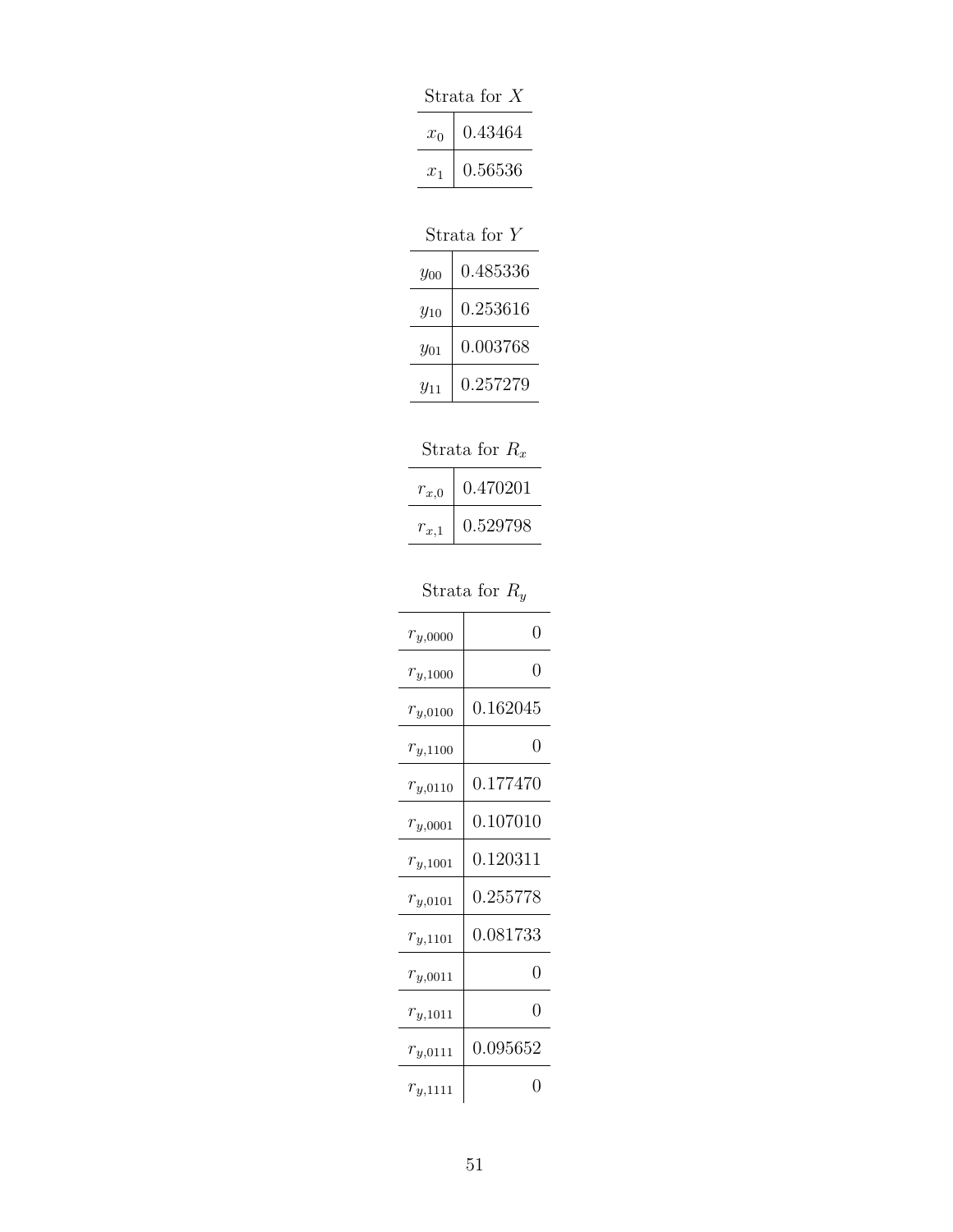Strata for $X$

| | |
|---|---|
| $x_0$ | 0.43464 |
| $x_1$ | 0.56536 |

Strata for $Y$

| | |
|---|---|
| $y_{00}$ | 0.485336 |
| $y_{10}$ | 0.253616 |
| $y_{01}$ | 0.003768 |
| $y_{11}$ | 0.257279 |

Strata for $R_x$

| | |
|---|---|
| $r_{x,0}$ | 0.470201 |
| $r_{x,1}$ | 0.529798 |

Strata for $R_y$

| | |
|---|---|
| $r_{y,0000}$ | 0 |
| $r_{y,1000}$ | 0 |
| $r_{y,0100}$ | 0.162045 |
| $r_{y,1100}$ | 0 |
| $r_{y,0110}$ | 0.177470 |
| $r_{y,0001}$ | 0.107010 |
| $r_{y,1001}$ | 0.120311 |
| $r_{y,0101}$ | 0.255778 |
| $r_{y,1101}$ | 0.081733 |
| $r_{y,0011}$ | 0 |
| $r_{y,1011}$ | 0 |
| $r_{y,0111}$ | 0.095652 |
| $r_{y,1111}$ | 0 |